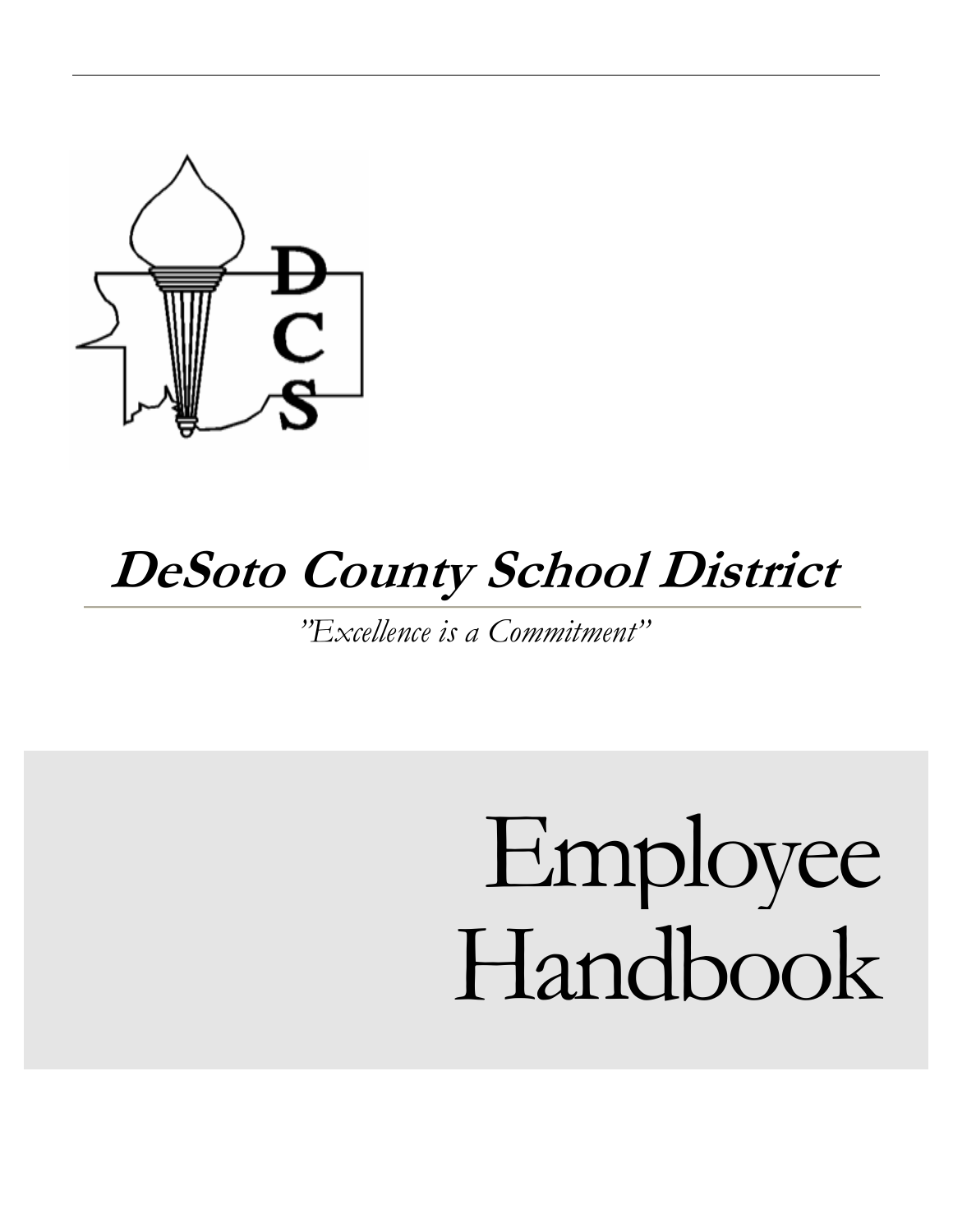# DeSoto County School District

*"Excellence is a Commitment"*

# Employee Handbook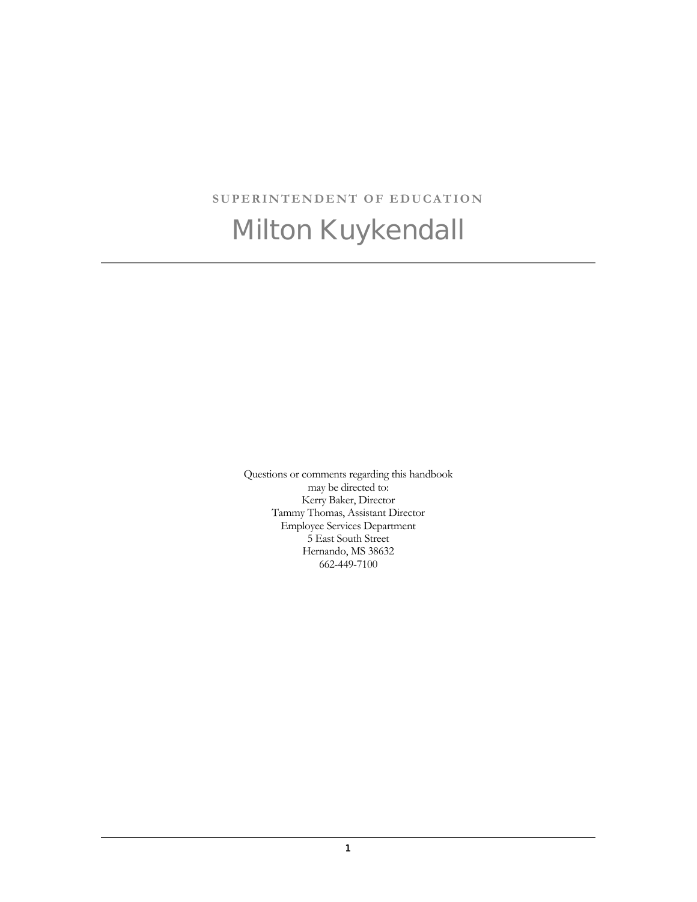SUPERINTENDENT OF EDUCATION

# Milton Kuykendall

---

Questions or comments regarding this handbook
may be directed to:
Kerry Baker, Director
Tammy Thomas, Assistant Director
Employee Services Department
5 East South Street
Hernando, MS 38632
662-449-7100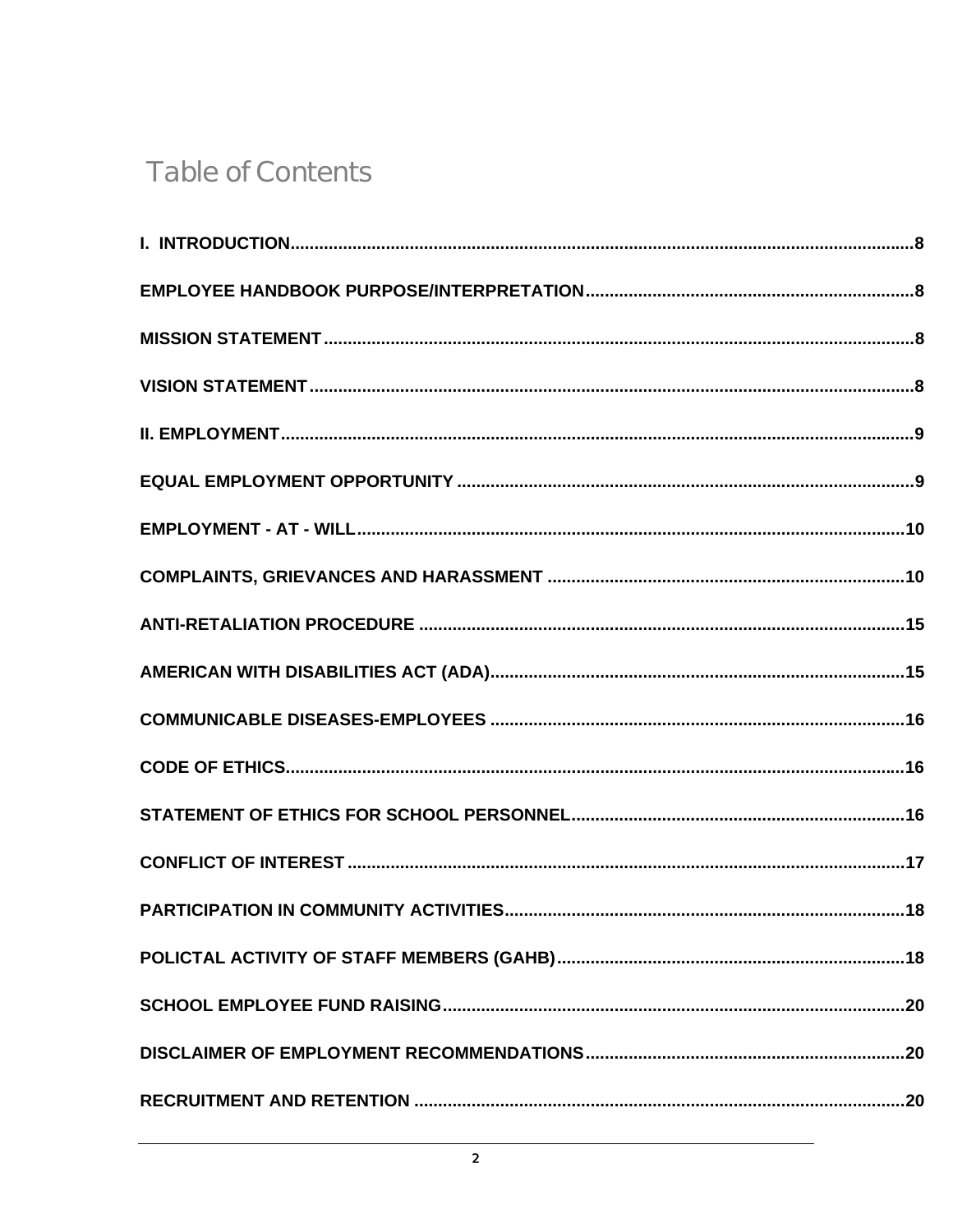# Table of Contents

| | |
|---|---|
| **I. INTRODUCTION** | **8** |
| **EMPLOYEE HANDBOOK PURPOSE/INTERPRETATION** | **8** |
| **MISSION STATEMENT** | **8** |
| **VISION STATEMENT** | **8** |
| **II. EMPLOYMENT** | **9** |
| **EQUAL EMPLOYMENT OPPORTUNITY** | **9** |
| **EMPLOYMENT - AT - WILL** | **10** |
| **COMPLAINTS, GRIEVANCES AND HARASSMENT** | **10** |
| **ANTI-RETALIATION PROCEDURE** | **15** |
| **AMERICAN WITH DISABILITIES ACT (ADA)** | **15** |
| **COMMUNICABLE DISEASES-EMPLOYEES** | **16** |
| **CODE OF ETHICS** | **16** |
| **STATEMENT OF ETHICS FOR SCHOOL PERSONNEL** | **16** |
| **CONFLICT OF INTEREST** | **17** |
| **PARTICIPATION IN COMMUNITY ACTIVITIES** | **18** |
| **POLICTAL ACTIVITY OF STAFF MEMBERS (GAHB)** | **18** |
| **SCHOOL EMPLOYEE FUND RAISING** | **20** |
| **DISCLAIMER OF EMPLOYMENT RECOMMENDATIONS** | **20** |
| **RECRUITMENT AND RETENTION** | **20** |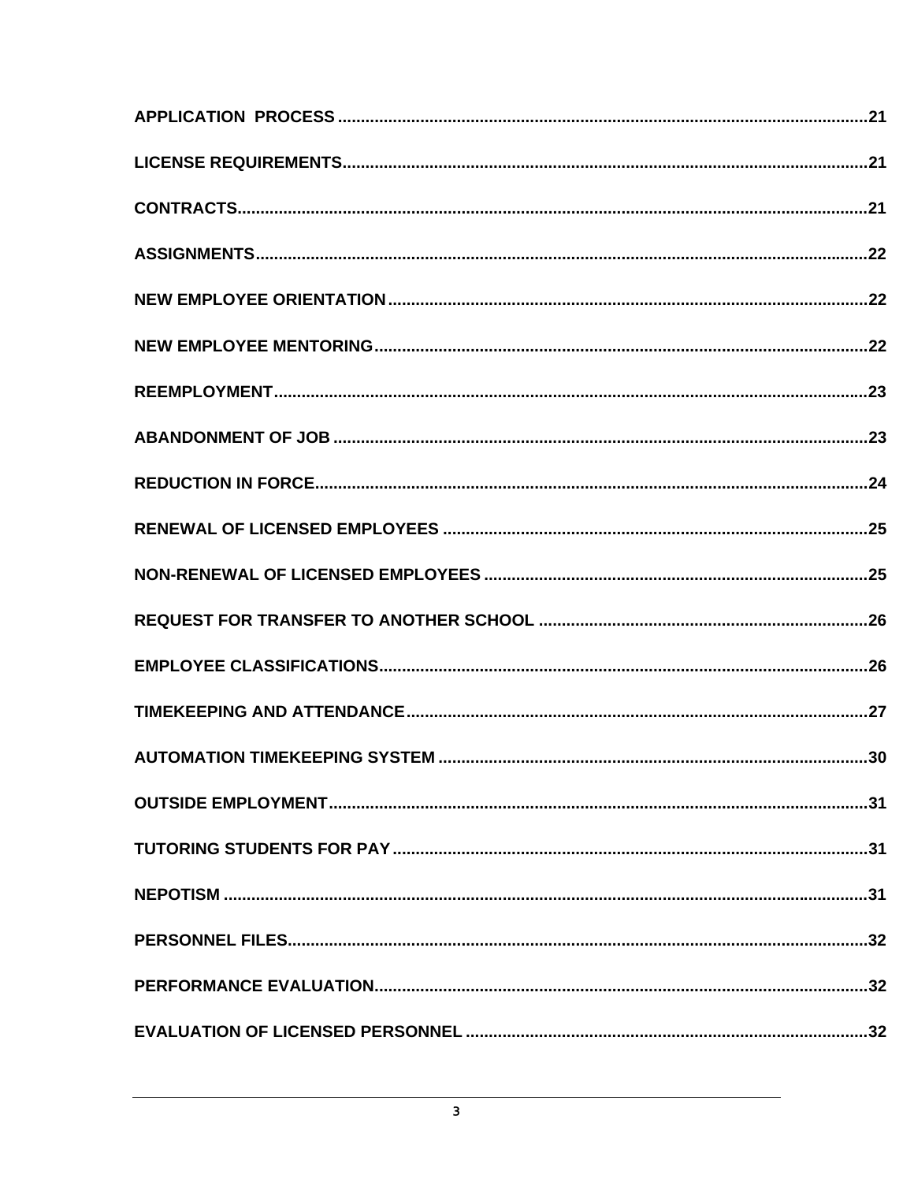APPLICATION PROCESS ........................................................................................................21

LICENSE REQUIREMENTS..................................................................................................21

CONTRACTS.........................................................................................................................21

ASSIGNMENTS.....................................................................................................................22

NEW EMPLOYEE ORIENTATION........................................................................................22

NEW EMPLOYEE MENTORING...........................................................................................22

REEMPLOYMENT.................................................................................................................23

ABANDONMENT OF JOB .....................................................................................................23

REDUCTION IN FORCE........................................................................................................24

RENEWAL OF LICENSED EMPLOYEES ............................................................................25

NON-RENEWAL OF LICENSED EMPLOYEES ...................................................................25

REQUEST FOR TRANSFER TO ANOTHER SCHOOL .......................................................26

EMPLOYEE CLASSIFICATIONS..........................................................................................26

TIMEKEEPING AND ATTENDANCE.....................................................................................27

AUTOMATION TIMEKEEPING SYSTEM .............................................................................30

OUTSIDE EMPLOYMENT.....................................................................................................31

TUTORING STUDENTS FOR PAY.......................................................................................31

NEPOTISM ............................................................................................................................31

PERSONNEL FILES..............................................................................................................32

PERFORMANCE EVALUATION...........................................................................................32

EVALUATION OF LICENSED PERSONNEL .......................................................................32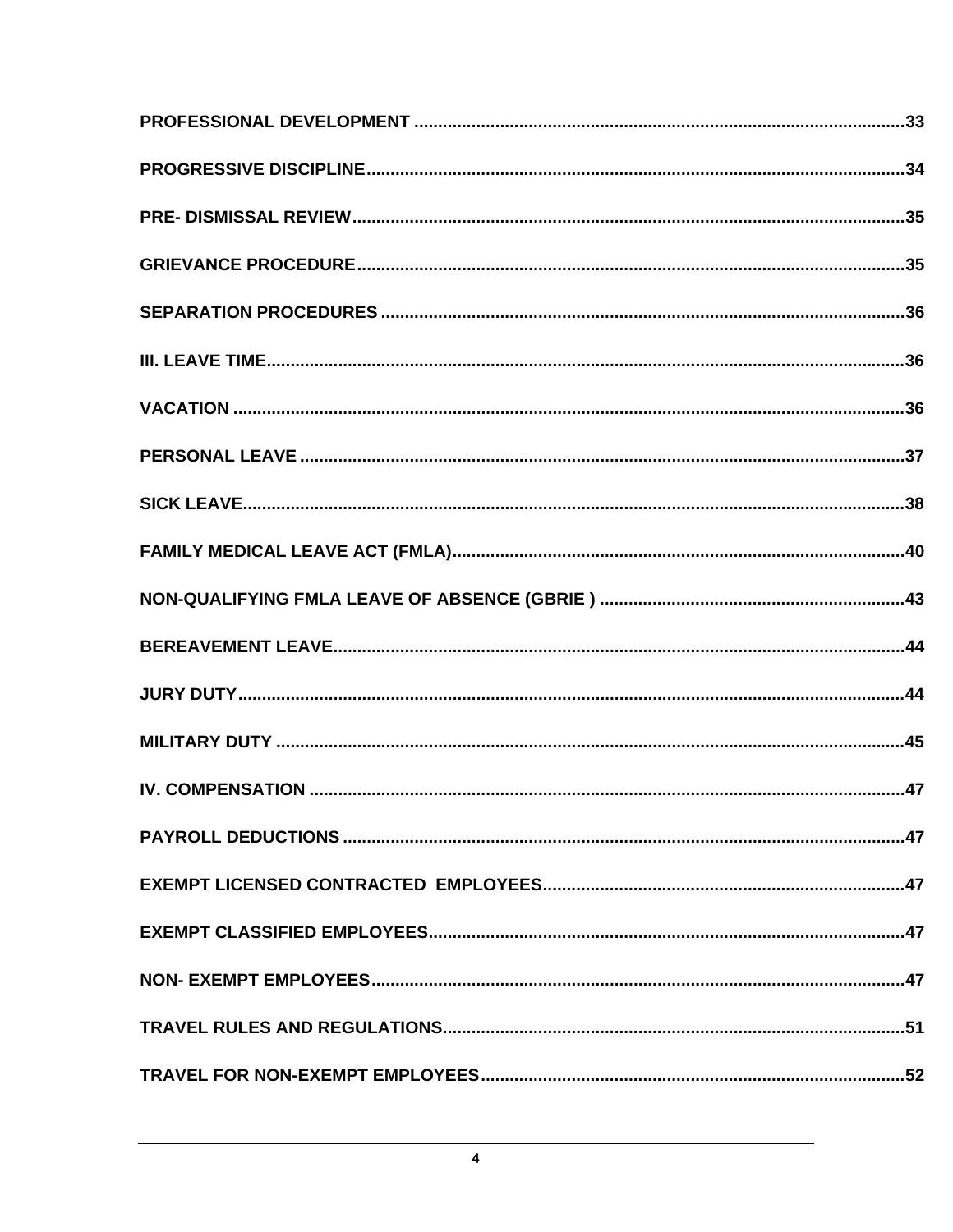**PROFESSIONAL DEVELOPMENT** .......................................................................................................33

**PROGRESSIVE DISCIPLINE**.................................................................................................................34

**PRE- DISMISSAL REVIEW**...................................................................................................................35

**GRIEVANCE PROCEDURE**..................................................................................................................35

**SEPARATION PROCEDURES** .............................................................................................................36

**III. LEAVE TIME**.....................................................................................................................................36

**VACATION** ............................................................................................................................................36

**PERSONAL LEAVE** ..............................................................................................................................37

**SICK LEAVE**..........................................................................................................................................38

**FAMILY MEDICAL LEAVE ACT (FMLA)**...............................................................................................40

**NON-QUALIFYING FMLA LEAVE OF ABSENCE (GBRIE )** ................................................................43

**BEREAVEMENT LEAVE**.......................................................................................................................44

**JURY DUTY**...........................................................................................................................................44

**MILITARY DUTY** ...................................................................................................................................45

**IV. COMPENSATION** ............................................................................................................................47

**PAYROLL DEDUCTIONS** .....................................................................................................................47

**EXEMPT LICENSED CONTRACTED EMPLOYEES**............................................................................47

**EXEMPT CLASSIFIED EMPLOYEES**...................................................................................................47

**NON- EXEMPT EMPLOYEES**................................................................................................................47

**TRAVEL RULES AND REGULATIONS**.................................................................................................51

**TRAVEL FOR NON-EXEMPT EMPLOYEES**.........................................................................................52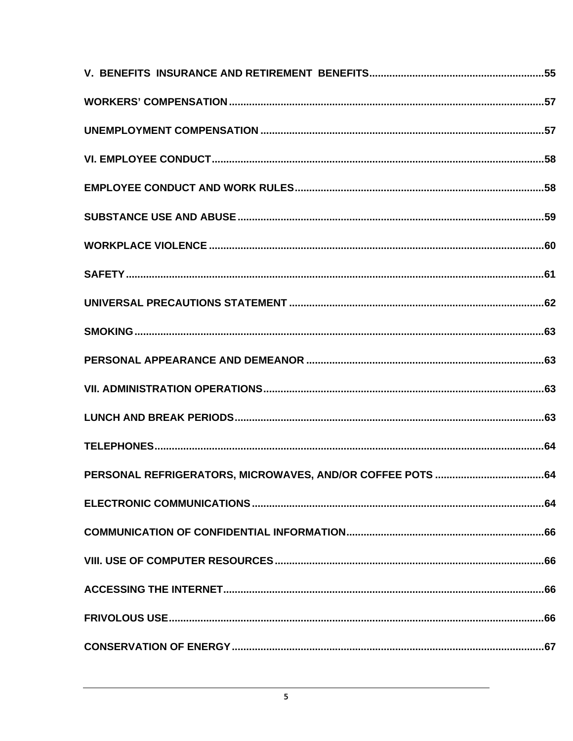V. BENEFITS INSURANCE AND RETIREMENT BENEFITS....55

WORKERS' COMPENSATION....57

UNEMPLOYMENT COMPENSATION....57

VI. EMPLOYEE CONDUCT....58

EMPLOYEE CONDUCT AND WORK RULES....58

SUBSTANCE USE AND ABUSE....59

WORKPLACE VIOLENCE....60

SAFETY....61

UNIVERSAL PRECAUTIONS STATEMENT....62

SMOKING....63

PERSONAL APPEARANCE AND DEMEANOR....63

VII. ADMINISTRATION OPERATIONS....63

LUNCH AND BREAK PERIODS....63

TELEPHONES....64

PERSONAL REFRIGERATORS, MICROWAVES, AND/OR COFFEE POTS....64

ELECTRONIC COMMUNICATIONS....64

COMMUNICATION OF CONFIDENTIAL INFORMATION....66

VIII. USE OF COMPUTER RESOURCES....66

ACCESSING THE INTERNET....66

FRIVOLOUS USE....66

CONSERVATION OF ENERGY....67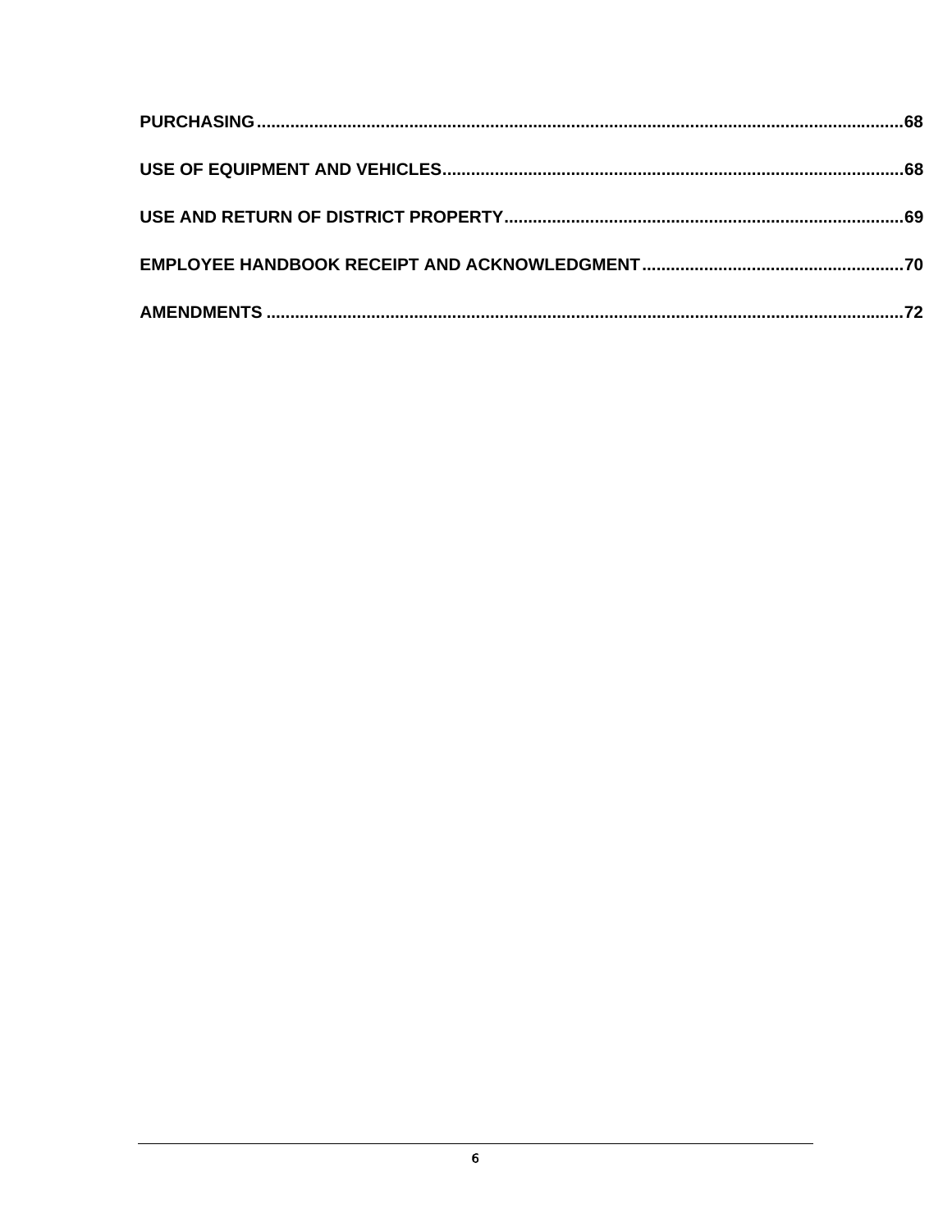PURCHASING ... 68

USE OF EQUIPMENT AND VEHICLES ... 68

USE AND RETURN OF DISTRICT PROPERTY ... 69

EMPLOYEE HANDBOOK RECEIPT AND ACKNOWLEDGMENT ... 70

AMENDMENTS ... 72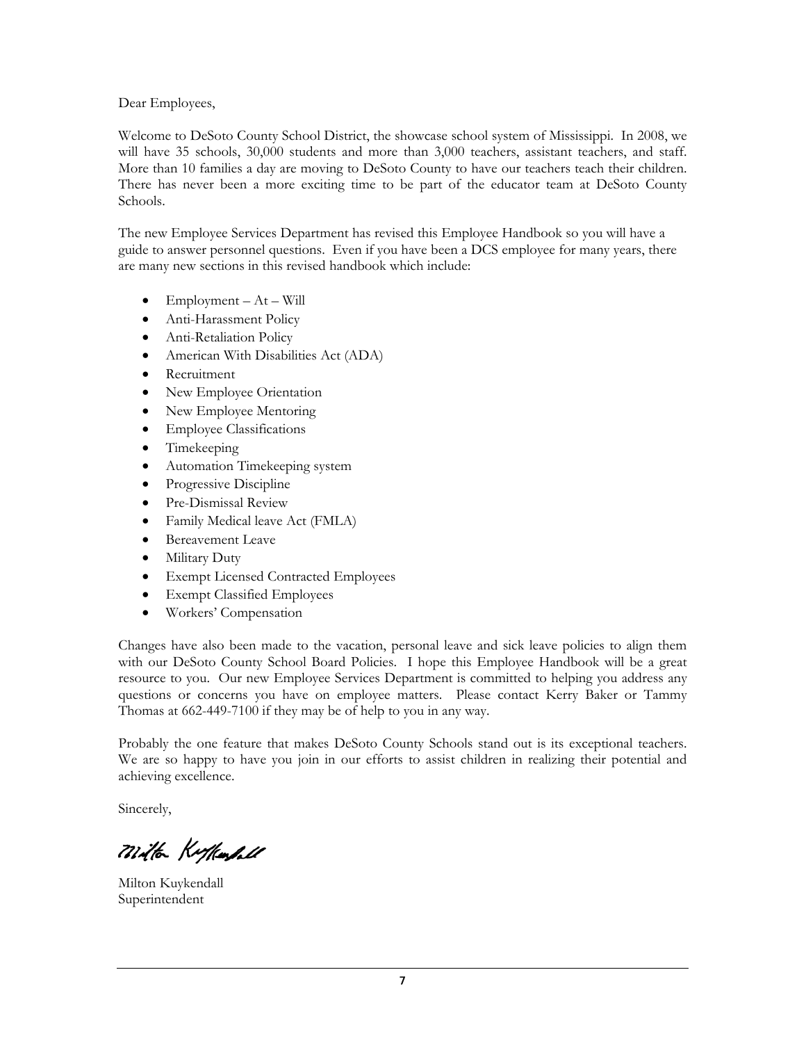Dear Employees,

Welcome to DeSoto County School District, the showcase school system of Mississippi. In 2008, we will have 35 schools, 30,000 students and more than 3,000 teachers, assistant teachers, and staff. More than 10 families a day are moving to DeSoto County to have our teachers teach their children. There has never been a more exciting time to be part of the educator team at DeSoto County Schools.

The new Employee Services Department has revised this Employee Handbook so you will have a guide to answer personnel questions. Even if you have been a DCS employee for many years, there are many new sections in this revised handbook which include:

- Employment – At – Will
- Anti-Harassment Policy
- Anti-Retaliation Policy
- American With Disabilities Act (ADA)
- Recruitment
- New Employee Orientation
- New Employee Mentoring
- Employee Classifications
- Timekeeping
- Automation Timekeeping system
- Progressive Discipline
- Pre-Dismissal Review
- Family Medical leave Act (FMLA)
- Bereavement Leave
- Military Duty
- Exempt Licensed Contracted Employees
- Exempt Classified Employees
- Workers' Compensation

Changes have also been made to the vacation, personal leave and sick leave policies to align them with our DeSoto County School Board Policies. I hope this Employee Handbook will be a great resource to you. Our new Employee Services Department is committed to helping you address any questions or concerns you have on employee matters. Please contact Kerry Baker or Tammy Thomas at 662-449-7100 if they may be of help to you in any way.

Probably the one feature that makes DeSoto County Schools stand out is its exceptional teachers. We are so happy to have you join in our efforts to assist children in realizing their potential and achieving excellence.

Sincerely,

Milton Kuykendall
Superintendent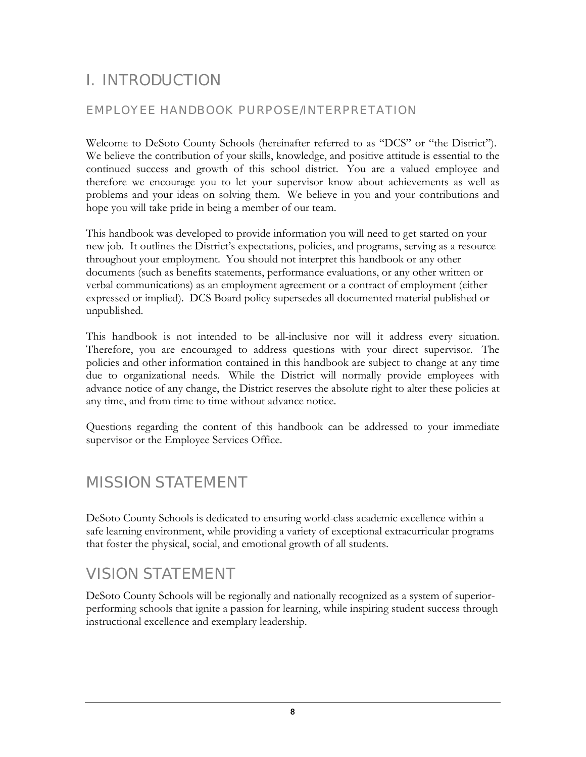# I. INTRODUCTION

## EMPLOYEE HANDBOOK PURPOSE/INTERPRETATION

Welcome to DeSoto County Schools (hereinafter referred to as "DCS" or "the District"). We believe the contribution of your skills, knowledge, and positive attitude is essential to the continued success and growth of this school district. You are a valued employee and therefore we encourage you to let your supervisor know about achievements as well as problems and your ideas on solving them. We believe in you and your contributions and hope you will take pride in being a member of our team.

This handbook was developed to provide information you will need to get started on your new job. It outlines the District's expectations, policies, and programs, serving as a resource throughout your employment. You should not interpret this handbook or any other documents (such as benefits statements, performance evaluations, or any other written or verbal communications) as an employment agreement or a contract of employment (either expressed or implied). DCS Board policy supersedes all documented material published or unpublished.

This handbook is not intended to be all-inclusive nor will it address every situation. Therefore, you are encouraged to address questions with your direct supervisor. The policies and other information contained in this handbook are subject to change at any time due to organizational needs. While the District will normally provide employees with advance notice of any change, the District reserves the absolute right to alter these policies at any time, and from time to time without advance notice.

Questions regarding the content of this handbook can be addressed to your immediate supervisor or the Employee Services Office.

# MISSION STATEMENT

DeSoto County Schools is dedicated to ensuring world-class academic excellence within a safe learning environment, while providing a variety of exceptional extracurricular programs that foster the physical, social, and emotional growth of all students.

# VISION STATEMENT

DeSoto County Schools will be regionally and nationally recognized as a system of superior-performing schools that ignite a passion for learning, while inspiring student success through instructional excellence and exemplary leadership.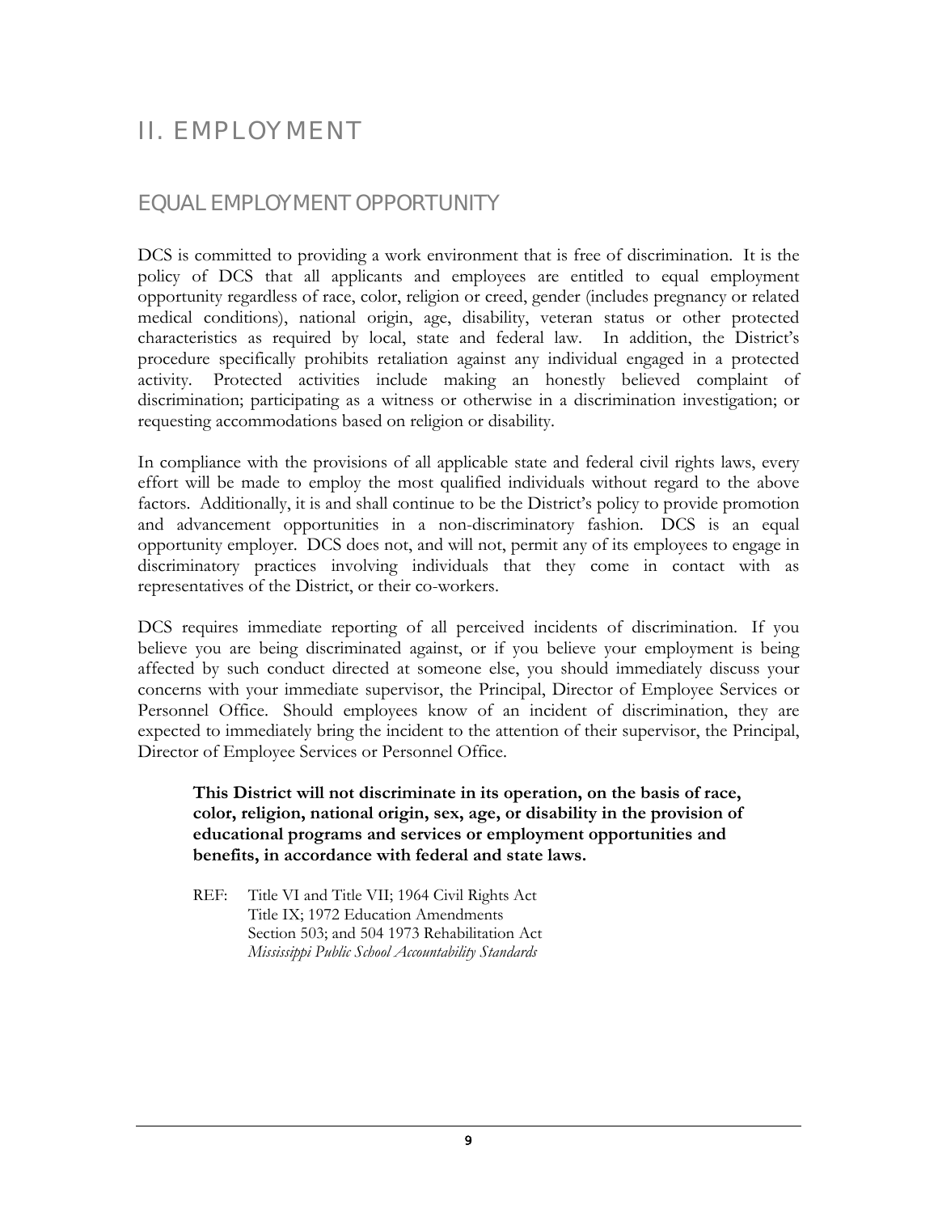# II. EMPLOYMENT

## EQUAL EMPLOYMENT OPPORTUNITY

DCS is committed to providing a work environment that is free of discrimination. It is the policy of DCS that all applicants and employees are entitled to equal employment opportunity regardless of race, color, religion or creed, gender (includes pregnancy or related medical conditions), national origin, age, disability, veteran status or other protected characteristics as required by local, state and federal law. In addition, the District's procedure specifically prohibits retaliation against any individual engaged in a protected activity. Protected activities include making an honestly believed complaint of discrimination; participating as a witness or otherwise in a discrimination investigation; or requesting accommodations based on religion or disability.

In compliance with the provisions of all applicable state and federal civil rights laws, every effort will be made to employ the most qualified individuals without regard to the above factors. Additionally, it is and shall continue to be the District's policy to provide promotion and advancement opportunities in a non-discriminatory fashion. DCS is an equal opportunity employer. DCS does not, and will not, permit any of its employees to engage in discriminatory practices involving individuals that they come in contact with as representatives of the District, or their co-workers.

DCS requires immediate reporting of all perceived incidents of discrimination. If you believe you are being discriminated against, or if you believe your employment is being affected by such conduct directed at someone else, you should immediately discuss your concerns with your immediate supervisor, the Principal, Director of Employee Services or Personnel Office. Should employees know of an incident of discrimination, they are expected to immediately bring the incident to the attention of their supervisor, the Principal, Director of Employee Services or Personnel Office.

**This District will not discriminate in its operation, on the basis of race, color, religion, national origin, sex, age, or disability in the provision of educational programs and services or employment opportunities and benefits, in accordance with federal and state laws.**

REF: Title VI and Title VII; 1964 Civil Rights Act
Title IX; 1972 Education Amendments
Section 503; and 504 1973 Rehabilitation Act
*Mississippi Public School Accountability Standards*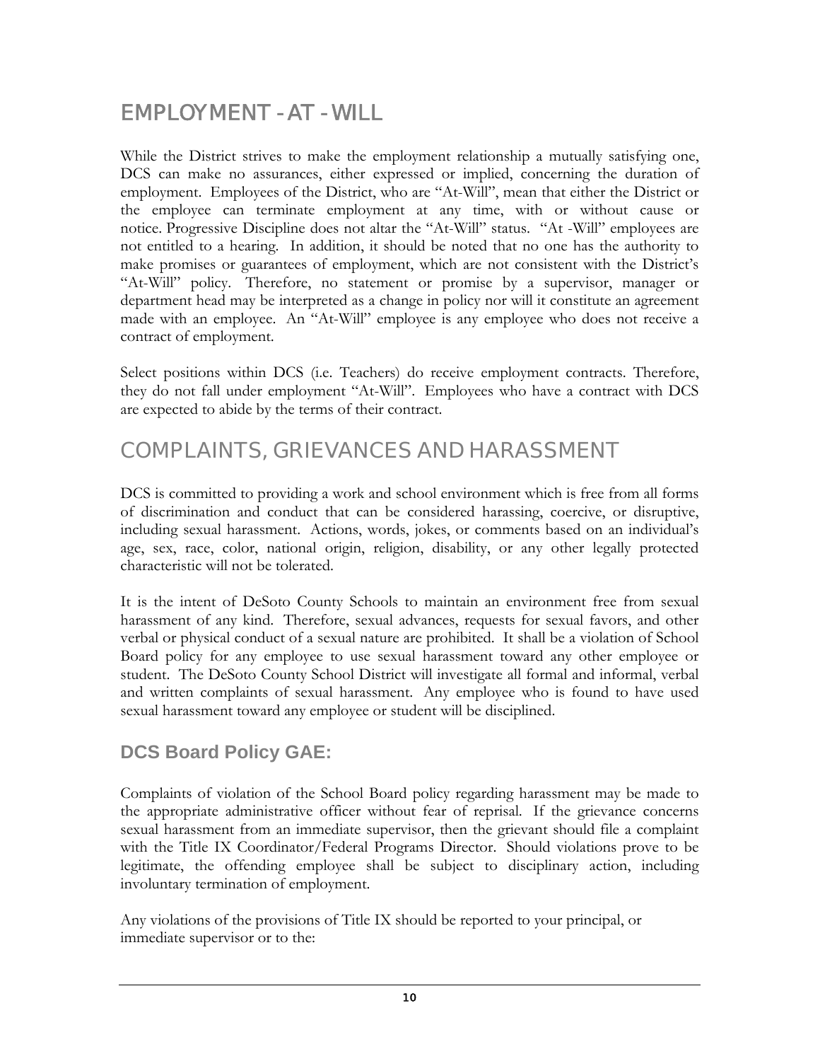## EMPLOYMENT – AT – WILL

While the District strives to make the employment relationship a mutually satisfying one, DCS can make no assurances, either expressed or implied, concerning the duration of employment. Employees of the District, who are "At-Will", mean that either the District or the employee can terminate employment at any time, with or without cause or notice. Progressive Discipline does not altar the "At-Will" status. "At -Will" employees are not entitled to a hearing. In addition, it should be noted that no one has the authority to make promises or guarantees of employment, which are not consistent with the District's "At-Will" policy. Therefore, no statement or promise by a supervisor, manager or department head may be interpreted as a change in policy nor will it constitute an agreement made with an employee. An "At-Will" employee is any employee who does not receive a contract of employment.

Select positions within DCS (i.e. Teachers) do receive employment contracts. Therefore, they do not fall under employment "At-Will". Employees who have a contract with DCS are expected to abide by the terms of their contract.

## COMPLAINTS, GRIEVANCES AND HARASSMENT

DCS is committed to providing a work and school environment which is free from all forms of discrimination and conduct that can be considered harassing, coercive, or disruptive, including sexual harassment. Actions, words, jokes, or comments based on an individual's age, sex, race, color, national origin, religion, disability, or any other legally protected characteristic will not be tolerated.

It is the intent of DeSoto County Schools to maintain an environment free from sexual harassment of any kind. Therefore, sexual advances, requests for sexual favors, and other verbal or physical conduct of a sexual nature are prohibited. It shall be a violation of School Board policy for any employee to use sexual harassment toward any other employee or student. The DeSoto County School District will investigate all formal and informal, verbal and written complaints of sexual harassment. Any employee who is found to have used sexual harassment toward any employee or student will be disciplined.

### DCS Board Policy GAE:

Complaints of violation of the School Board policy regarding harassment may be made to the appropriate administrative officer without fear of reprisal. If the grievance concerns sexual harassment from an immediate supervisor, then the grievant should file a complaint with the Title IX Coordinator/Federal Programs Director. Should violations prove to be legitimate, the offending employee shall be subject to disciplinary action, including involuntary termination of employment.

Any violations of the provisions of Title IX should be reported to your principal, or immediate supervisor or to the: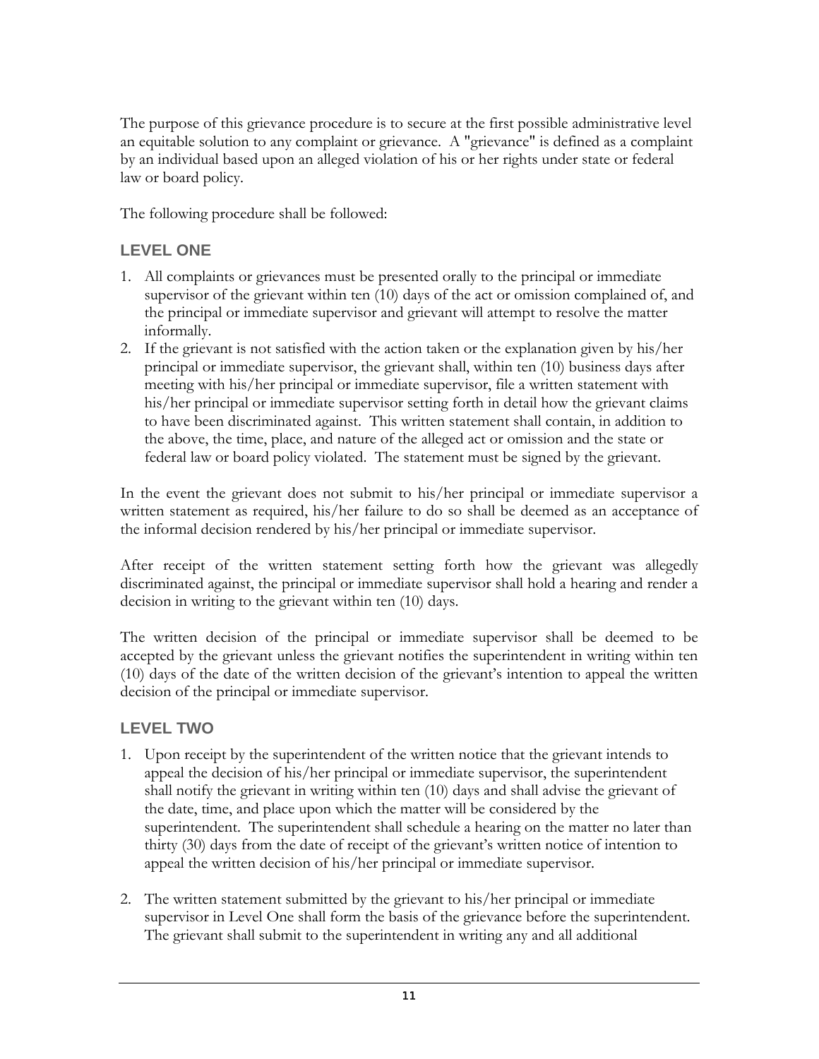The purpose of this grievance procedure is to secure at the first possible administrative level an equitable solution to any complaint or grievance. A "grievance" is defined as a complaint by an individual based upon an alleged violation of his or her rights under state or federal law or board policy.

The following procedure shall be followed:

### LEVEL ONE

1. All complaints or grievances must be presented orally to the principal or immediate supervisor of the grievant within ten (10) days of the act or omission complained of, and the principal or immediate supervisor and grievant will attempt to resolve the matter informally.
2. If the grievant is not satisfied with the action taken or the explanation given by his/her principal or immediate supervisor, the grievant shall, within ten (10) business days after meeting with his/her principal or immediate supervisor, file a written statement with his/her principal or immediate supervisor setting forth in detail how the grievant claims to have been discriminated against. This written statement shall contain, in addition to the above, the time, place, and nature of the alleged act or omission and the state or federal law or board policy violated. The statement must be signed by the grievant.

In the event the grievant does not submit to his/her principal or immediate supervisor a written statement as required, his/her failure to do so shall be deemed as an acceptance of the informal decision rendered by his/her principal or immediate supervisor.

After receipt of the written statement setting forth how the grievant was allegedly discriminated against, the principal or immediate supervisor shall hold a hearing and render a decision in writing to the grievant within ten (10) days.

The written decision of the principal or immediate supervisor shall be deemed to be accepted by the grievant unless the grievant notifies the superintendent in writing within ten (10) days of the date of the written decision of the grievant's intention to appeal the written decision of the principal or immediate supervisor.

### LEVEL TWO

1. Upon receipt by the superintendent of the written notice that the grievant intends to appeal the decision of his/her principal or immediate supervisor, the superintendent shall notify the grievant in writing within ten (10) days and shall advise the grievant of the date, time, and place upon which the matter will be considered by the superintendent. The superintendent shall schedule a hearing on the matter no later than thirty (30) days from the date of receipt of the grievant's written notice of intention to appeal the written decision of his/her principal or immediate supervisor.

2. The written statement submitted by the grievant to his/her principal or immediate supervisor in Level One shall form the basis of the grievance before the superintendent. The grievant shall submit to the superintendent in writing any and all additional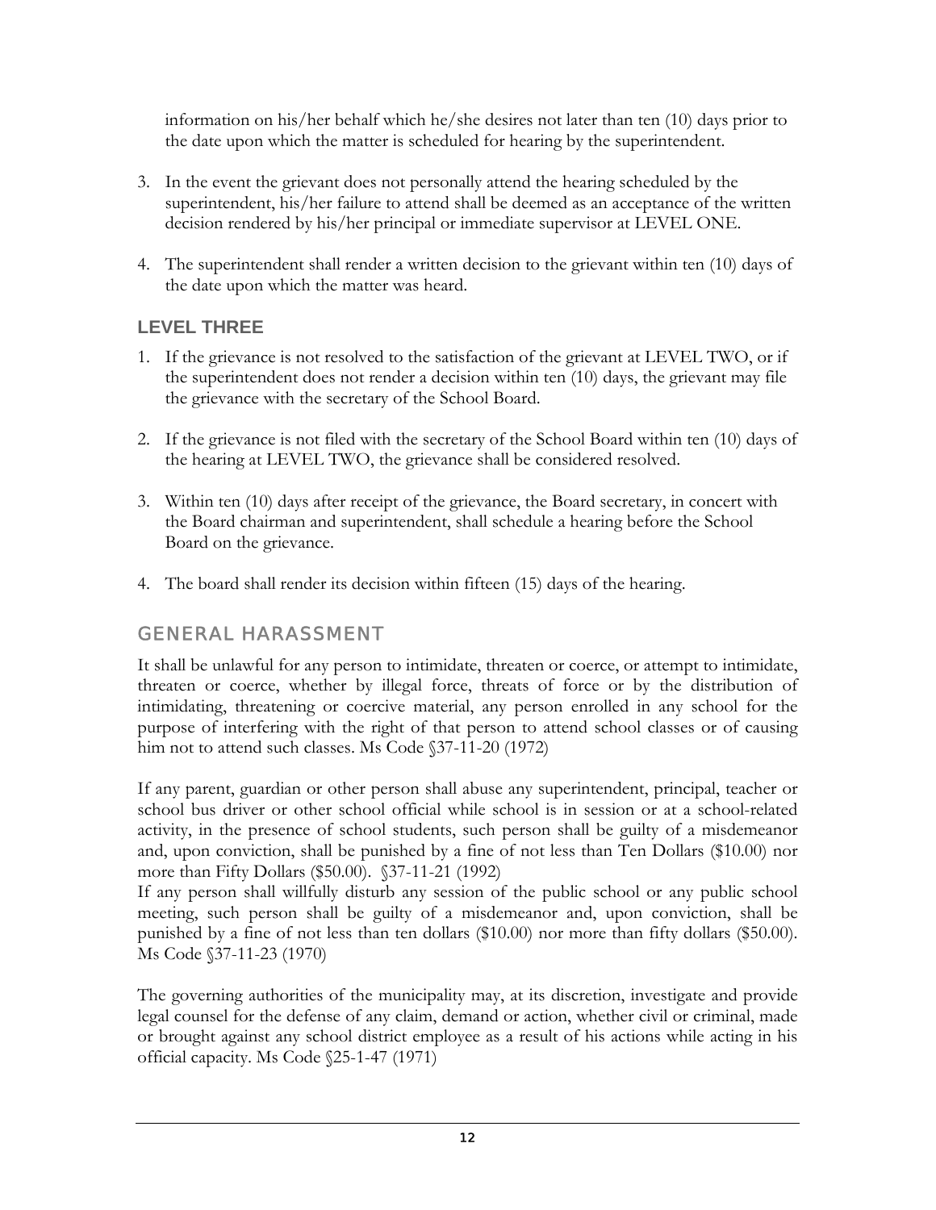information on his/her behalf which he/she desires not later than ten (10) days prior to the date upon which the matter is scheduled for hearing by the superintendent.

3. In the event the grievant does not personally attend the hearing scheduled by the superintendent, his/her failure to attend shall be deemed as an acceptance of the written decision rendered by his/her principal or immediate supervisor at LEVEL ONE.

4. The superintendent shall render a written decision to the grievant within ten (10) days of the date upon which the matter was heard.

### LEVEL THREE

1. If the grievance is not resolved to the satisfaction of the grievant at LEVEL TWO, or if the superintendent does not render a decision within ten (10) days, the grievant may file the grievance with the secretary of the School Board.

2. If the grievance is not filed with the secretary of the School Board within ten (10) days of the hearing at LEVEL TWO, the grievance shall be considered resolved.

3. Within ten (10) days after receipt of the grievance, the Board secretary, in concert with the Board chairman and superintendent, shall schedule a hearing before the School Board on the grievance.

4. The board shall render its decision within fifteen (15) days of the hearing.

## GENERAL HARASSMENT

It shall be unlawful for any person to intimidate, threaten or coerce, or attempt to intimidate, threaten or coerce, whether by illegal force, threats of force or by the distribution of intimidating, threatening or coercive material, any person enrolled in any school for the purpose of interfering with the right of that person to attend school classes or of causing him not to attend such classes. Ms Code §37-11-20 (1972)

If any parent, guardian or other person shall abuse any superintendent, principal, teacher or school bus driver or other school official while school is in session or at a school-related activity, in the presence of school students, such person shall be guilty of a misdemeanor and, upon conviction, shall be punished by a fine of not less than Ten Dollars ($10.00) nor more than Fifty Dollars ($50.00). §37-11-21 (1992)
If any person shall willfully disturb any session of the public school or any public school meeting, such person shall be guilty of a misdemeanor and, upon conviction, shall be punished by a fine of not less than ten dollars ($10.00) nor more than fifty dollars ($50.00). Ms Code §37-11-23 (1970)

The governing authorities of the municipality may, at its discretion, investigate and provide legal counsel for the defense of any claim, demand or action, whether civil or criminal, made or brought against any school district employee as a result of his actions while acting in his official capacity. Ms Code §25-1-47 (1971)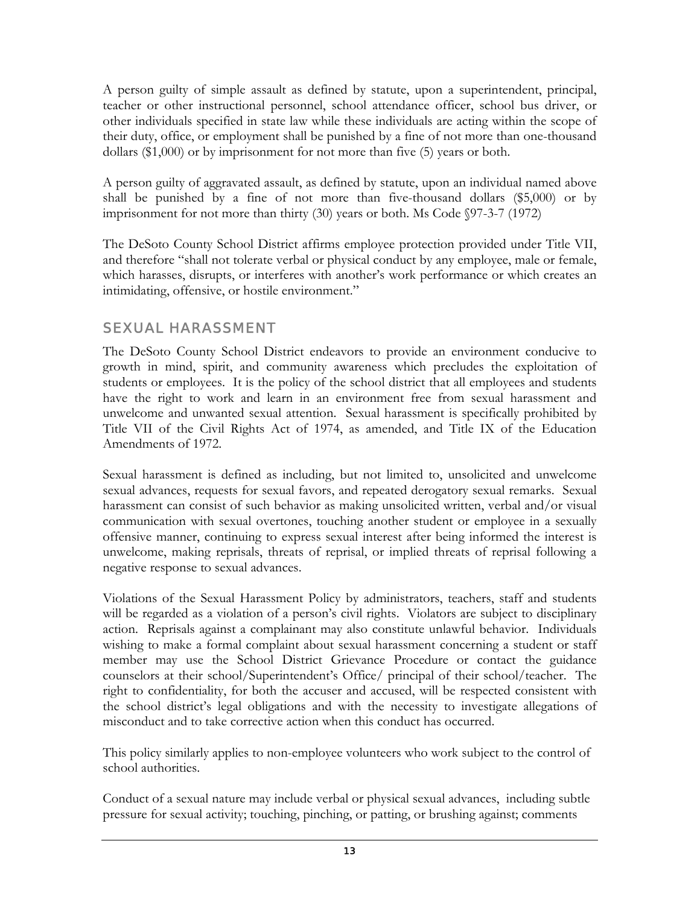A person guilty of simple assault as defined by statute, upon a superintendent, principal, teacher or other instructional personnel, school attendance officer, school bus driver, or other individuals specified in state law while these individuals are acting within the scope of their duty, office, or employment shall be punished by a fine of not more than one-thousand dollars ($1,000) or by imprisonment for not more than five (5) years or both.

A person guilty of aggravated assault, as defined by statute, upon an individual named above shall be punished by a fine of not more than five-thousand dollars ($5,000) or by imprisonment for not more than thirty (30) years or both. Ms Code §97-3-7 (1972)

The DeSoto County School District affirms employee protection provided under Title VII, and therefore "shall not tolerate verbal or physical conduct by any employee, male or female, which harasses, disrupts, or interferes with another's work performance or which creates an intimidating, offensive, or hostile environment."

## SEXUAL HARASSMENT

The DeSoto County School District endeavors to provide an environment conducive to growth in mind, spirit, and community awareness which precludes the exploitation of students or employees. It is the policy of the school district that all employees and students have the right to work and learn in an environment free from sexual harassment and unwelcome and unwanted sexual attention. Sexual harassment is specifically prohibited by Title VII of the Civil Rights Act of 1974, as amended, and Title IX of the Education Amendments of 1972.

Sexual harassment is defined as including, but not limited to, unsolicited and unwelcome sexual advances, requests for sexual favors, and repeated derogatory sexual remarks. Sexual harassment can consist of such behavior as making unsolicited written, verbal and/or visual communication with sexual overtones, touching another student or employee in a sexually offensive manner, continuing to express sexual interest after being informed the interest is unwelcome, making reprisals, threats of reprisal, or implied threats of reprisal following a negative response to sexual advances.

Violations of the Sexual Harassment Policy by administrators, teachers, staff and students will be regarded as a violation of a person's civil rights. Violators are subject to disciplinary action. Reprisals against a complainant may also constitute unlawful behavior. Individuals wishing to make a formal complaint about sexual harassment concerning a student or staff member may use the School District Grievance Procedure or contact the guidance counselors at their school/Superintendent's Office/ principal of their school/teacher. The right to confidentiality, for both the accuser and accused, will be respected consistent with the school district's legal obligations and with the necessity to investigate allegations of misconduct and to take corrective action when this conduct has occurred.

This policy similarly applies to non-employee volunteers who work subject to the control of school authorities.

Conduct of a sexual nature may include verbal or physical sexual advances, including subtle pressure for sexual activity; touching, pinching, or patting, or brushing against; comments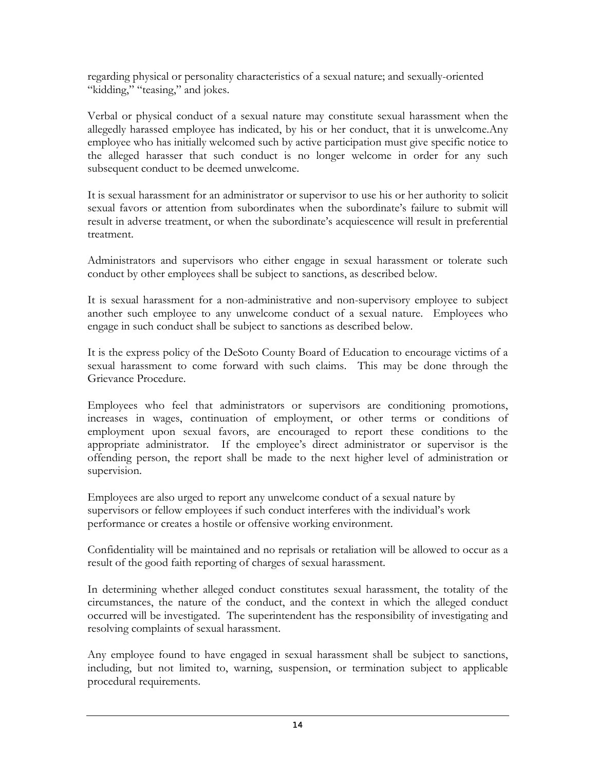regarding physical or personality characteristics of a sexual nature; and sexually-oriented "kidding," "teasing," and jokes.

Verbal or physical conduct of a sexual nature may constitute sexual harassment when the allegedly harassed employee has indicated, by his or her conduct, that it is unwelcome.Any employee who has initially welcomed such by active participation must give specific notice to the alleged harasser that such conduct is no longer welcome in order for any such subsequent conduct to be deemed unwelcome.

It is sexual harassment for an administrator or supervisor to use his or her authority to solicit sexual favors or attention from subordinates when the subordinate's failure to submit will result in adverse treatment, or when the subordinate's acquiescence will result in preferential treatment.

Administrators and supervisors who either engage in sexual harassment or tolerate such conduct by other employees shall be subject to sanctions, as described below.

It is sexual harassment for a non-administrative and non-supervisory employee to subject another such employee to any unwelcome conduct of a sexual nature. Employees who engage in such conduct shall be subject to sanctions as described below.

It is the express policy of the DeSoto County Board of Education to encourage victims of a sexual harassment to come forward with such claims. This may be done through the Grievance Procedure.

Employees who feel that administrators or supervisors are conditioning promotions, increases in wages, continuation of employment, or other terms or conditions of employment upon sexual favors, are encouraged to report these conditions to the appropriate administrator. If the employee's direct administrator or supervisor is the offending person, the report shall be made to the next higher level of administration or supervision.

Employees are also urged to report any unwelcome conduct of a sexual nature by supervisors or fellow employees if such conduct interferes with the individual's work performance or creates a hostile or offensive working environment.

Confidentiality will be maintained and no reprisals or retaliation will be allowed to occur as a result of the good faith reporting of charges of sexual harassment.

In determining whether alleged conduct constitutes sexual harassment, the totality of the circumstances, the nature of the conduct, and the context in which the alleged conduct occurred will be investigated. The superintendent has the responsibility of investigating and resolving complaints of sexual harassment.

Any employee found to have engaged in sexual harassment shall be subject to sanctions, including, but not limited to, warning, suspension, or termination subject to applicable procedural requirements.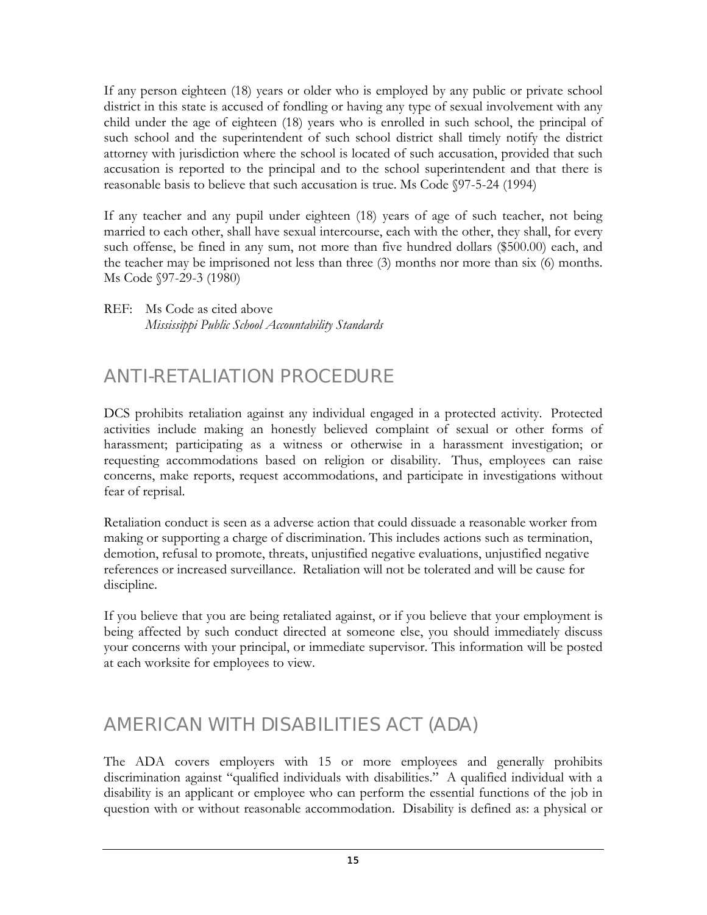If any person eighteen (18) years or older who is employed by any public or private school district in this state is accused of fondling or having any type of sexual involvement with any child under the age of eighteen (18) years who is enrolled in such school, the principal of such school and the superintendent of such school district shall timely notify the district attorney with jurisdiction where the school is located of such accusation, provided that such accusation is reported to the principal and to the school superintendent and that there is reasonable basis to believe that such accusation is true. Ms Code §97-5-24 (1994)

If any teacher and any pupil under eighteen (18) years of age of such teacher, not being married to each other, shall have sexual intercourse, each with the other, they shall, for every such offense, be fined in any sum, not more than five hundred dollars ($500.00) each, and the teacher may be imprisoned not less than three (3) months nor more than six (6) months. Ms Code §97-29-3 (1980)

REF: Ms Code as cited above
*Mississippi Public School Accountability Standards*

## ANTI-RETALIATION PROCEDURE

DCS prohibits retaliation against any individual engaged in a protected activity. Protected activities include making an honestly believed complaint of sexual or other forms of harassment; participating as a witness or otherwise in a harassment investigation; or requesting accommodations based on religion or disability. Thus, employees can raise concerns, make reports, request accommodations, and participate in investigations without fear of reprisal.

Retaliation conduct is seen as a adverse action that could dissuade a reasonable worker from making or supporting a charge of discrimination. This includes actions such as termination, demotion, refusal to promote, threats, unjustified negative evaluations, unjustified negative references or increased surveillance. Retaliation will not be tolerated and will be cause for discipline.

If you believe that you are being retaliated against, or if you believe that your employment is being affected by such conduct directed at someone else, you should immediately discuss your concerns with your principal, or immediate supervisor. This information will be posted at each worksite for employees to view.

## AMERICAN WITH DISABILITIES ACT (ADA)

The ADA covers employers with 15 or more employees and generally prohibits discrimination against "qualified individuals with disabilities." A qualified individual with a disability is an applicant or employee who can perform the essential functions of the job in question with or without reasonable accommodation. Disability is defined as: a physical or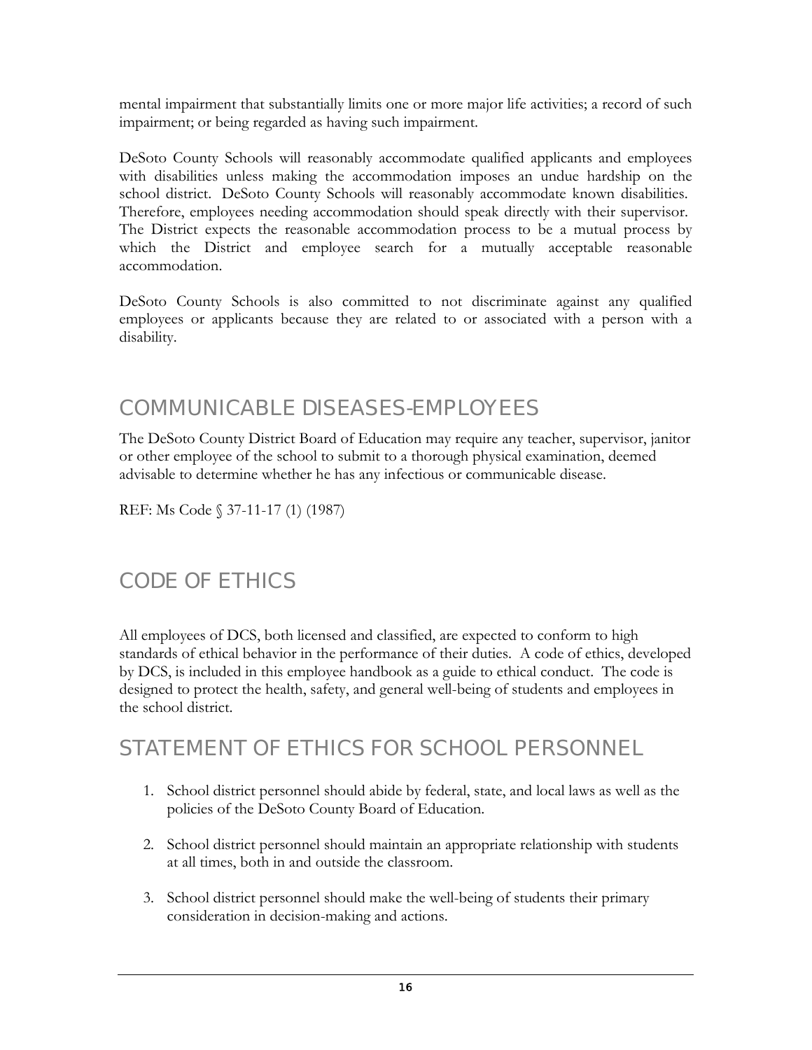mental impairment that substantially limits one or more major life activities; a record of such impairment; or being regarded as having such impairment.

DeSoto County Schools will reasonably accommodate qualified applicants and employees with disabilities unless making the accommodation imposes an undue hardship on the school district. DeSoto County Schools will reasonably accommodate known disabilities. Therefore, employees needing accommodation should speak directly with their supervisor. The District expects the reasonable accommodation process to be a mutual process by which the District and employee search for a mutually acceptable reasonable accommodation.

DeSoto County Schools is also committed to not discriminate against any qualified employees or applicants because they are related to or associated with a person with a disability.

## COMMUNICABLE DISEASES-EMPLOYEES

The DeSoto County District Board of Education may require any teacher, supervisor, janitor or other employee of the school to submit to a thorough physical examination, deemed advisable to determine whether he has any infectious or communicable disease.

REF: Ms Code § 37-11-17 (1) (1987)

## CODE OF ETHICS

All employees of DCS, both licensed and classified, are expected to conform to high standards of ethical behavior in the performance of their duties. A code of ethics, developed by DCS, is included in this employee handbook as a guide to ethical conduct. The code is designed to protect the health, safety, and general well-being of students and employees in the school district.

## STATEMENT OF ETHICS FOR SCHOOL PERSONNEL

1. School district personnel should abide by federal, state, and local laws as well as the policies of the DeSoto County Board of Education.

2. School district personnel should maintain an appropriate relationship with students at all times, both in and outside the classroom.

3. School district personnel should make the well-being of students their primary consideration in decision-making and actions.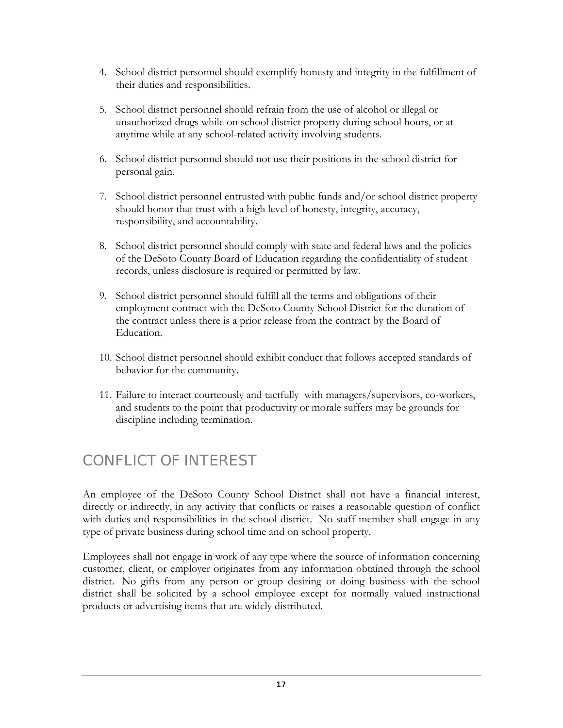4. School district personnel should exemplify honesty and integrity in the fulfillment of their duties and responsibilities.

5. School district personnel should refrain from the use of alcohol or illegal or unauthorized drugs while on school district property during school hours, or at anytime while at any school-related activity involving students.

6. School district personnel should not use their positions in the school district for personal gain.

7. School district personnel entrusted with public funds and/or school district property should honor that trust with a high level of honesty, integrity, accuracy, responsibility, and accountability.

8. School district personnel should comply with state and federal laws and the policies of the DeSoto County Board of Education regarding the confidentiality of student records, unless disclosure is required or permitted by law.

9. School district personnel should fulfill all the terms and obligations of their employment contract with the DeSoto County School District for the duration of the contract unless there is a prior release from the contract by the Board of Education.

10. School district personnel should exhibit conduct that follows accepted standards of behavior for the community.

11. Failure to interact courteously and tactfully with managers/supervisors, co-workers, and students to the point that productivity or morale suffers may be grounds for discipline including termination.

## CONFLICT OF INTEREST

An employee of the DeSoto County School District shall not have a financial interest, directly or indirectly, in any activity that conflicts or raises a reasonable question of conflict with duties and responsibilities in the school district. No staff member shall engage in any type of private business during school time and on school property.

Employees shall not engage in work of any type where the source of information concerning customer, client, or employer originates from any information obtained through the school district. No gifts from any person or group desiring or doing business with the school district shall be solicited by a school employee except for normally valued instructional products or advertising items that are widely distributed.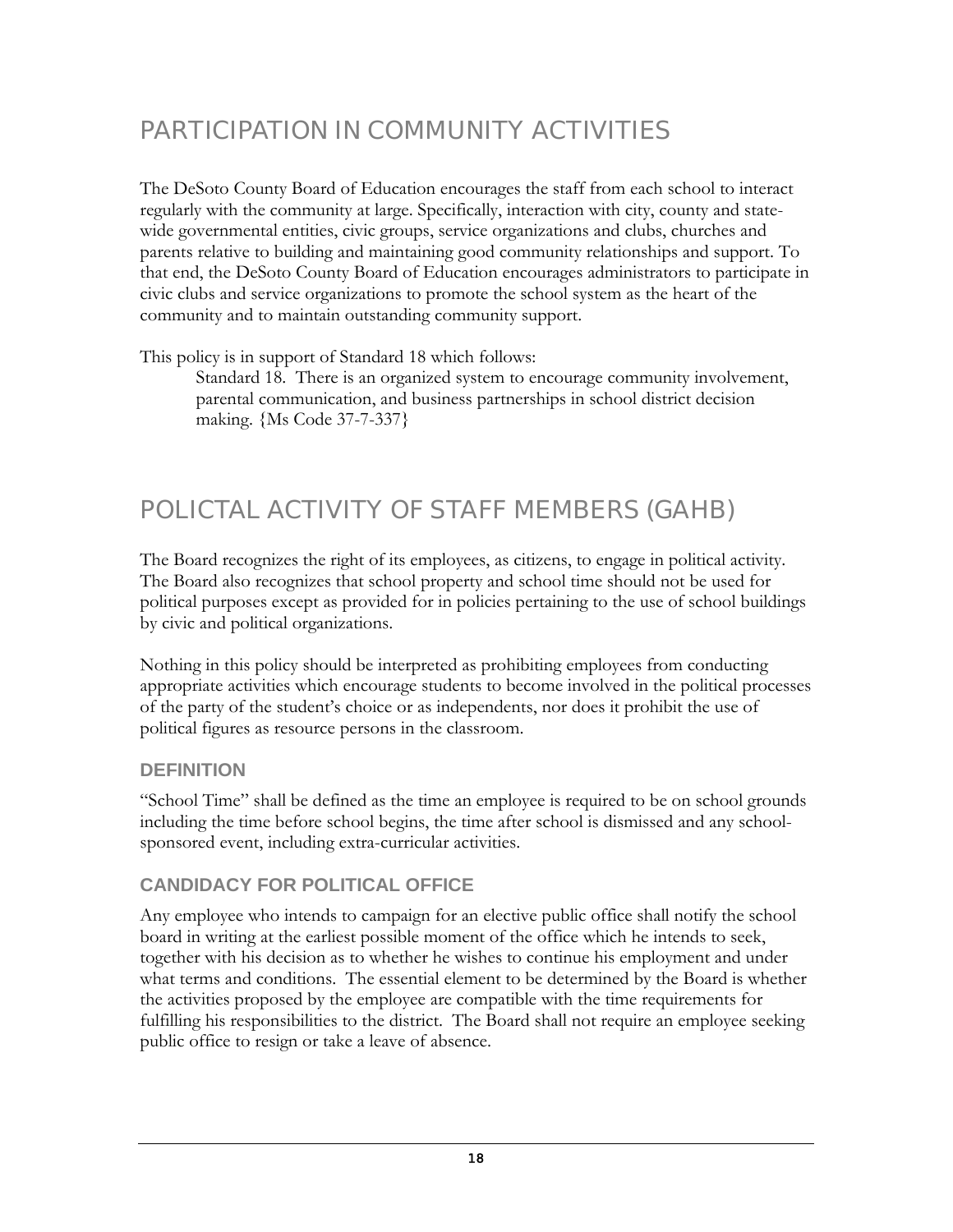# PARTICIPATION IN COMMUNITY ACTIVITIES

The DeSoto County Board of Education encourages the staff from each school to interact regularly with the community at large. Specifically, interaction with city, county and state-wide governmental entities, civic groups, service organizations and clubs, churches and parents relative to building and maintaining good community relationships and support. To that end, the DeSoto County Board of Education encourages administrators to participate in civic clubs and service organizations to promote the school system as the heart of the community and to maintain outstanding community support.

This policy is in support of Standard 18 which follows:

> Standard 18. There is an organized system to encourage community involvement, parental communication, and business partnerships in school district decision making. {Ms Code 37-7-337}

# POLICTAL ACTIVITY OF STAFF MEMBERS (GAHB)

The Board recognizes the right of its employees, as citizens, to engage in political activity. The Board also recognizes that school property and school time should not be used for political purposes except as provided for in policies pertaining to the use of school buildings by civic and political organizations.

Nothing in this policy should be interpreted as prohibiting employees from conducting appropriate activities which encourage students to become involved in the political processes of the party of the student's choice or as independents, nor does it prohibit the use of political figures as resource persons in the classroom.

### DEFINITION

"School Time" shall be defined as the time an employee is required to be on school grounds including the time before school begins, the time after school is dismissed and any school-sponsored event, including extra-curricular activities.

### CANDIDACY FOR POLITICAL OFFICE

Any employee who intends to campaign for an elective public office shall notify the school board in writing at the earliest possible moment of the office which he intends to seek, together with his decision as to whether he wishes to continue his employment and under what terms and conditions. The essential element to be determined by the Board is whether the activities proposed by the employee are compatible with the time requirements for fulfilling his responsibilities to the district. The Board shall not require an employee seeking public office to resign or take a leave of absence.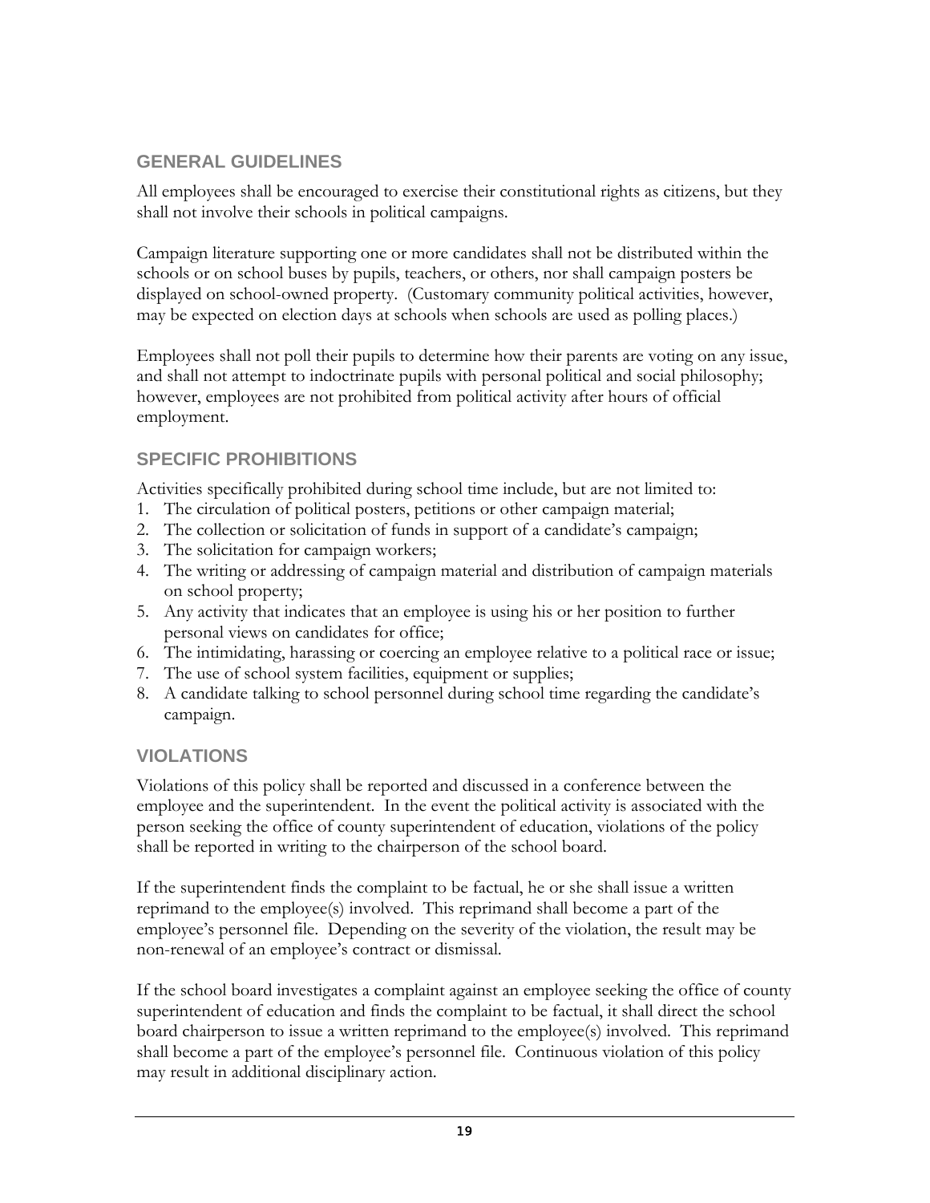## GENERAL GUIDELINES

All employees shall be encouraged to exercise their constitutional rights as citizens, but they shall not involve their schools in political campaigns.

Campaign literature supporting one or more candidates shall not be distributed within the schools or on school buses by pupils, teachers, or others, nor shall campaign posters be displayed on school-owned property. (Customary community political activities, however, may be expected on election days at schools when schools are used as polling places.)

Employees shall not poll their pupils to determine how their parents are voting on any issue, and shall not attempt to indoctrinate pupils with personal political and social philosophy; however, employees are not prohibited from political activity after hours of official employment.

## SPECIFIC PROHIBITIONS

Activities specifically prohibited during school time include, but are not limited to:

1. The circulation of political posters, petitions or other campaign material;
2. The collection or solicitation of funds in support of a candidate's campaign;
3. The solicitation for campaign workers;
4. The writing or addressing of campaign material and distribution of campaign materials on school property;
5. Any activity that indicates that an employee is using his or her position to further personal views on candidates for office;
6. The intimidating, harassing or coercing an employee relative to a political race or issue;
7. The use of school system facilities, equipment or supplies;
8. A candidate talking to school personnel during school time regarding the candidate's campaign.

## VIOLATIONS

Violations of this policy shall be reported and discussed in a conference between the employee and the superintendent. In the event the political activity is associated with the person seeking the office of county superintendent of education, violations of the policy shall be reported in writing to the chairperson of the school board.

If the superintendent finds the complaint to be factual, he or she shall issue a written reprimand to the employee(s) involved. This reprimand shall become a part of the employee's personnel file. Depending on the severity of the violation, the result may be non-renewal of an employee's contract or dismissal.

If the school board investigates a complaint against an employee seeking the office of county superintendent of education and finds the complaint to be factual, it shall direct the school board chairperson to issue a written reprimand to the employee(s) involved. This reprimand shall become a part of the employee's personnel file. Continuous violation of this policy may result in additional disciplinary action.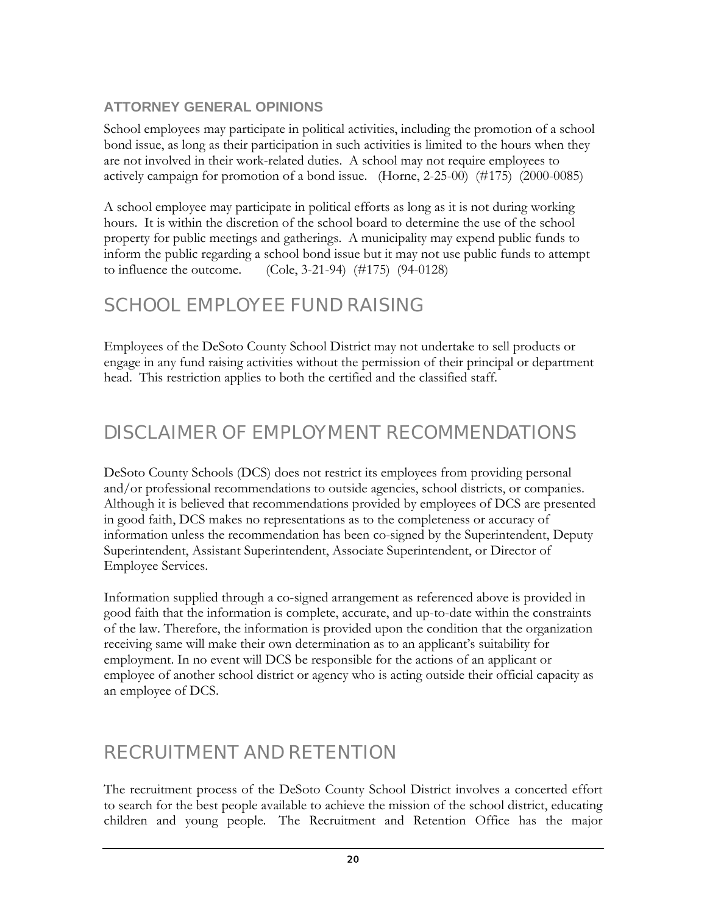### ATTORNEY GENERAL OPINIONS

School employees may participate in political activities, including the promotion of a school bond issue, as long as their participation in such activities is limited to the hours when they are not involved in their work-related duties. A school may not require employees to actively campaign for promotion of a bond issue. (Horne, 2-25-00) (#175) (2000-0085)

A school employee may participate in political efforts as long as it is not during working hours. It is within the discretion of the school board to determine the use of the school property for public meetings and gatherings. A municipality may expend public funds to inform the public regarding a school bond issue but it may not use public funds to attempt to influence the outcome. (Cole, 3-21-94) (#175) (94-0128)

## SCHOOL EMPLOYEE FUND RAISING

Employees of the DeSoto County School District may not undertake to sell products or engage in any fund raising activities without the permission of their principal or department head. This restriction applies to both the certified and the classified staff.

## DISCLAIMER OF EMPLOYMENT RECOMMENDATIONS

DeSoto County Schools (DCS) does not restrict its employees from providing personal and/or professional recommendations to outside agencies, school districts, or companies. Although it is believed that recommendations provided by employees of DCS are presented in good faith, DCS makes no representations as to the completeness or accuracy of information unless the recommendation has been co-signed by the Superintendent, Deputy Superintendent, Assistant Superintendent, Associate Superintendent, or Director of Employee Services.

Information supplied through a co-signed arrangement as referenced above is provided in good faith that the information is complete, accurate, and up-to-date within the constraints of the law. Therefore, the information is provided upon the condition that the organization receiving same will make their own determination as to an applicant's suitability for employment. In no event will DCS be responsible for the actions of an applicant or employee of another school district or agency who is acting outside their official capacity as an employee of DCS.

## RECRUITMENT AND RETENTION

The recruitment process of the DeSoto County School District involves a concerted effort to search for the best people available to achieve the mission of the school district, educating children and young people. The Recruitment and Retention Office has the major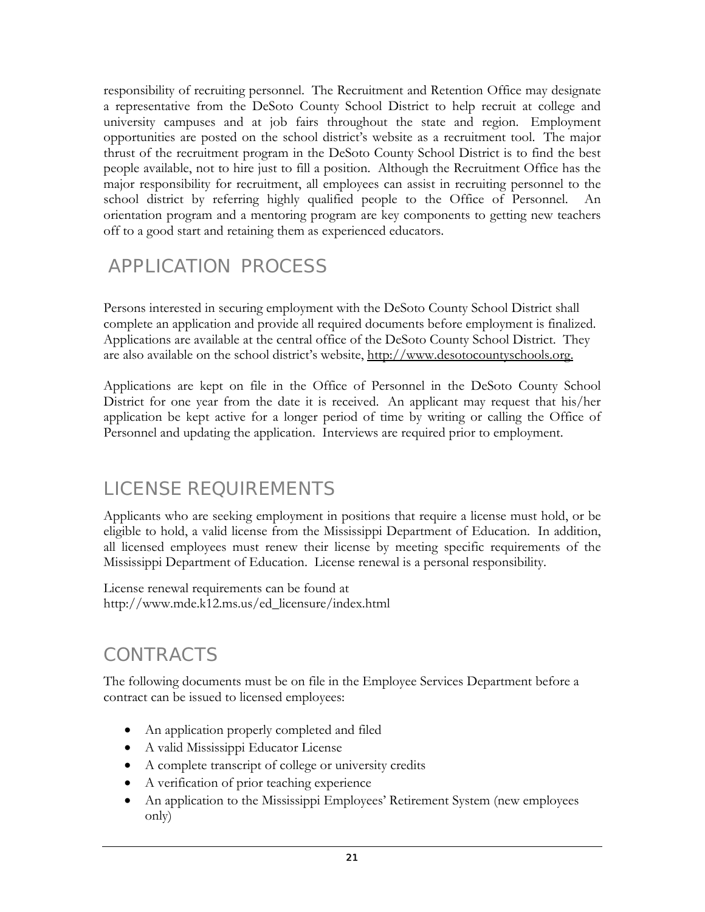responsibility of recruiting personnel. The Recruitment and Retention Office may designate a representative from the DeSoto County School District to help recruit at college and university campuses and at job fairs throughout the state and region. Employment opportunities are posted on the school district's website as a recruitment tool. The major thrust of the recruitment program in the DeSoto County School District is to find the best people available, not to hire just to fill a position. Although the Recruitment Office has the major responsibility for recruitment, all employees can assist in recruiting personnel to the school district by referring highly qualified people to the Office of Personnel. An orientation program and a mentoring program are key components to getting new teachers off to a good start and retaining them as experienced educators.

## APPLICATION PROCESS

Persons interested in securing employment with the DeSoto County School District shall complete an application and provide all required documents before employment is finalized. Applications are available at the central office of the DeSoto County School District. They are also available on the school district's website, http://www.desotocountyschools.org.

Applications are kept on file in the Office of Personnel in the DeSoto County School District for one year from the date it is received. An applicant may request that his/her application be kept active for a longer period of time by writing or calling the Office of Personnel and updating the application. Interviews are required prior to employment.

## LICENSE REQUIREMENTS

Applicants who are seeking employment in positions that require a license must hold, or be eligible to hold, a valid license from the Mississippi Department of Education. In addition, all licensed employees must renew their license by meeting specific requirements of the Mississippi Department of Education. License renewal is a personal responsibility.

License renewal requirements can be found at http://www.mde.k12.ms.us/ed_licensure/index.html

## CONTRACTS

The following documents must be on file in the Employee Services Department before a contract can be issued to licensed employees:

- An application properly completed and filed
- A valid Mississippi Educator License
- A complete transcript of college or university credits
- A verification of prior teaching experience
- An application to the Mississippi Employees' Retirement System (new employees only)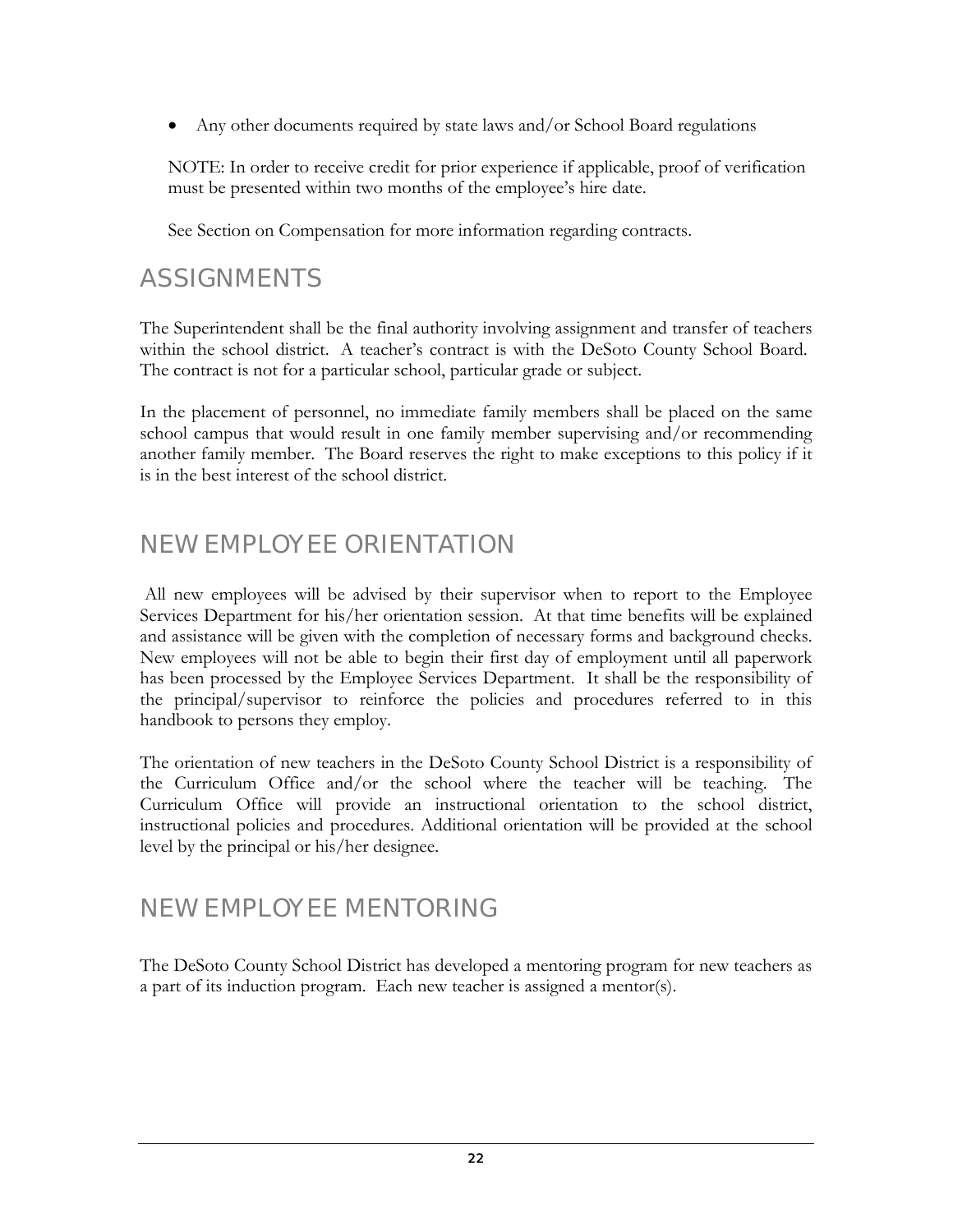- Any other documents required by state laws and/or School Board regulations

NOTE: In order to receive credit for prior experience if applicable, proof of verification must be presented within two months of the employee's hire date.

See Section on Compensation for more information regarding contracts.

## ASSIGNMENTS

The Superintendent shall be the final authority involving assignment and transfer of teachers within the school district. A teacher's contract is with the DeSoto County School Board. The contract is not for a particular school, particular grade or subject.

In the placement of personnel, no immediate family members shall be placed on the same school campus that would result in one family member supervising and/or recommending another family member. The Board reserves the right to make exceptions to this policy if it is in the best interest of the school district.

## NEW EMPLOYEE ORIENTATION

All new employees will be advised by their supervisor when to report to the Employee Services Department for his/her orientation session. At that time benefits will be explained and assistance will be given with the completion of necessary forms and background checks. New employees will not be able to begin their first day of employment until all paperwork has been processed by the Employee Services Department. It shall be the responsibility of the principal/supervisor to reinforce the policies and procedures referred to in this handbook to persons they employ.

The orientation of new teachers in the DeSoto County School District is a responsibility of the Curriculum Office and/or the school where the teacher will be teaching. The Curriculum Office will provide an instructional orientation to the school district, instructional policies and procedures. Additional orientation will be provided at the school level by the principal or his/her designee.

## NEW EMPLOYEE MENTORING

The DeSoto County School District has developed a mentoring program for new teachers as a part of its induction program. Each new teacher is assigned a mentor(s).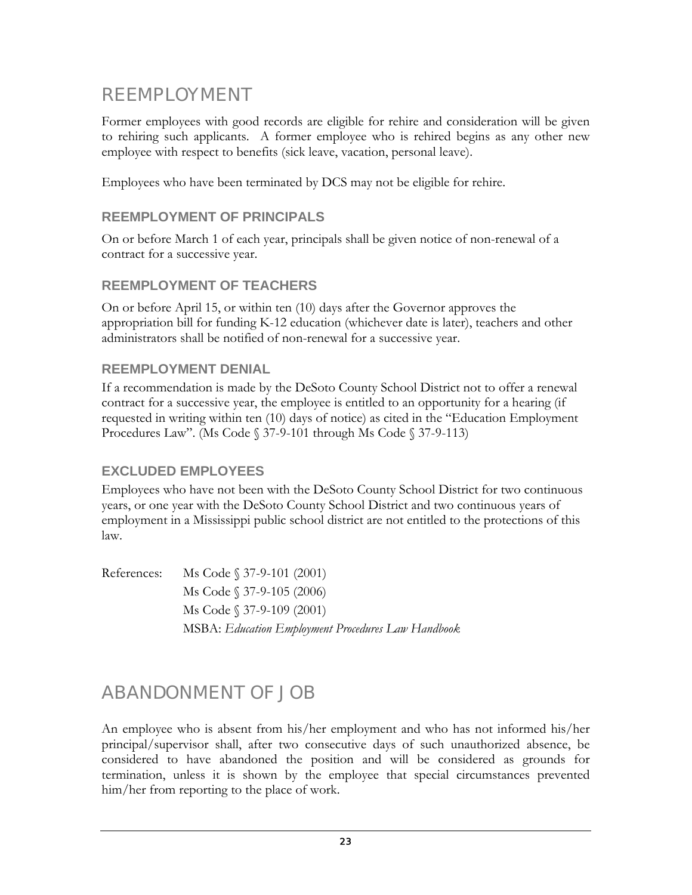# REEMPLOYMENT

Former employees with good records are eligible for rehire and consideration will be given to rehiring such applicants. A former employee who is rehired begins as any other new employee with respect to benefits (sick leave, vacation, personal leave).

Employees who have been terminated by DCS may not be eligible for rehire.

## REEMPLOYMENT OF PRINCIPALS

On or before March 1 of each year, principals shall be given notice of non-renewal of a contract for a successive year.

## REEMPLOYMENT OF TEACHERS

On or before April 15, or within ten (10) days after the Governor approves the appropriation bill for funding K-12 education (whichever date is later), teachers and other administrators shall be notified of non-renewal for a successive year.

## REEMPLOYMENT DENIAL

If a recommendation is made by the DeSoto County School District not to offer a renewal contract for a successive year, the employee is entitled to an opportunity for a hearing (if requested in writing within ten (10) days of notice) as cited in the "Education Employment Procedures Law". (Ms Code § 37-9-101 through Ms Code § 37-9-113)

## EXCLUDED EMPLOYEES

Employees who have not been with the DeSoto County School District for two continuous years, or one year with the DeSoto County School District and two continuous years of employment in a Mississippi public school district are not entitled to the protections of this law.

References: Ms Code § 37-9-101 (2001)
Ms Code § 37-9-105 (2006)
Ms Code § 37-9-109 (2001)
MSBA: *Education Employment Procedures Law Handbook*

# ABANDONMENT OF JOB

An employee who is absent from his/her employment and who has not informed his/her principal/supervisor shall, after two consecutive days of such unauthorized absence, be considered to have abandoned the position and will be considered as grounds for termination, unless it is shown by the employee that special circumstances prevented him/her from reporting to the place of work.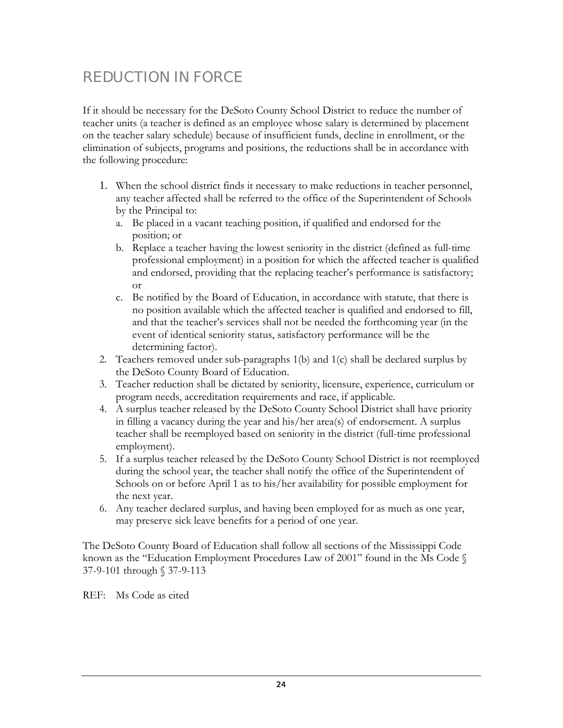# REDUCTION IN FORCE

If it should be necessary for the DeSoto County School District to reduce the number of teacher units (a teacher is defined as an employee whose salary is determined by placement on the teacher salary schedule) because of insufficient funds, decline in enrollment, or the elimination of subjects, programs and positions, the reductions shall be in accordance with the following procedure:

1. When the school district finds it necessary to make reductions in teacher personnel, any teacher affected shall be referred to the office of the Superintendent of Schools by the Principal to:
   a. Be placed in a vacant teaching position, if qualified and endorsed for the position; or
   b. Replace a teacher having the lowest seniority in the district (defined as full-time professional employment) in a position for which the affected teacher is qualified and endorsed, providing that the replacing teacher's performance is satisfactory; or
   c. Be notified by the Board of Education, in accordance with statute, that there is no position available which the affected teacher is qualified and endorsed to fill, and that the teacher's services shall not be needed the forthcoming year (in the event of identical seniority status, satisfactory performance will be the determining factor).
2. Teachers removed under sub-paragraphs 1(b) and 1(c) shall be declared surplus by the DeSoto County Board of Education.
3. Teacher reduction shall be dictated by seniority, licensure, experience, curriculum or program needs, accreditation requirements and race, if applicable.
4. A surplus teacher released by the DeSoto County School District shall have priority in filling a vacancy during the year and his/her area(s) of endorsement. A surplus teacher shall be reemployed based on seniority in the district (full-time professional employment).
5. If a surplus teacher released by the DeSoto County School District is not reemployed during the school year, the teacher shall notify the office of the Superintendent of Schools on or before April 1 as to his/her availability for possible employment for the next year.
6. Any teacher declared surplus, and having been employed for as much as one year, may preserve sick leave benefits for a period of one year.

The DeSoto County Board of Education shall follow all sections of the Mississippi Code known as the "Education Employment Procedures Law of 2001" found in the Ms Code § 37-9-101 through § 37-9-113

REF: Ms Code as cited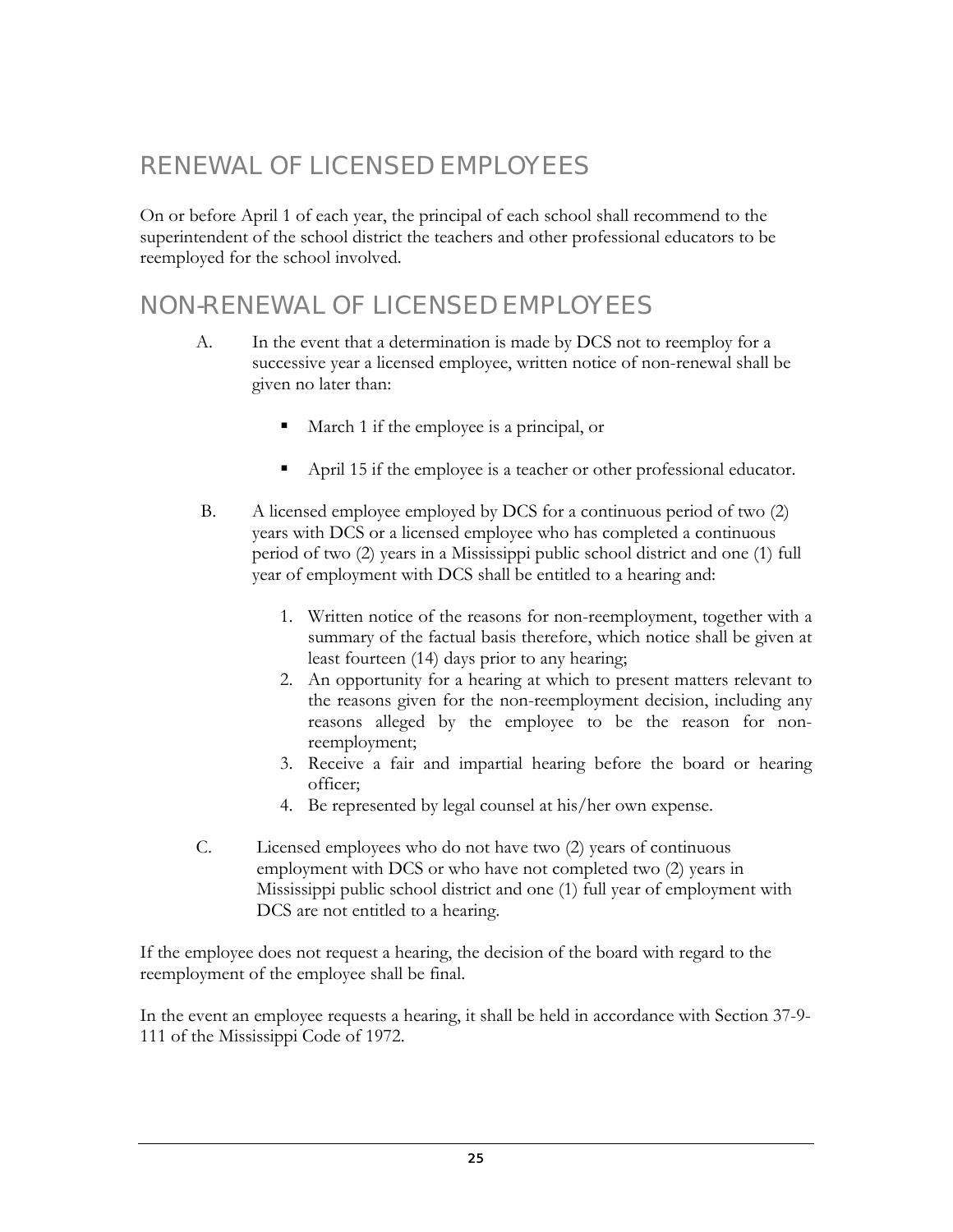## RENEWAL OF LICENSED EMPLOYEES

On or before April 1 of each year, the principal of each school shall recommend to the superintendent of the school district the teachers and other professional educators to be reemployed for the school involved.

## NON-RENEWAL OF LICENSED EMPLOYEES

A. In the event that a determination is made by DCS not to reemploy for a successive year a licensed employee, written notice of non-renewal shall be given no later than:

   - March 1 if the employee is a principal, or
   - April 15 if the employee is a teacher or other professional educator.

B. A licensed employee employed by DCS for a continuous period of two (2) years with DCS or a licensed employee who has completed a continuous period of two (2) years in a Mississippi public school district and one (1) full year of employment with DCS shall be entitled to a hearing and:

   1. Written notice of the reasons for non-reemployment, together with a summary of the factual basis therefore, which notice shall be given at least fourteen (14) days prior to any hearing;
   2. An opportunity for a hearing at which to present matters relevant to the reasons given for the non-reemployment decision, including any reasons alleged by the employee to be the reason for non-reemployment;
   3. Receive a fair and impartial hearing before the board or hearing officer;
   4. Be represented by legal counsel at his/her own expense.

C. Licensed employees who do not have two (2) years of continuous employment with DCS or who have not completed two (2) years in Mississippi public school district and one (1) full year of employment with DCS are not entitled to a hearing.

If the employee does not request a hearing, the decision of the board with regard to the reemployment of the employee shall be final.

In the event an employee requests a hearing, it shall be held in accordance with Section 37-9-111 of the Mississippi Code of 1972.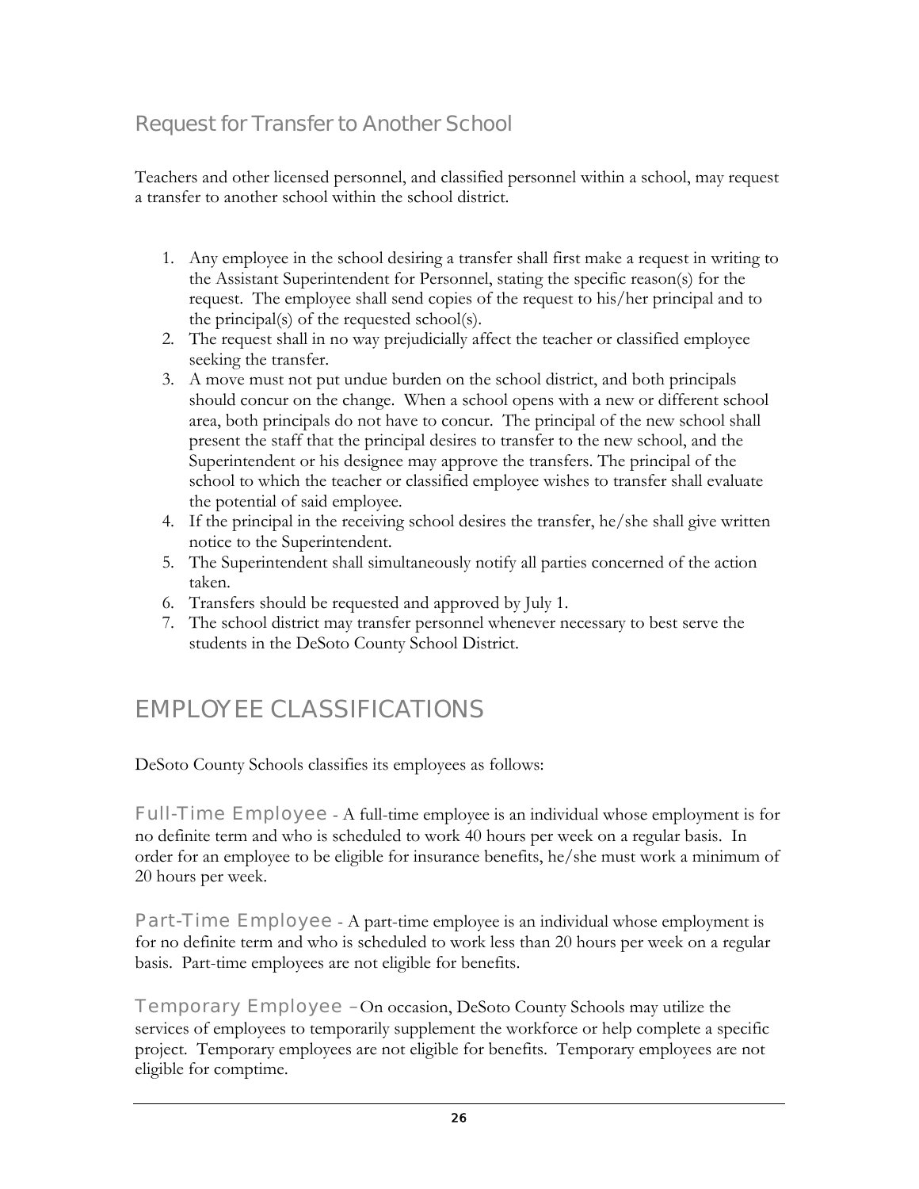## Request for Transfer to Another School

Teachers and other licensed personnel, and classified personnel within a school, may request a transfer to another school within the school district.

1. Any employee in the school desiring a transfer shall first make a request in writing to the Assistant Superintendent for Personnel, stating the specific reason(s) for the request. The employee shall send copies of the request to his/her principal and to the principal(s) of the requested school(s).
2. The request shall in no way prejudicially affect the teacher or classified employee seeking the transfer.
3. A move must not put undue burden on the school district, and both principals should concur on the change. When a school opens with a new or different school area, both principals do not have to concur. The principal of the new school shall present the staff that the principal desires to transfer to the new school, and the Superintendent or his designee may approve the transfers. The principal of the school to which the teacher or classified employee wishes to transfer shall evaluate the potential of said employee.
4. If the principal in the receiving school desires the transfer, he/she shall give written notice to the Superintendent.
5. The Superintendent shall simultaneously notify all parties concerned of the action taken.
6. Transfers should be requested and approved by July 1.
7. The school district may transfer personnel whenever necessary to best serve the students in the DeSoto County School District.

# EMPLOYEE CLASSIFICATIONS

DeSoto County Schools classifies its employees as follows:

**Full-Time Employee** - A full-time employee is an individual whose employment is for no definite term and who is scheduled to work 40 hours per week on a regular basis. In order for an employee to be eligible for insurance benefits, he/she must work a minimum of 20 hours per week.

**Part-Time Employee** - A part-time employee is an individual whose employment is for no definite term and who is scheduled to work less than 20 hours per week on a regular basis. Part-time employees are not eligible for benefits.

**Temporary Employee** – On occasion, DeSoto County Schools may utilize the services of employees to temporarily supplement the workforce or help complete a specific project. Temporary employees are not eligible for benefits. Temporary employees are not eligible for comptime.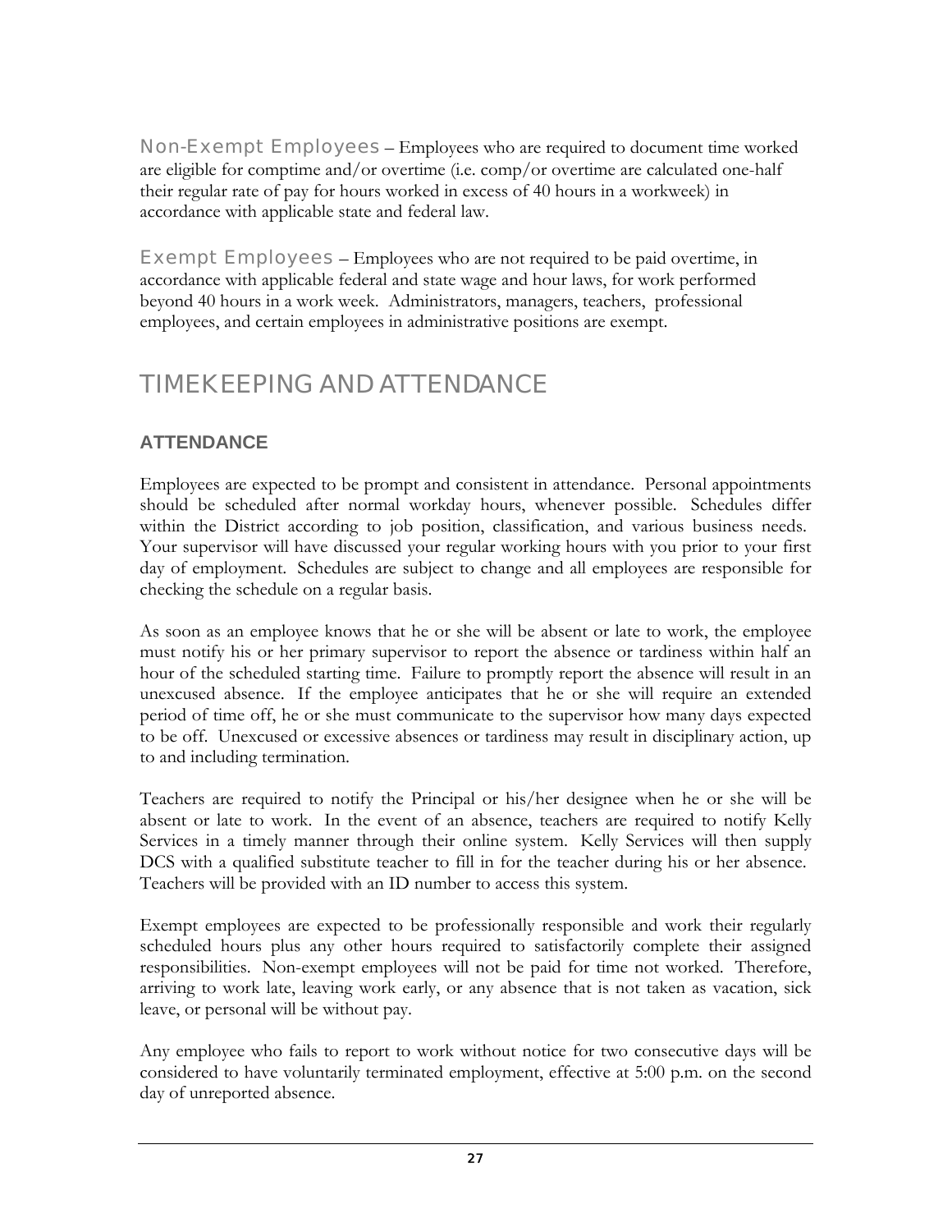Non-Exempt Employees – Employees who are required to document time worked are eligible for comptime and/or overtime (i.e. comp/or overtime are calculated one-half their regular rate of pay for hours worked in excess of 40 hours in a workweek) in accordance with applicable state and federal law.

Exempt Employees – Employees who are not required to be paid overtime, in accordance with applicable federal and state wage and hour laws, for work performed beyond 40 hours in a work week. Administrators, managers, teachers, professional employees, and certain employees in administrative positions are exempt.

# TIMEKEEPING AND ATTENDANCE

## ATTENDANCE

Employees are expected to be prompt and consistent in attendance. Personal appointments should be scheduled after normal workday hours, whenever possible. Schedules differ within the District according to job position, classification, and various business needs. Your supervisor will have discussed your regular working hours with you prior to your first day of employment. Schedules are subject to change and all employees are responsible for checking the schedule on a regular basis.

As soon as an employee knows that he or she will be absent or late to work, the employee must notify his or her primary supervisor to report the absence or tardiness within half an hour of the scheduled starting time. Failure to promptly report the absence will result in an unexcused absence. If the employee anticipates that he or she will require an extended period of time off, he or she must communicate to the supervisor how many days expected to be off. Unexcused or excessive absences or tardiness may result in disciplinary action, up to and including termination.

Teachers are required to notify the Principal or his/her designee when he or she will be absent or late to work. In the event of an absence, teachers are required to notify Kelly Services in a timely manner through their online system. Kelly Services will then supply DCS with a qualified substitute teacher to fill in for the teacher during his or her absence. Teachers will be provided with an ID number to access this system.

Exempt employees are expected to be professionally responsible and work their regularly scheduled hours plus any other hours required to satisfactorily complete their assigned responsibilities. Non-exempt employees will not be paid for time not worked. Therefore, arriving to work late, leaving work early, or any absence that is not taken as vacation, sick leave, or personal will be without pay.

Any employee who fails to report to work without notice for two consecutive days will be considered to have voluntarily terminated employment, effective at 5:00 p.m. on the second day of unreported absence.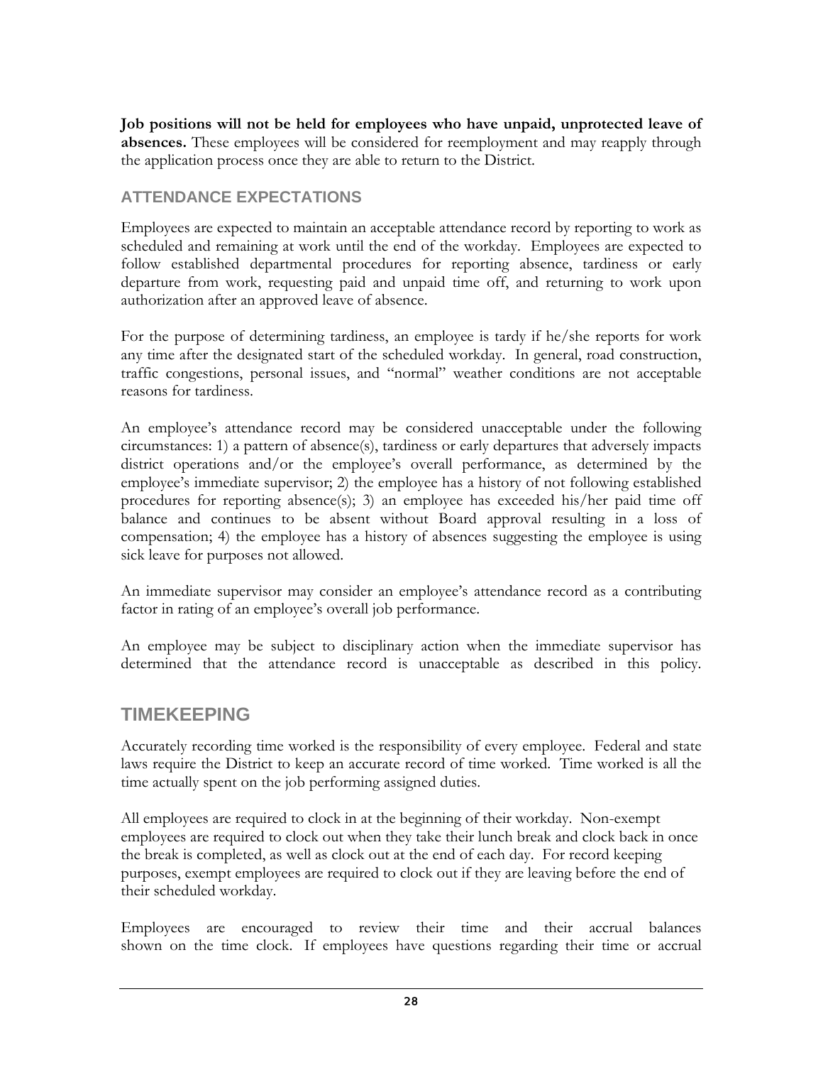**Job positions will not be held for employees who have unpaid, unprotected leave of absences.** These employees will be considered for reemployment and may reapply through the application process once they are able to return to the District.

### ATTENDANCE EXPECTATIONS

Employees are expected to maintain an acceptable attendance record by reporting to work as scheduled and remaining at work until the end of the workday. Employees are expected to follow established departmental procedures for reporting absence, tardiness or early departure from work, requesting paid and unpaid time off, and returning to work upon authorization after an approved leave of absence.

For the purpose of determining tardiness, an employee is tardy if he/she reports for work any time after the designated start of the scheduled workday. In general, road construction, traffic congestions, personal issues, and "normal" weather conditions are not acceptable reasons for tardiness.

An employee's attendance record may be considered unacceptable under the following circumstances: 1) a pattern of absence(s), tardiness or early departures that adversely impacts district operations and/or the employee's overall performance, as determined by the employee's immediate supervisor; 2) the employee has a history of not following established procedures for reporting absence(s); 3) an employee has exceeded his/her paid time off balance and continues to be absent without Board approval resulting in a loss of compensation; 4) the employee has a history of absences suggesting the employee is using sick leave for purposes not allowed.

An immediate supervisor may consider an employee's attendance record as a contributing factor in rating of an employee's overall job performance.

An employee may be subject to disciplinary action when the immediate supervisor has determined that the attendance record is unacceptable as described in this policy.

## TIMEKEEPING

Accurately recording time worked is the responsibility of every employee. Federal and state laws require the District to keep an accurate record of time worked. Time worked is all the time actually spent on the job performing assigned duties.

All employees are required to clock in at the beginning of their workday. Non-exempt employees are required to clock out when they take their lunch break and clock back in once the break is completed, as well as clock out at the end of each day. For record keeping purposes, exempt employees are required to clock out if they are leaving before the end of their scheduled workday.

Employees are encouraged to review their time and their accrual balances shown on the time clock. If employees have questions regarding their time or accrual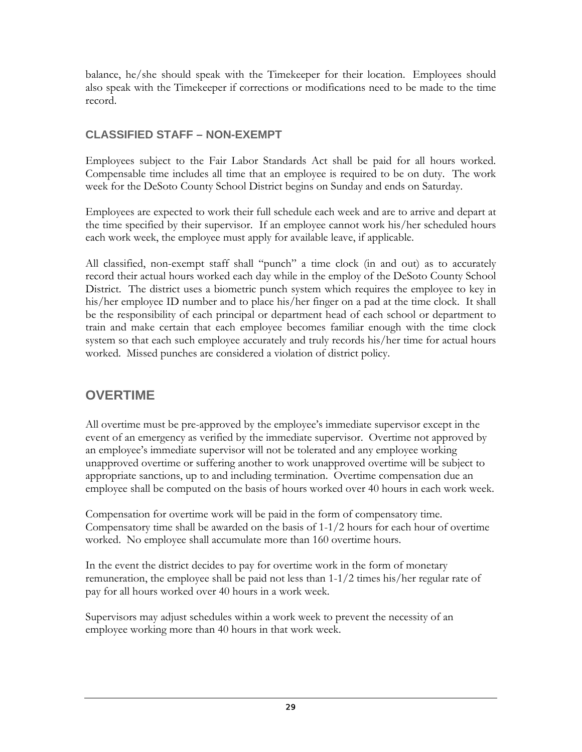balance, he/she should speak with the Timekeeper for their location. Employees should also speak with the Timekeeper if corrections or modifications need to be made to the time record.

### CLASSIFIED STAFF – NON-EXEMPT

Employees subject to the Fair Labor Standards Act shall be paid for all hours worked. Compensable time includes all time that an employee is required to be on duty. The work week for the DeSoto County School District begins on Sunday and ends on Saturday.

Employees are expected to work their full schedule each week and are to arrive and depart at the time specified by their supervisor. If an employee cannot work his/her scheduled hours each work week, the employee must apply for available leave, if applicable.

All classified, non-exempt staff shall "punch" a time clock (in and out) as to accurately record their actual hours worked each day while in the employ of the DeSoto County School District. The district uses a biometric punch system which requires the employee to key in his/her employee ID number and to place his/her finger on a pad at the time clock. It shall be the responsibility of each principal or department head of each school or department to train and make certain that each employee becomes familiar enough with the time clock system so that each such employee accurately and truly records his/her time for actual hours worked. Missed punches are considered a violation of district policy.

## OVERTIME

All overtime must be pre-approved by the employee's immediate supervisor except in the event of an emergency as verified by the immediate supervisor. Overtime not approved by an employee's immediate supervisor will not be tolerated and any employee working unapproved overtime or suffering another to work unapproved overtime will be subject to appropriate sanctions, up to and including termination. Overtime compensation due an employee shall be computed on the basis of hours worked over 40 hours in each work week.

Compensation for overtime work will be paid in the form of compensatory time. Compensatory time shall be awarded on the basis of 1-1/2 hours for each hour of overtime worked. No employee shall accumulate more than 160 overtime hours.

In the event the district decides to pay for overtime work in the form of monetary remuneration, the employee shall be paid not less than 1-1/2 times his/her regular rate of pay for all hours worked over 40 hours in a work week.

Supervisors may adjust schedules within a work week to prevent the necessity of an employee working more than 40 hours in that work week.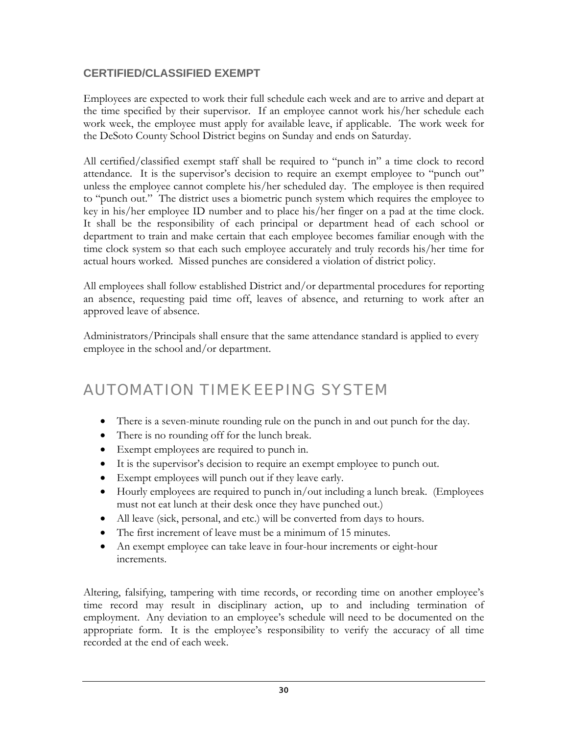### CERTIFIED/CLASSIFIED EXEMPT

Employees are expected to work their full schedule each week and are to arrive and depart at the time specified by their supervisor. If an employee cannot work his/her schedule each work week, the employee must apply for available leave, if applicable. The work week for the DeSoto County School District begins on Sunday and ends on Saturday.

All certified/classified exempt staff shall be required to "punch in" a time clock to record attendance. It is the supervisor's decision to require an exempt employee to "punch out" unless the employee cannot complete his/her scheduled day. The employee is then required to "punch out." The district uses a biometric punch system which requires the employee to key in his/her employee ID number and to place his/her finger on a pad at the time clock. It shall be the responsibility of each principal or department head of each school or department to train and make certain that each employee becomes familiar enough with the time clock system so that each such employee accurately and truly records his/her time for actual hours worked. Missed punches are considered a violation of district policy.

All employees shall follow established District and/or departmental procedures for reporting an absence, requesting paid time off, leaves of absence, and returning to work after an approved leave of absence.

Administrators/Principals shall ensure that the same attendance standard is applied to every employee in the school and/or department.

## AUTOMATION TIMEKEEPING SYSTEM

- There is a seven-minute rounding rule on the punch in and out punch for the day.
- There is no rounding off for the lunch break.
- Exempt employees are required to punch in.
- It is the supervisor's decision to require an exempt employee to punch out.
- Exempt employees will punch out if they leave early.
- Hourly employees are required to punch in/out including a lunch break. (Employees must not eat lunch at their desk once they have punched out.)
- All leave (sick, personal, and etc.) will be converted from days to hours.
- The first increment of leave must be a minimum of 15 minutes.
- An exempt employee can take leave in four-hour increments or eight-hour increments.

Altering, falsifying, tampering with time records, or recording time on another employee's time record may result in disciplinary action, up to and including termination of employment. Any deviation to an employee's schedule will need to be documented on the appropriate form. It is the employee's responsibility to verify the accuracy of all time recorded at the end of each week.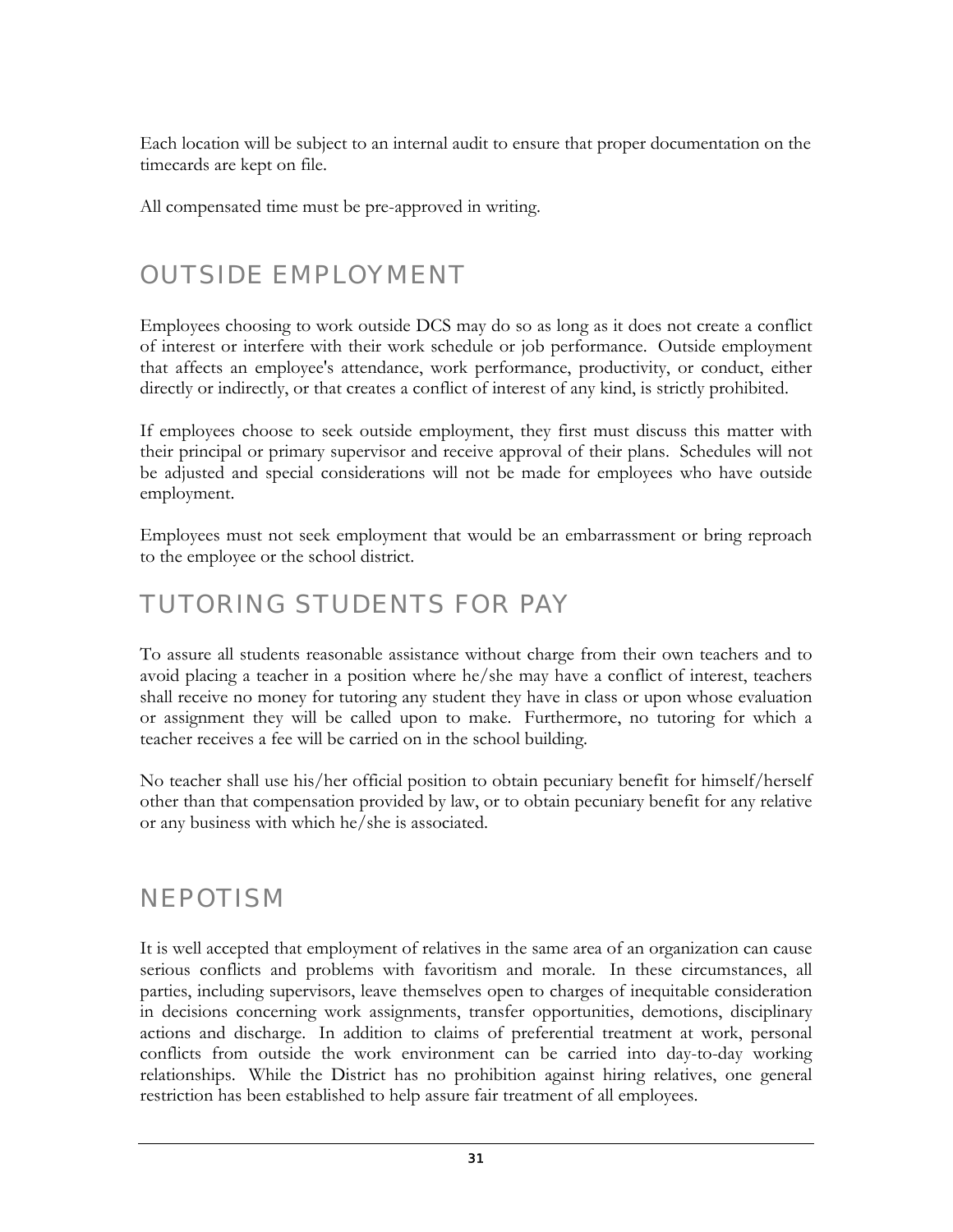Each location will be subject to an internal audit to ensure that proper documentation on the timecards are kept on file.

All compensated time must be pre-approved in writing.

## OUTSIDE EMPLOYMENT

Employees choosing to work outside DCS may do so as long as it does not create a conflict of interest or interfere with their work schedule or job performance. Outside employment that affects an employee's attendance, work performance, productivity, or conduct, either directly or indirectly, or that creates a conflict of interest of any kind, is strictly prohibited.

If employees choose to seek outside employment, they first must discuss this matter with their principal or primary supervisor and receive approval of their plans. Schedules will not be adjusted and special considerations will not be made for employees who have outside employment.

Employees must not seek employment that would be an embarrassment or bring reproach to the employee or the school district.

## TUTORING STUDENTS FOR PAY

To assure all students reasonable assistance without charge from their own teachers and to avoid placing a teacher in a position where he/she may have a conflict of interest, teachers shall receive no money for tutoring any student they have in class or upon whose evaluation or assignment they will be called upon to make. Furthermore, no tutoring for which a teacher receives a fee will be carried on in the school building.

No teacher shall use his/her official position to obtain pecuniary benefit for himself/herself other than that compensation provided by law, or to obtain pecuniary benefit for any relative or any business with which he/she is associated.

## NEPOTISM

It is well accepted that employment of relatives in the same area of an organization can cause serious conflicts and problems with favoritism and morale. In these circumstances, all parties, including supervisors, leave themselves open to charges of inequitable consideration in decisions concerning work assignments, transfer opportunities, demotions, disciplinary actions and discharge. In addition to claims of preferential treatment at work, personal conflicts from outside the work environment can be carried into day-to-day working relationships. While the District has no prohibition against hiring relatives, one general restriction has been established to help assure fair treatment of all employees.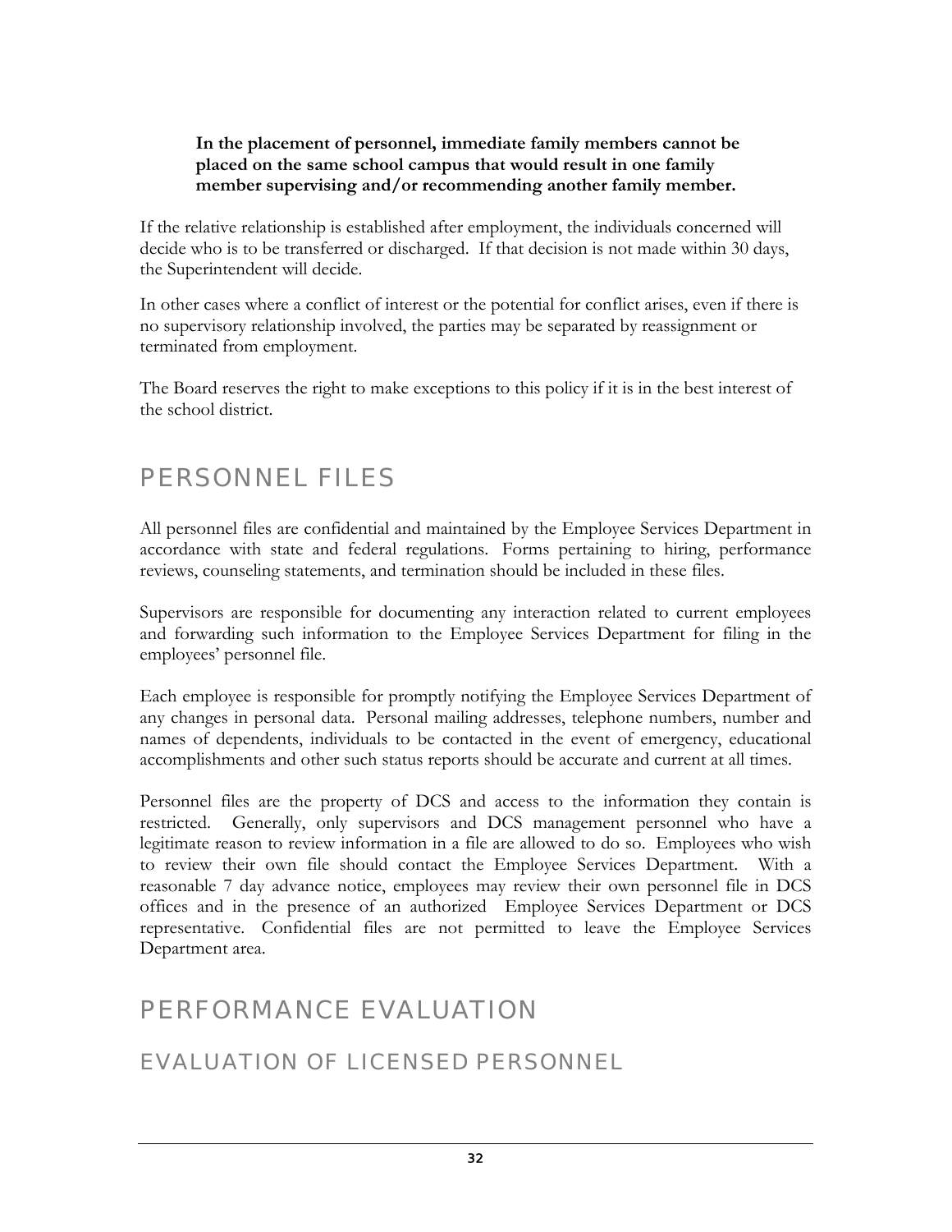**In the placement of personnel, immediate family members cannot be placed on the same school campus that would result in one family member supervising and/or recommending another family member.**

If the relative relationship is established after employment, the individuals concerned will decide who is to be transferred or discharged. If that decision is not made within 30 days, the Superintendent will decide.

In other cases where a conflict of interest or the potential for conflict arises, even if there is no supervisory relationship involved, the parties may be separated by reassignment or terminated from employment.

The Board reserves the right to make exceptions to this policy if it is in the best interest of the school district.

## PERSONNEL FILES

All personnel files are confidential and maintained by the Employee Services Department in accordance with state and federal regulations. Forms pertaining to hiring, performance reviews, counseling statements, and termination should be included in these files.

Supervisors are responsible for documenting any interaction related to current employees and forwarding such information to the Employee Services Department for filing in the employees' personnel file.

Each employee is responsible for promptly notifying the Employee Services Department of any changes in personal data. Personal mailing addresses, telephone numbers, number and names of dependents, individuals to be contacted in the event of emergency, educational accomplishments and other such status reports should be accurate and current at all times.

Personnel files are the property of DCS and access to the information they contain is restricted. Generally, only supervisors and DCS management personnel who have a legitimate reason to review information in a file are allowed to do so. Employees who wish to review their own file should contact the Employee Services Department. With a reasonable 7 day advance notice, employees may review their own personnel file in DCS offices and in the presence of an authorized Employee Services Department or DCS representative. Confidential files are not permitted to leave the Employee Services Department area.

## PERFORMANCE EVALUATION

### EVALUATION OF LICENSED PERSONNEL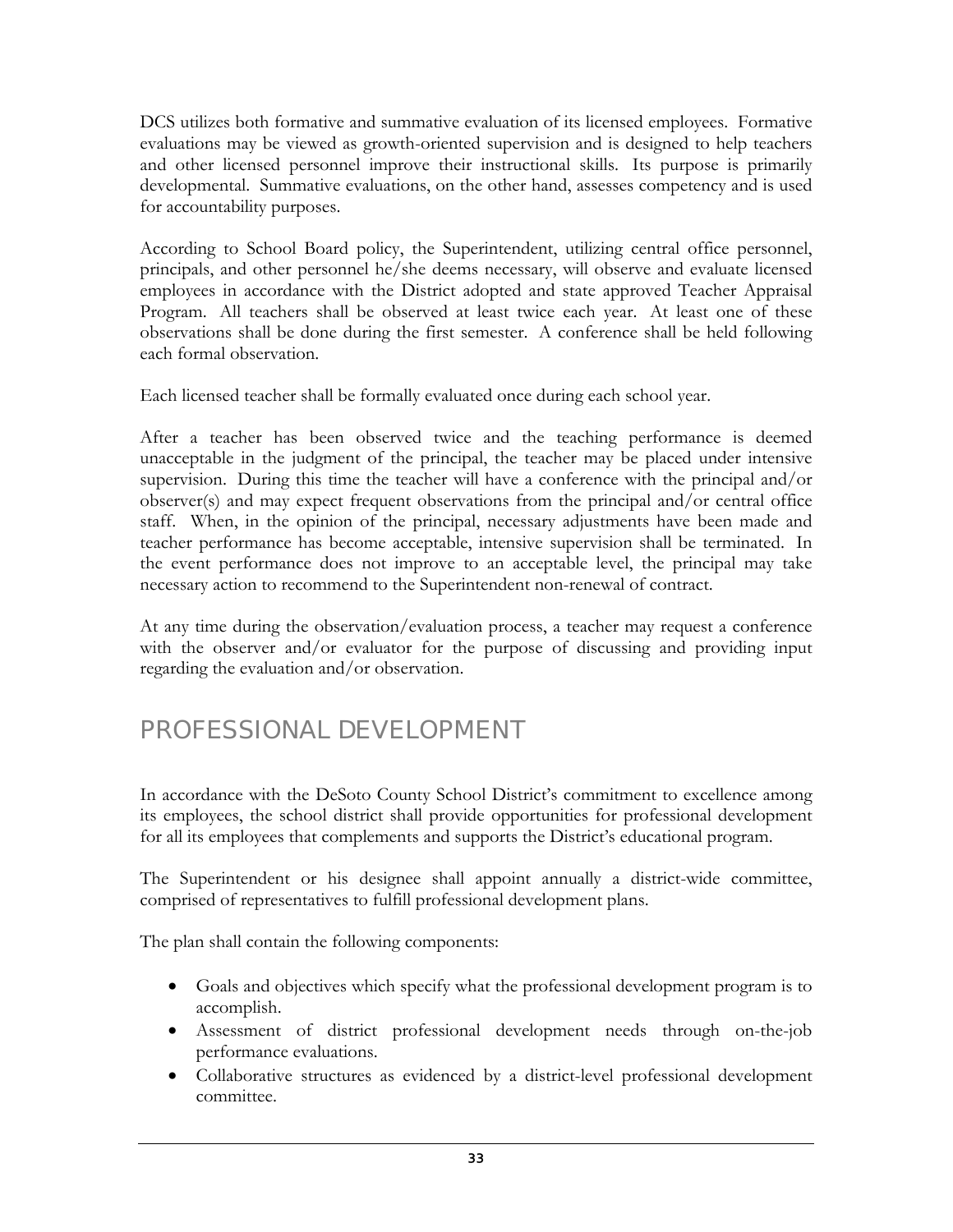DCS utilizes both formative and summative evaluation of its licensed employees. Formative evaluations may be viewed as growth-oriented supervision and is designed to help teachers and other licensed personnel improve their instructional skills. Its purpose is primarily developmental. Summative evaluations, on the other hand, assesses competency and is used for accountability purposes.

According to School Board policy, the Superintendent, utilizing central office personnel, principals, and other personnel he/she deems necessary, will observe and evaluate licensed employees in accordance with the District adopted and state approved Teacher Appraisal Program. All teachers shall be observed at least twice each year. At least one of these observations shall be done during the first semester. A conference shall be held following each formal observation.

Each licensed teacher shall be formally evaluated once during each school year.

After a teacher has been observed twice and the teaching performance is deemed unacceptable in the judgment of the principal, the teacher may be placed under intensive supervision. During this time the teacher will have a conference with the principal and/or observer(s) and may expect frequent observations from the principal and/or central office staff. When, in the opinion of the principal, necessary adjustments have been made and teacher performance has become acceptable, intensive supervision shall be terminated. In the event performance does not improve to an acceptable level, the principal may take necessary action to recommend to the Superintendent non-renewal of contract.

At any time during the observation/evaluation process, a teacher may request a conference with the observer and/or evaluator for the purpose of discussing and providing input regarding the evaluation and/or observation.

## PROFESSIONAL DEVELOPMENT

In accordance with the DeSoto County School District's commitment to excellence among its employees, the school district shall provide opportunities for professional development for all its employees that complements and supports the District's educational program.

The Superintendent or his designee shall appoint annually a district-wide committee, comprised of representatives to fulfill professional development plans.

The plan shall contain the following components:

- Goals and objectives which specify what the professional development program is to accomplish.
- Assessment of district professional development needs through on-the-job performance evaluations.
- Collaborative structures as evidenced by a district-level professional development committee.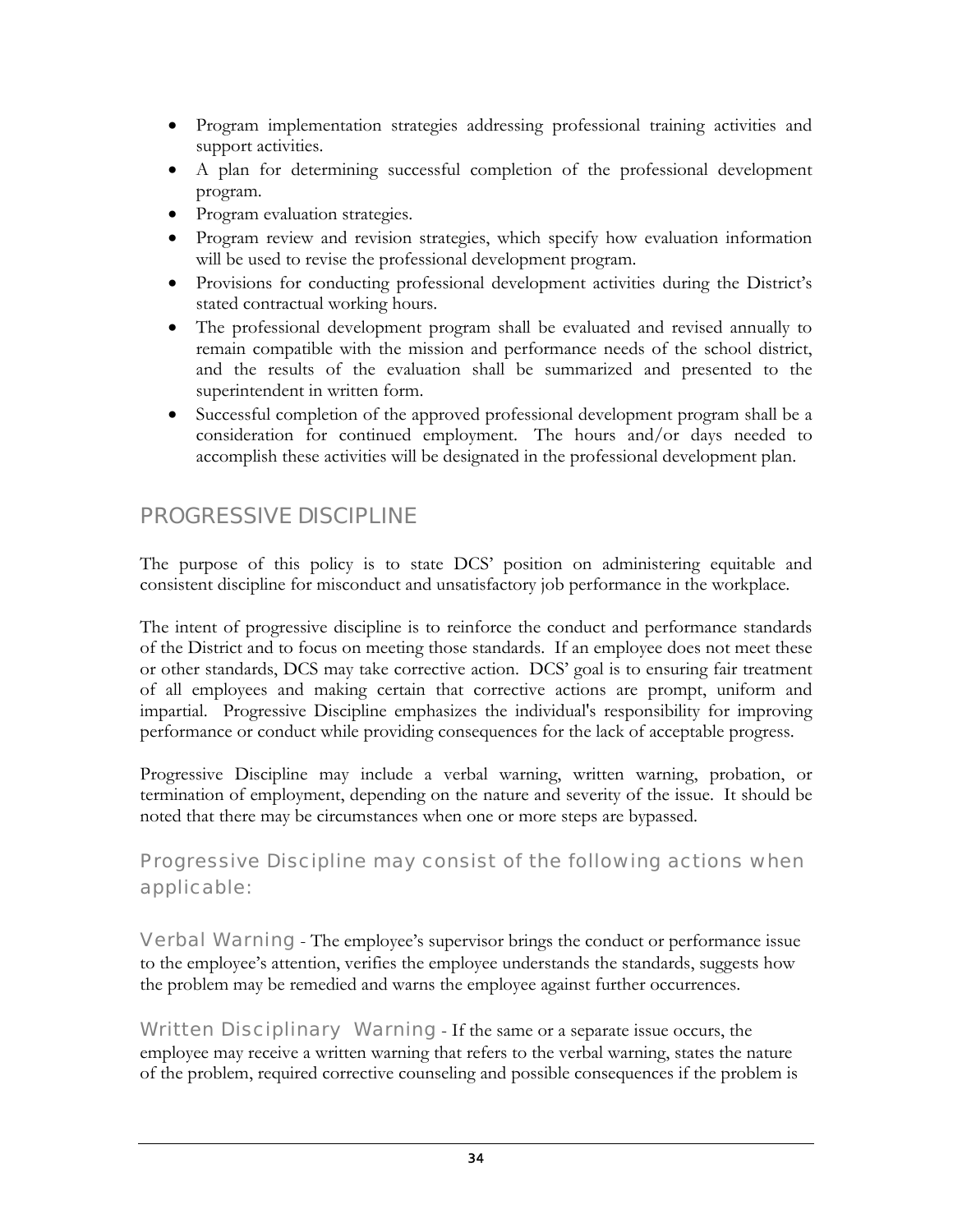- Program implementation strategies addressing professional training activities and support activities.
- A plan for determining successful completion of the professional development program.
- Program evaluation strategies.
- Program review and revision strategies, which specify how evaluation information will be used to revise the professional development program.
- Provisions for conducting professional development activities during the District's stated contractual working hours.
- The professional development program shall be evaluated and revised annually to remain compatible with the mission and performance needs of the school district, and the results of the evaluation shall be summarized and presented to the superintendent in written form.
- Successful completion of the approved professional development program shall be a consideration for continued employment. The hours and/or days needed to accomplish these activities will be designated in the professional development plan.

## PROGRESSIVE DISCIPLINE

The purpose of this policy is to state DCS' position on administering equitable and consistent discipline for misconduct and unsatisfactory job performance in the workplace.

The intent of progressive discipline is to reinforce the conduct and performance standards of the District and to focus on meeting those standards. If an employee does not meet these or other standards, DCS may take corrective action. DCS' goal is to ensuring fair treatment of all employees and making certain that corrective actions are prompt, uniform and impartial. Progressive Discipline emphasizes the individual's responsibility for improving performance or conduct while providing consequences for the lack of acceptable progress.

Progressive Discipline may include a verbal warning, written warning, probation, or termination of employment, depending on the nature and severity of the issue. It should be noted that there may be circumstances when one or more steps are bypassed.

### Progressive Discipline may consist of the following actions when applicable:

**Verbal Warning** - The employee's supervisor brings the conduct or performance issue to the employee's attention, verifies the employee understands the standards, suggests how the problem may be remedied and warns the employee against further occurrences.

**Written Disciplinary Warning** - If the same or a separate issue occurs, the employee may receive a written warning that refers to the verbal warning, states the nature of the problem, required corrective counseling and possible consequences if the problem is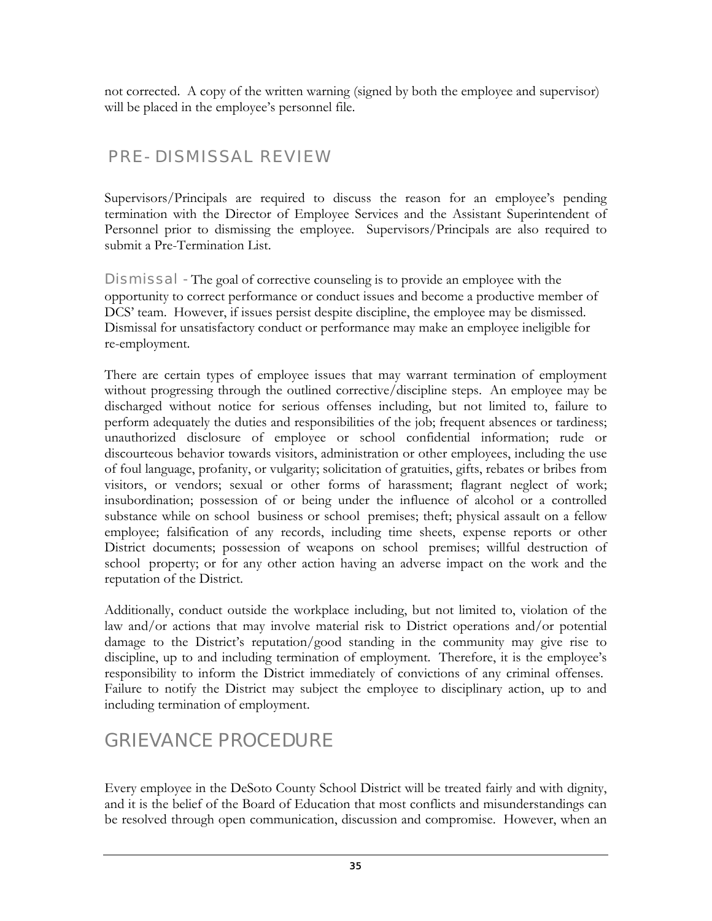not corrected. A copy of the written warning (signed by both the employee and supervisor) will be placed in the employee's personnel file.

## PRE-DISMISSAL REVIEW

Supervisors/Principals are required to discuss the reason for an employee's pending termination with the Director of Employee Services and the Assistant Superintendent of Personnel prior to dismissing the employee. Supervisors/Principals are also required to submit a Pre-Termination List.

Dismissal - The goal of corrective counseling is to provide an employee with the opportunity to correct performance or conduct issues and become a productive member of DCS' team. However, if issues persist despite discipline, the employee may be dismissed. Dismissal for unsatisfactory conduct or performance may make an employee ineligible for re-employment.

There are certain types of employee issues that may warrant termination of employment without progressing through the outlined corrective/discipline steps. An employee may be discharged without notice for serious offenses including, but not limited to, failure to perform adequately the duties and responsibilities of the job; frequent absences or tardiness; unauthorized disclosure of employee or school confidential information; rude or discourteous behavior towards visitors, administration or other employees, including the use of foul language, profanity, or vulgarity; solicitation of gratuities, gifts, rebates or bribes from visitors, or vendors; sexual or other forms of harassment; flagrant neglect of work; insubordination; possession of or being under the influence of alcohol or a controlled substance while on school business or school premises; theft; physical assault on a fellow employee; falsification of any records, including time sheets, expense reports or other District documents; possession of weapons on school premises; willful destruction of school property; or for any other action having an adverse impact on the work and the reputation of the District.

Additionally, conduct outside the workplace including, but not limited to, violation of the law and/or actions that may involve material risk to District operations and/or potential damage to the District's reputation/good standing in the community may give rise to discipline, up to and including termination of employment. Therefore, it is the employee's responsibility to inform the District immediately of convictions of any criminal offenses. Failure to notify the District may subject the employee to disciplinary action, up to and including termination of employment.

## GRIEVANCE PROCEDURE

Every employee in the DeSoto County School District will be treated fairly and with dignity, and it is the belief of the Board of Education that most conflicts and misunderstandings can be resolved through open communication, discussion and compromise. However, when an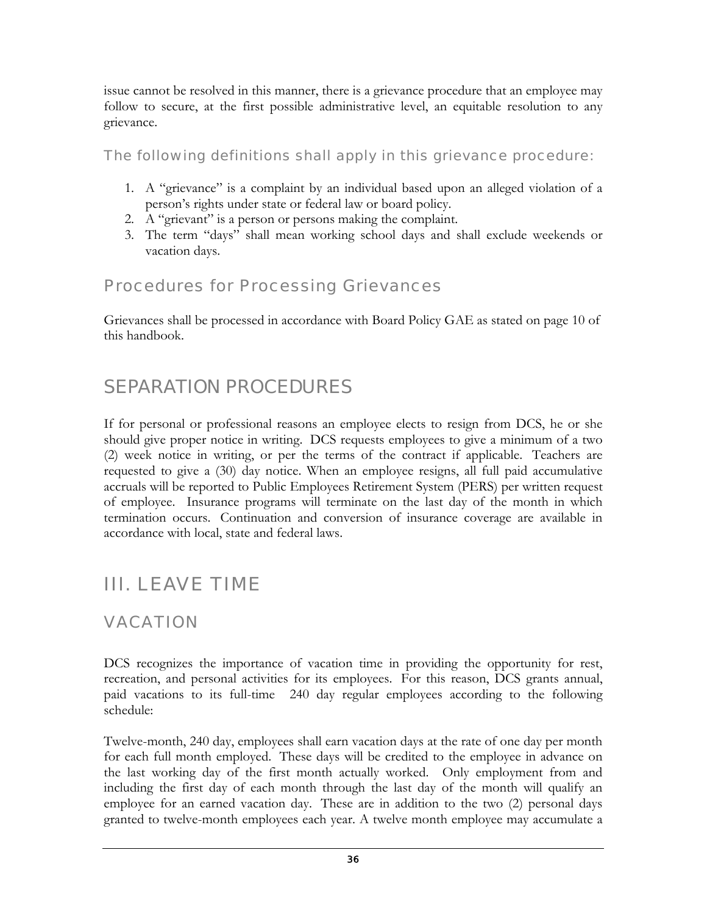issue cannot be resolved in this manner, there is a grievance procedure that an employee may follow to secure, at the first possible administrative level, an equitable resolution to any grievance.

### The following definitions shall apply in this grievance procedure:

1. A "grievance" is a complaint by an individual based upon an alleged violation of a person's rights under state or federal law or board policy.
2. A "grievant" is a person or persons making the complaint.
3. The term "days" shall mean working school days and shall exclude weekends or vacation days.

## Procedures for Processing Grievances

Grievances shall be processed in accordance with Board Policy GAE as stated on page 10 of this handbook.

# SEPARATION PROCEDURES

If for personal or professional reasons an employee elects to resign from DCS, he or she should give proper notice in writing. DCS requests employees to give a minimum of a two (2) week notice in writing, or per the terms of the contract if applicable. Teachers are requested to give a (30) day notice. When an employee resigns, all full paid accumulative accruals will be reported to Public Employees Retirement System (PERS) per written request of employee. Insurance programs will terminate on the last day of the month in which termination occurs. Continuation and conversion of insurance coverage are available in accordance with local, state and federal laws.

# III. LEAVE TIME

## VACATION

DCS recognizes the importance of vacation time in providing the opportunity for rest, recreation, and personal activities for its employees. For this reason, DCS grants annual, paid vacations to its full-time 240 day regular employees according to the following schedule:

Twelve-month, 240 day, employees shall earn vacation days at the rate of one day per month for each full month employed. These days will be credited to the employee in advance on the last working day of the first month actually worked. Only employment from and including the first day of each month through the last day of the month will qualify an employee for an earned vacation day. These are in addition to the two (2) personal days granted to twelve-month employees each year. A twelve month employee may accumulate a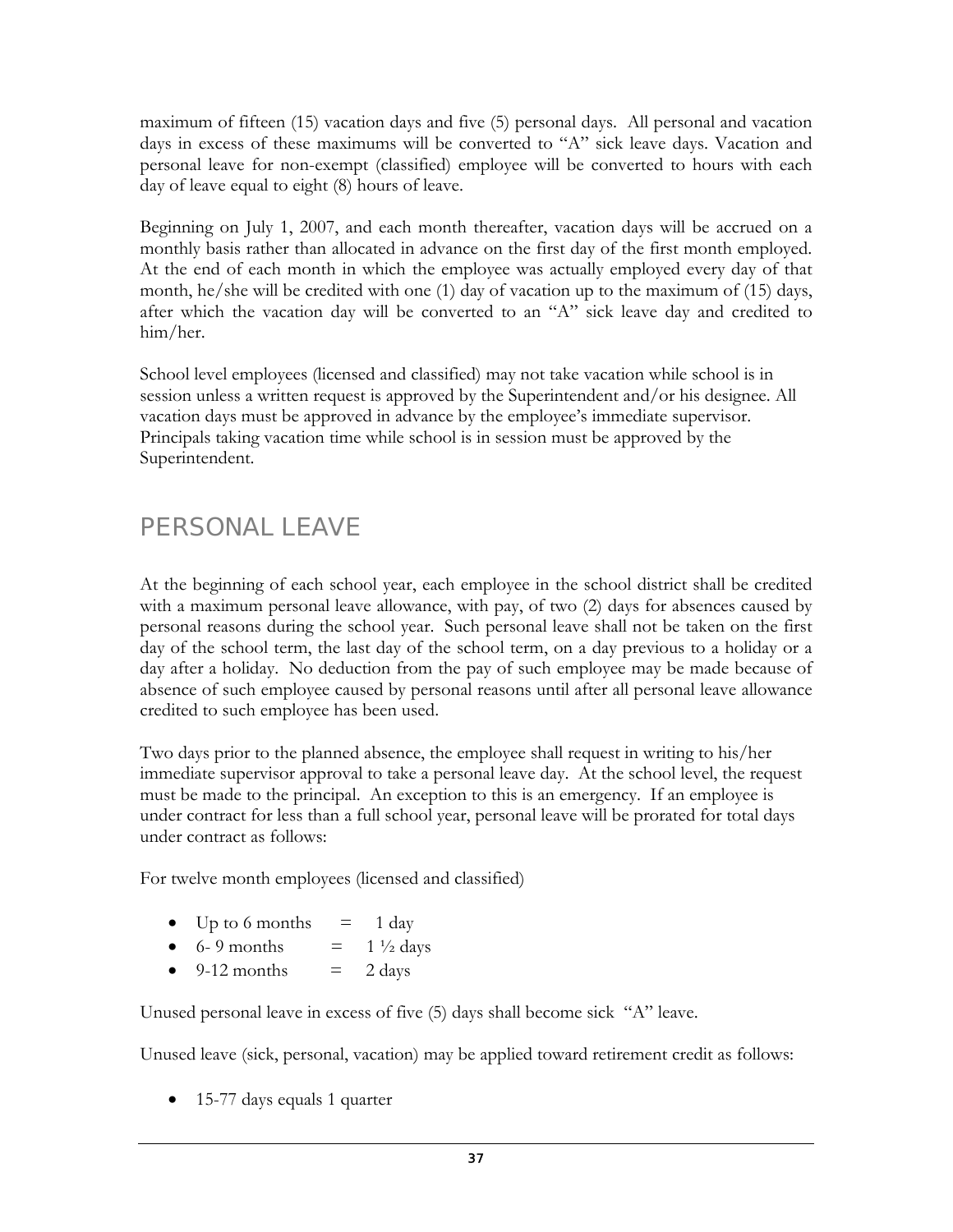maximum of fifteen (15) vacation days and five (5) personal days. All personal and vacation days in excess of these maximums will be converted to "A" sick leave days. Vacation and personal leave for non-exempt (classified) employee will be converted to hours with each day of leave equal to eight (8) hours of leave.

Beginning on July 1, 2007, and each month thereafter, vacation days will be accrued on a monthly basis rather than allocated in advance on the first day of the first month employed. At the end of each month in which the employee was actually employed every day of that month, he/she will be credited with one (1) day of vacation up to the maximum of (15) days, after which the vacation day will be converted to an "A" sick leave day and credited to him/her.

School level employees (licensed and classified) may not take vacation while school is in session unless a written request is approved by the Superintendent and/or his designee. All vacation days must be approved in advance by the employee's immediate supervisor. Principals taking vacation time while school is in session must be approved by the Superintendent.

## PERSONAL LEAVE

At the beginning of each school year, each employee in the school district shall be credited with a maximum personal leave allowance, with pay, of two (2) days for absences caused by personal reasons during the school year. Such personal leave shall not be taken on the first day of the school term, the last day of the school term, on a day previous to a holiday or a day after a holiday. No deduction from the pay of such employee may be made because of absence of such employee caused by personal reasons until after all personal leave allowance credited to such employee has been used.

Two days prior to the planned absence, the employee shall request in writing to his/her immediate supervisor approval to take a personal leave day. At the school level, the request must be made to the principal. An exception to this is an emergency. If an employee is under contract for less than a full school year, personal leave will be prorated for total days under contract as follows:

For twelve month employees (licensed and classified)

- Up to 6 months = 1 day
- 6- 9 months = 1 ½ days
- 9-12 months = 2 days

Unused personal leave in excess of five (5) days shall become sick "A" leave.

Unused leave (sick, personal, vacation) may be applied toward retirement credit as follows:

- 15-77 days equals 1 quarter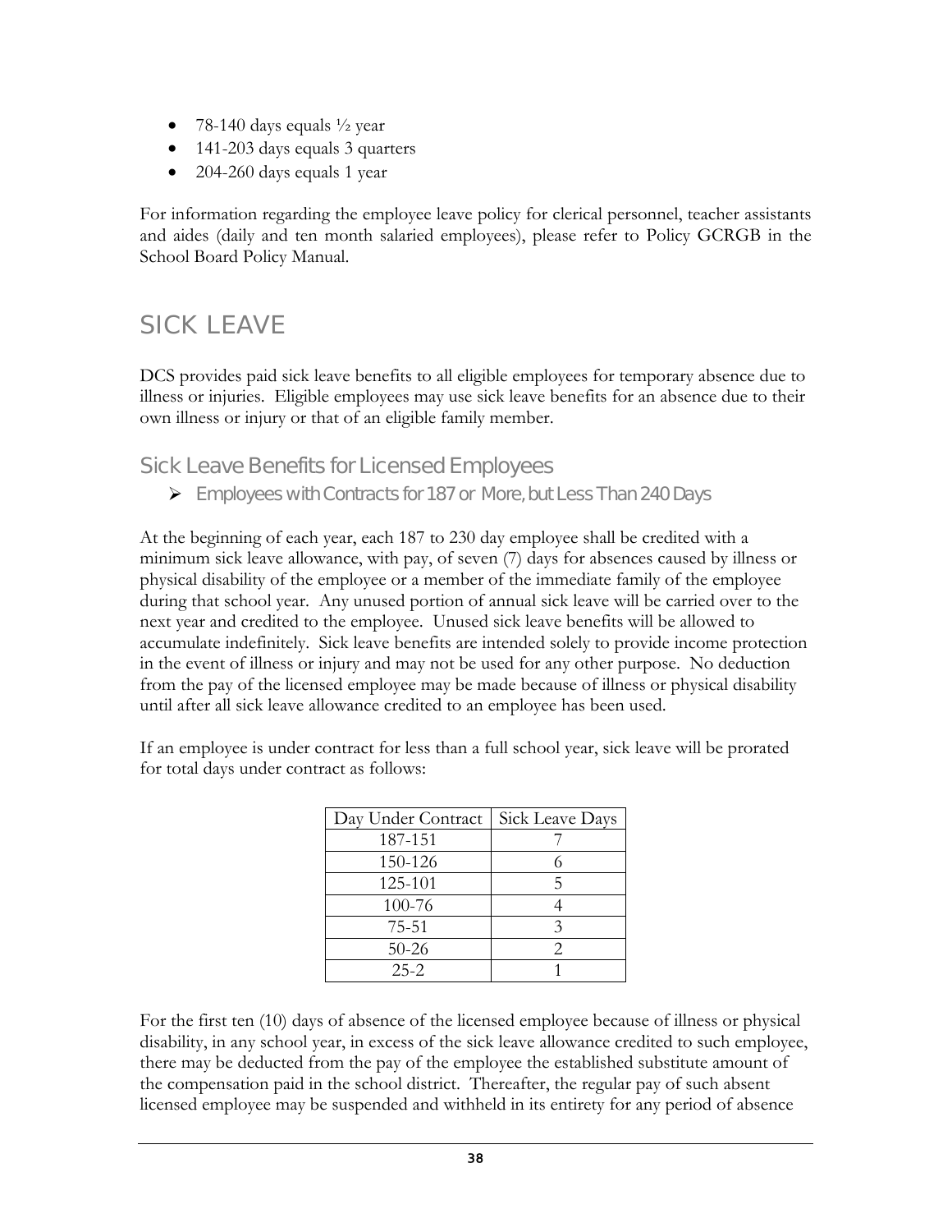- 78-140 days equals ½ year
- 141-203 days equals 3 quarters
- 204-260 days equals 1 year

For information regarding the employee leave policy for clerical personnel, teacher assistants and aides (daily and ten month salaried employees), please refer to Policy GCRGB in the School Board Policy Manual.

# SICK LEAVE

DCS provides paid sick leave benefits to all eligible employees for temporary absence due to illness or injuries. Eligible employees may use sick leave benefits for an absence due to their own illness or injury or that of an eligible family member.

## Sick Leave Benefits for Licensed Employees

- Employees with Contracts for 187 or More, but Less Than 240 Days

At the beginning of each year, each 187 to 230 day employee shall be credited with a minimum sick leave allowance, with pay, of seven (7) days for absences caused by illness or physical disability of the employee or a member of the immediate family of the employee during that school year. Any unused portion of annual sick leave will be carried over to the next year and credited to the employee. Unused sick leave benefits will be allowed to accumulate indefinitely. Sick leave benefits are intended solely to provide income protection in the event of illness or injury and may not be used for any other purpose. No deduction from the pay of the licensed employee may be made because of illness or physical disability until after all sick leave allowance credited to an employee has been used.

If an employee is under contract for less than a full school year, sick leave will be prorated for total days under contract as follows:

| Day Under Contract | Sick Leave Days |
|---|---|
| 187-151 | 7 |
| 150-126 | 6 |
| 125-101 | 5 |
| 100-76 | 4 |
| 75-51 | 3 |
| 50-26 | 2 |
| 25-2 | 1 |

For the first ten (10) days of absence of the licensed employee because of illness or physical disability, in any school year, in excess of the sick leave allowance credited to such employee, there may be deducted from the pay of the employee the established substitute amount of the compensation paid in the school district. Thereafter, the regular pay of such absent licensed employee may be suspended and withheld in its entirety for any period of absence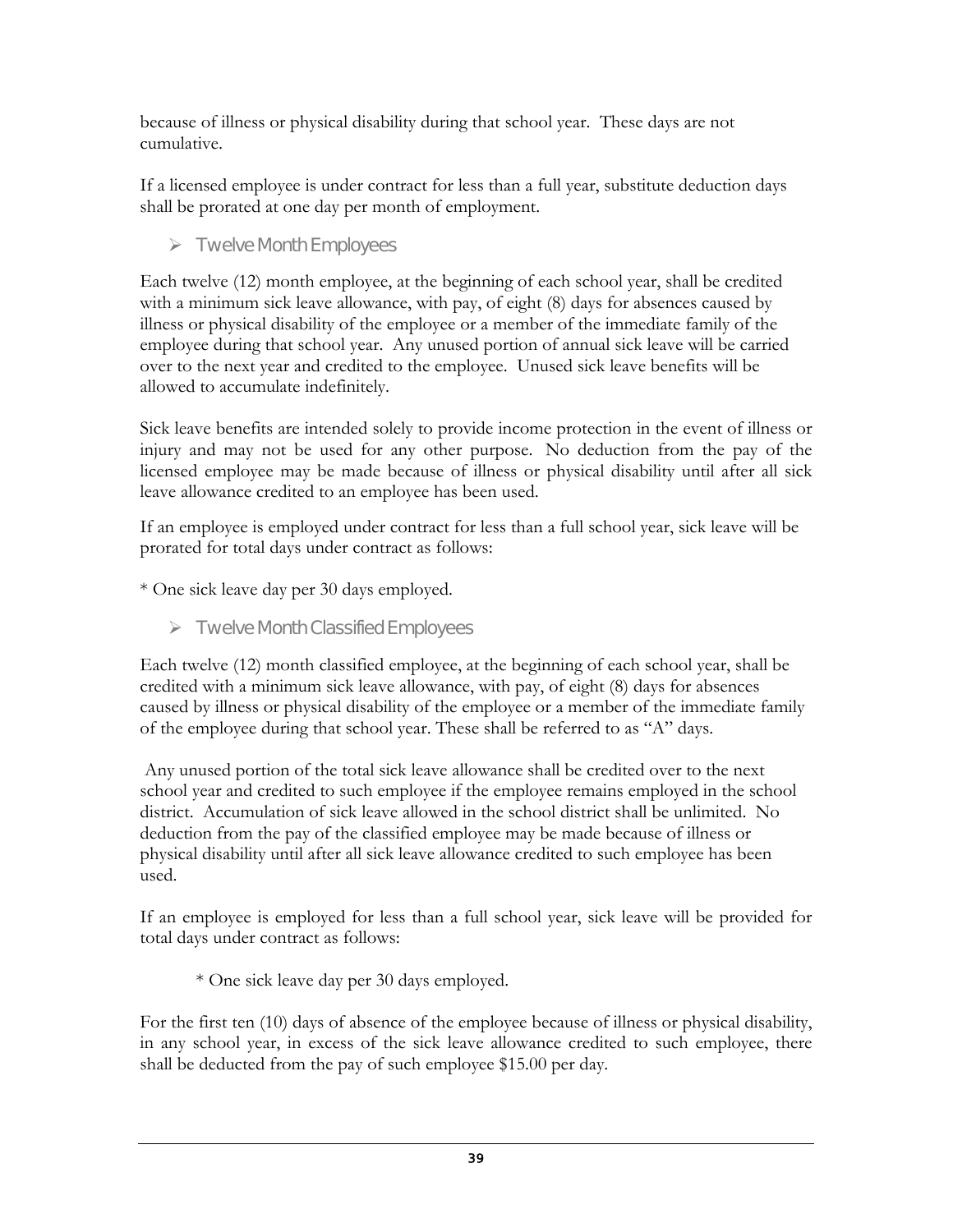because of illness or physical disability during that school year. These days are not cumulative.

If a licensed employee is under contract for less than a full year, substitute deduction days shall be prorated at one day per month of employment.

- Twelve Month Employees

Each twelve (12) month employee, at the beginning of each school year, shall be credited with a minimum sick leave allowance, with pay, of eight (8) days for absences caused by illness or physical disability of the employee or a member of the immediate family of the employee during that school year. Any unused portion of annual sick leave will be carried over to the next year and credited to the employee. Unused sick leave benefits will be allowed to accumulate indefinitely.

Sick leave benefits are intended solely to provide income protection in the event of illness or injury and may not be used for any other purpose. No deduction from the pay of the licensed employee may be made because of illness or physical disability until after all sick leave allowance credited to an employee has been used.

If an employee is employed under contract for less than a full school year, sick leave will be prorated for total days under contract as follows:

* One sick leave day per 30 days employed.

- Twelve Month Classified Employees

Each twelve (12) month classified employee, at the beginning of each school year, shall be credited with a minimum sick leave allowance, with pay, of eight (8) days for absences caused by illness or physical disability of the employee or a member of the immediate family of the employee during that school year. These shall be referred to as "A" days.

Any unused portion of the total sick leave allowance shall be credited over to the next school year and credited to such employee if the employee remains employed in the school district. Accumulation of sick leave allowed in the school district shall be unlimited. No deduction from the pay of the classified employee may be made because of illness or physical disability until after all sick leave allowance credited to such employee has been used.

If an employee is employed for less than a full school year, sick leave will be provided for total days under contract as follows:

* One sick leave day per 30 days employed.

For the first ten (10) days of absence of the employee because of illness or physical disability, in any school year, in excess of the sick leave allowance credited to such employee, there shall be deducted from the pay of such employee $15.00 per day.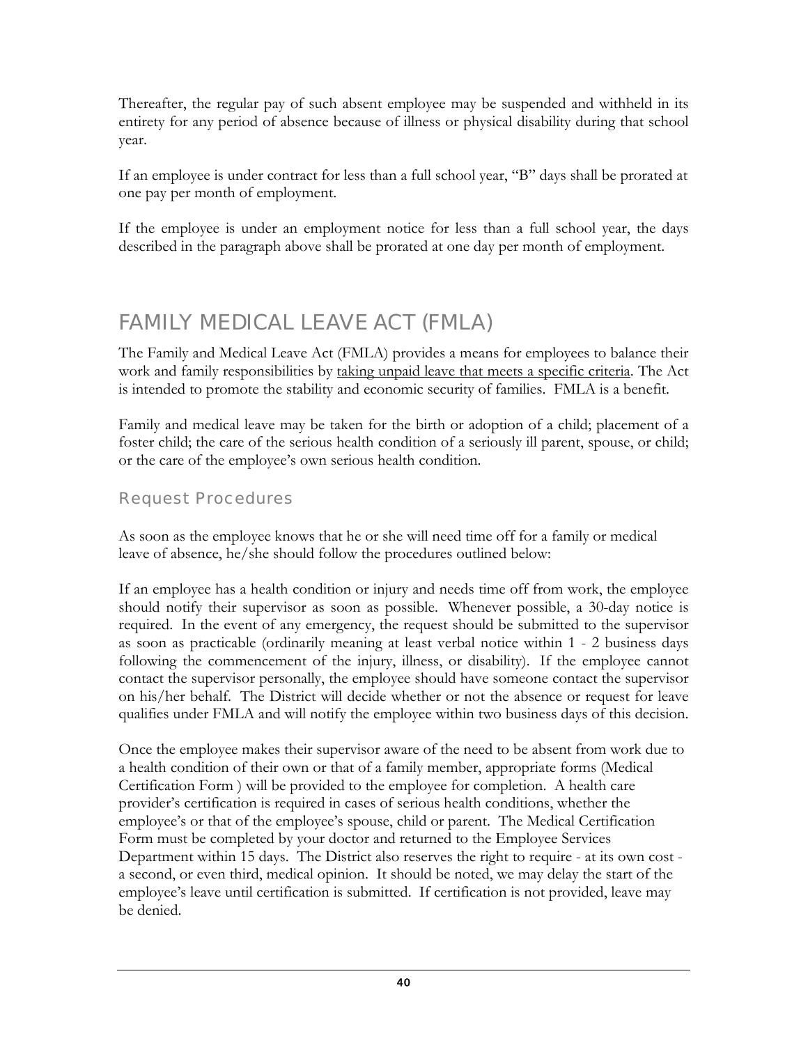Thereafter, the regular pay of such absent employee may be suspended and withheld in its entirety for any period of absence because of illness or physical disability during that school year.

If an employee is under contract for less than a full school year, "B" days shall be prorated at one pay per month of employment.

If the employee is under an employment notice for less than a full school year, the days described in the paragraph above shall be prorated at one day per month of employment.

## FAMILY MEDICAL LEAVE ACT (FMLA)

The Family and Medical Leave Act (FMLA) provides a means for employees to balance their work and family responsibilities by <u>taking unpaid leave that meets a specific criteria</u>. The Act is intended to promote the stability and economic security of families. FMLA is a benefit.

Family and medical leave may be taken for the birth or adoption of a child; placement of a foster child; the care of the serious health condition of a seriously ill parent, spouse, or child; or the care of the employee's own serious health condition.

### Request Procedures

As soon as the employee knows that he or she will need time off for a family or medical leave of absence, he/she should follow the procedures outlined below:

If an employee has a health condition or injury and needs time off from work, the employee should notify their supervisor as soon as possible. Whenever possible, a 30-day notice is required. In the event of any emergency, the request should be submitted to the supervisor as soon as practicable (ordinarily meaning at least verbal notice within 1 - 2 business days following the commencement of the injury, illness, or disability). If the employee cannot contact the supervisor personally, the employee should have someone contact the supervisor on his/her behalf. The District will decide whether or not the absence or request for leave qualifies under FMLA and will notify the employee within two business days of this decision.

Once the employee makes their supervisor aware of the need to be absent from work due to a health condition of their own or that of a family member, appropriate forms (Medical Certification Form ) will be provided to the employee for completion. A health care provider's certification is required in cases of serious health conditions, whether the employee's or that of the employee's spouse, child or parent. The Medical Certification Form must be completed by your doctor and returned to the Employee Services Department within 15 days. The District also reserves the right to require - at its own cost - a second, or even third, medical opinion. It should be noted, we may delay the start of the employee's leave until certification is submitted. If certification is not provided, leave may be denied.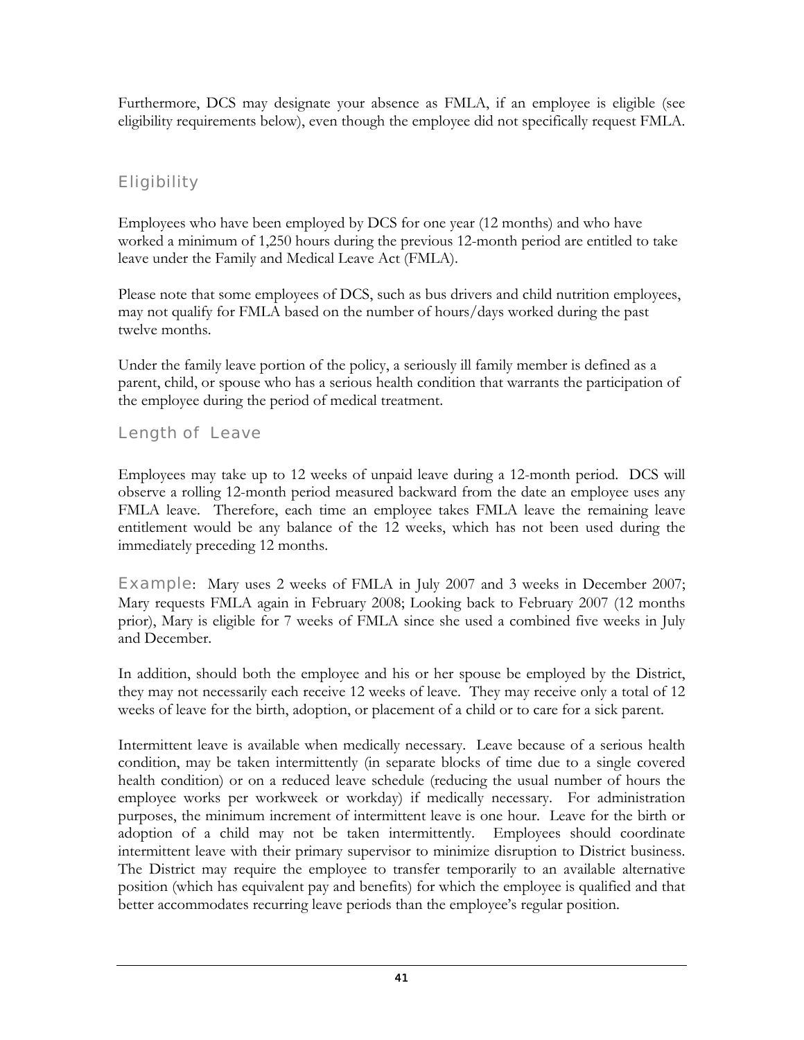Furthermore, DCS may designate your absence as FMLA, if an employee is eligible (see eligibility requirements below), even though the employee did not specifically request FMLA.

## Eligibility

Employees who have been employed by DCS for one year (12 months) and who have worked a minimum of 1,250 hours during the previous 12-month period are entitled to take leave under the Family and Medical Leave Act (FMLA).

Please note that some employees of DCS, such as bus drivers and child nutrition employees, may not qualify for FMLA based on the number of hours/days worked during the past twelve months.

Under the family leave portion of the policy, a seriously ill family member is defined as a parent, child, or spouse who has a serious health condition that warrants the participation of the employee during the period of medical treatment.

## Length of Leave

Employees may take up to 12 weeks of unpaid leave during a 12-month period. DCS will observe a rolling 12-month period measured backward from the date an employee uses any FMLA leave. Therefore, each time an employee takes FMLA leave the remaining leave entitlement would be any balance of the 12 weeks, which has not been used during the immediately preceding 12 months.

Example: Mary uses 2 weeks of FMLA in July 2007 and 3 weeks in December 2007; Mary requests FMLA again in February 2008; Looking back to February 2007 (12 months prior), Mary is eligible for 7 weeks of FMLA since she used a combined five weeks in July and December.

In addition, should both the employee and his or her spouse be employed by the District, they may not necessarily each receive 12 weeks of leave. They may receive only a total of 12 weeks of leave for the birth, adoption, or placement of a child or to care for a sick parent.

Intermittent leave is available when medically necessary. Leave because of a serious health condition, may be taken intermittently (in separate blocks of time due to a single covered health condition) or on a reduced leave schedule (reducing the usual number of hours the employee works per workweek or workday) if medically necessary. For administration purposes, the minimum increment of intermittent leave is one hour. Leave for the birth or adoption of a child may not be taken intermittently. Employees should coordinate intermittent leave with their primary supervisor to minimize disruption to District business. The District may require the employee to transfer temporarily to an available alternative position (which has equivalent pay and benefits) for which the employee is qualified and that better accommodates recurring leave periods than the employee's regular position.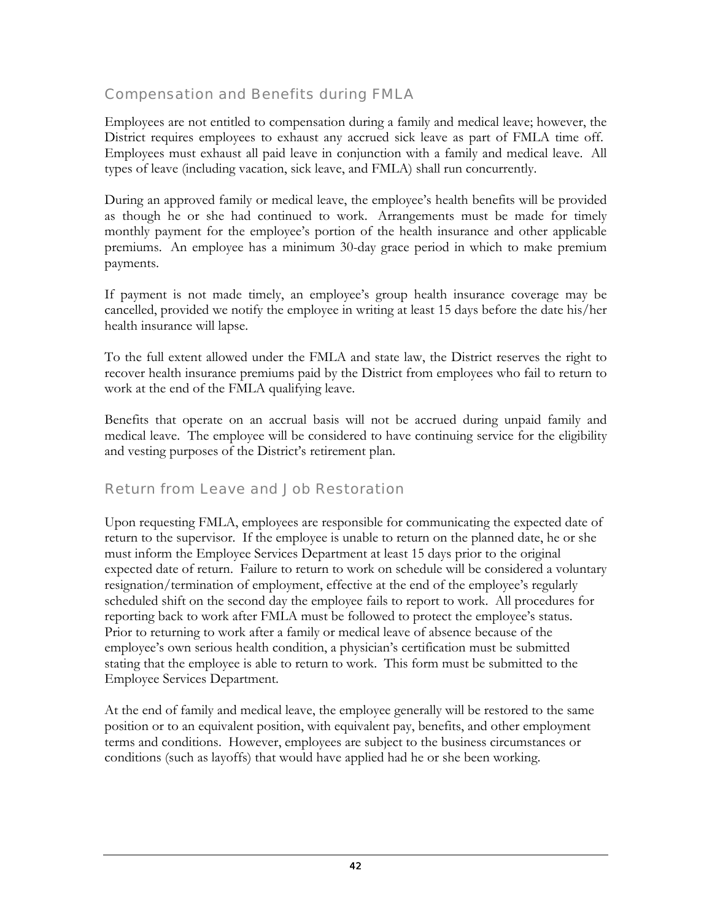## Compensation and Benefits during FMLA

Employees are not entitled to compensation during a family and medical leave; however, the District requires employees to exhaust any accrued sick leave as part of FMLA time off. Employees must exhaust all paid leave in conjunction with a family and medical leave. All types of leave (including vacation, sick leave, and FMLA) shall run concurrently.

During an approved family or medical leave, the employee's health benefits will be provided as though he or she had continued to work. Arrangements must be made for timely monthly payment for the employee's portion of the health insurance and other applicable premiums. An employee has a minimum 30-day grace period in which to make premium payments.

If payment is not made timely, an employee's group health insurance coverage may be cancelled, provided we notify the employee in writing at least 15 days before the date his/her health insurance will lapse.

To the full extent allowed under the FMLA and state law, the District reserves the right to recover health insurance premiums paid by the District from employees who fail to return to work at the end of the FMLA qualifying leave.

Benefits that operate on an accrual basis will not be accrued during unpaid family and medical leave. The employee will be considered to have continuing service for the eligibility and vesting purposes of the District's retirement plan.

## Return from Leave and Job Restoration

Upon requesting FMLA, employees are responsible for communicating the expected date of return to the supervisor. If the employee is unable to return on the planned date, he or she must inform the Employee Services Department at least 15 days prior to the original expected date of return. Failure to return to work on schedule will be considered a voluntary resignation/termination of employment, effective at the end of the employee's regularly scheduled shift on the second day the employee fails to report to work. All procedures for reporting back to work after FMLA must be followed to protect the employee's status. Prior to returning to work after a family or medical leave of absence because of the employee's own serious health condition, a physician's certification must be submitted stating that the employee is able to return to work. This form must be submitted to the Employee Services Department.

At the end of family and medical leave, the employee generally will be restored to the same position or to an equivalent position, with equivalent pay, benefits, and other employment terms and conditions. However, employees are subject to the business circumstances or conditions (such as layoffs) that would have applied had he or she been working.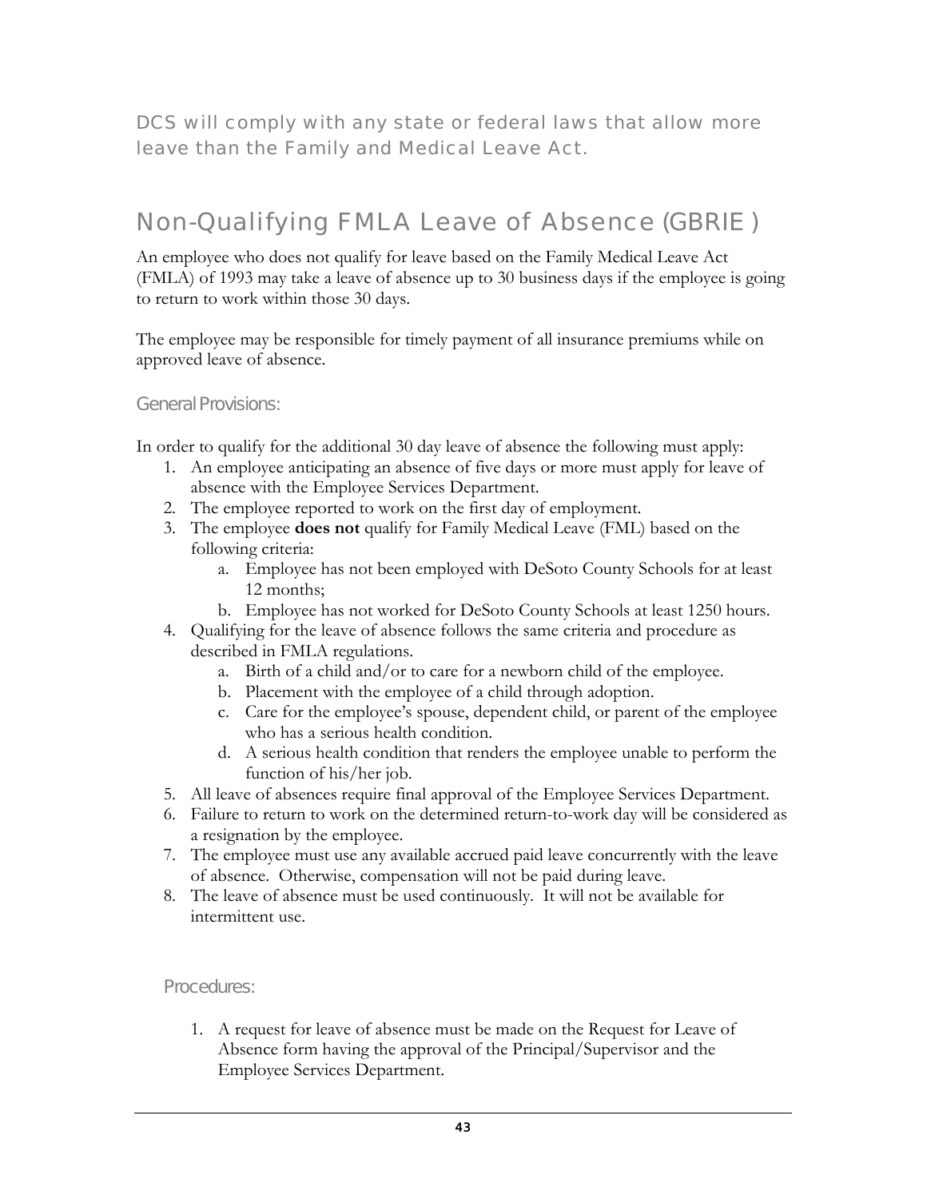DCS will comply with any state or federal laws that allow more leave than the Family and Medical Leave Act.

## Non-Qualifying FMLA Leave of Absence (GBRIE )

An employee who does not qualify for leave based on the Family Medical Leave Act (FMLA) of 1993 may take a leave of absence up to 30 business days if the employee is going to return to work within those 30 days.

The employee may be responsible for timely payment of all insurance premiums while on approved leave of absence.

### General Provisions:

In order to qualify for the additional 30 day leave of absence the following must apply:

1. An employee anticipating an absence of five days or more must apply for leave of absence with the Employee Services Department.
2. The employee reported to work on the first day of employment.
3. The employee **does not** qualify for Family Medical Leave (FML) based on the following criteria:
   a. Employee has not been employed with DeSoto County Schools for at least 12 months;
   b. Employee has not worked for DeSoto County Schools at least 1250 hours.
4. Qualifying for the leave of absence follows the same criteria and procedure as described in FMLA regulations.
   a. Birth of a child and/or to care for a newborn child of the employee.
   b. Placement with the employee of a child through adoption.
   c. Care for the employee's spouse, dependent child, or parent of the employee who has a serious health condition.
   d. A serious health condition that renders the employee unable to perform the function of his/her job.
5. All leave of absences require final approval of the Employee Services Department.
6. Failure to return to work on the determined return-to-work day will be considered as a resignation by the employee.
7. The employee must use any available accrued paid leave concurrently with the leave of absence. Otherwise, compensation will not be paid during leave.
8. The leave of absence must be used continuously. It will not be available for intermittent use.

### Procedures:

1. A request for leave of absence must be made on the Request for Leave of Absence form having the approval of the Principal/Supervisor and the Employee Services Department.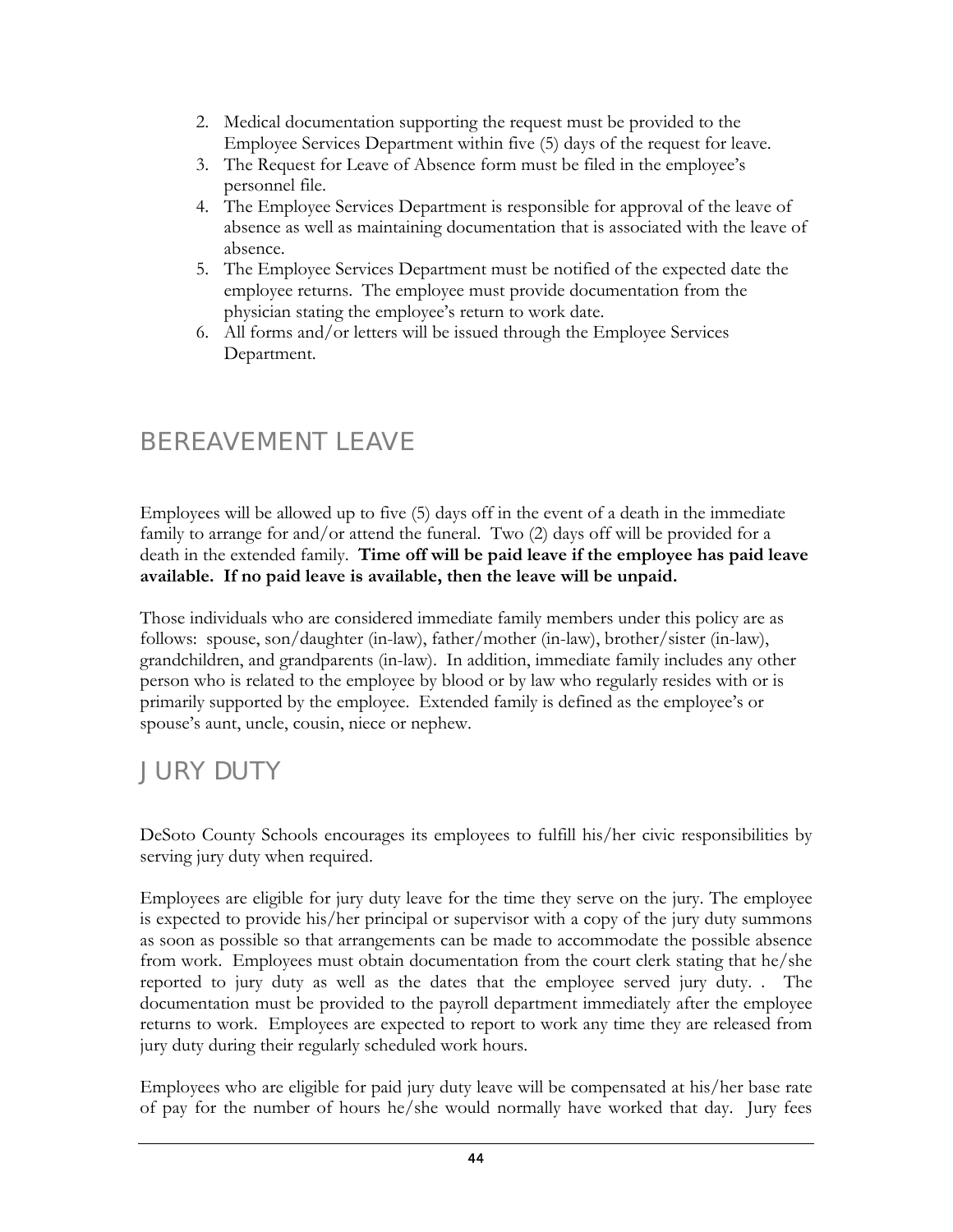2. Medical documentation supporting the request must be provided to the Employee Services Department within five (5) days of the request for leave.
3. The Request for Leave of Absence form must be filed in the employee's personnel file.
4. The Employee Services Department is responsible for approval of the leave of absence as well as maintaining documentation that is associated with the leave of absence.
5. The Employee Services Department must be notified of the expected date the employee returns. The employee must provide documentation from the physician stating the employee's return to work date.
6. All forms and/or letters will be issued through the Employee Services Department.

## BEREAVEMENT LEAVE

Employees will be allowed up to five (5) days off in the event of a death in the immediate family to arrange for and/or attend the funeral. Two (2) days off will be provided for a death in the extended family. **Time off will be paid leave if the employee has paid leave available. If no paid leave is available, then the leave will be unpaid.**

Those individuals who are considered immediate family members under this policy are as follows: spouse, son/daughter (in-law), father/mother (in-law), brother/sister (in-law), grandchildren, and grandparents (in-law). In addition, immediate family includes any other person who is related to the employee by blood or by law who regularly resides with or is primarily supported by the employee. Extended family is defined as the employee's or spouse's aunt, uncle, cousin, niece or nephew.

## JURY DUTY

DeSoto County Schools encourages its employees to fulfill his/her civic responsibilities by serving jury duty when required.

Employees are eligible for jury duty leave for the time they serve on the jury. The employee is expected to provide his/her principal or supervisor with a copy of the jury duty summons as soon as possible so that arrangements can be made to accommodate the possible absence from work. Employees must obtain documentation from the court clerk stating that he/she reported to jury duty as well as the dates that the employee served jury duty. . The documentation must be provided to the payroll department immediately after the employee returns to work. Employees are expected to report to work any time they are released from jury duty during their regularly scheduled work hours.

Employees who are eligible for paid jury duty leave will be compensated at his/her base rate of pay for the number of hours he/she would normally have worked that day. Jury fees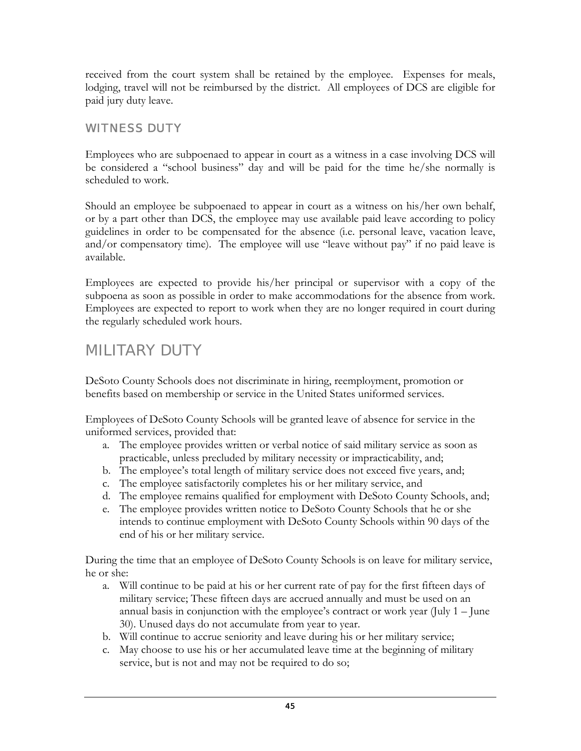received from the court system shall be retained by the employee. Expenses for meals, lodging, travel will not be reimbursed by the district. All employees of DCS are eligible for paid jury duty leave.

### WITNESS DUTY

Employees who are subpoenaed to appear in court as a witness in a case involving DCS will be considered a "school business" day and will be paid for the time he/she normally is scheduled to work.

Should an employee be subpoenaed to appear in court as a witness on his/her own behalf, or by a part other than DCS, the employee may use available paid leave according to policy guidelines in order to be compensated for the absence (i.e. personal leave, vacation leave, and/or compensatory time). The employee will use "leave without pay" if no paid leave is available.

Employees are expected to provide his/her principal or supervisor with a copy of the subpoena as soon as possible in order to make accommodations for the absence from work. Employees are expected to report to work when they are no longer required in court during the regularly scheduled work hours.

## MILITARY DUTY

DeSoto County Schools does not discriminate in hiring, reemployment, promotion or benefits based on membership or service in the United States uniformed services.

Employees of DeSoto County Schools will be granted leave of absence for service in the uniformed services, provided that:

a. The employee provides written or verbal notice of said military service as soon as practicable, unless precluded by military necessity or impracticability, and;
b. The employee's total length of military service does not exceed five years, and;
c. The employee satisfactorily completes his or her military service, and
d. The employee remains qualified for employment with DeSoto County Schools, and;
e. The employee provides written notice to DeSoto County Schools that he or she intends to continue employment with DeSoto County Schools within 90 days of the end of his or her military service.

During the time that an employee of DeSoto County Schools is on leave for military service, he or she:

a. Will continue to be paid at his or her current rate of pay for the first fifteen days of military service; These fifteen days are accrued annually and must be used on an annual basis in conjunction with the employee's contract or work year (July 1 – June 30). Unused days do not accumulate from year to year.
b. Will continue to accrue seniority and leave during his or her military service;
c. May choose to use his or her accumulated leave time at the beginning of military service, but is not and may not be required to do so;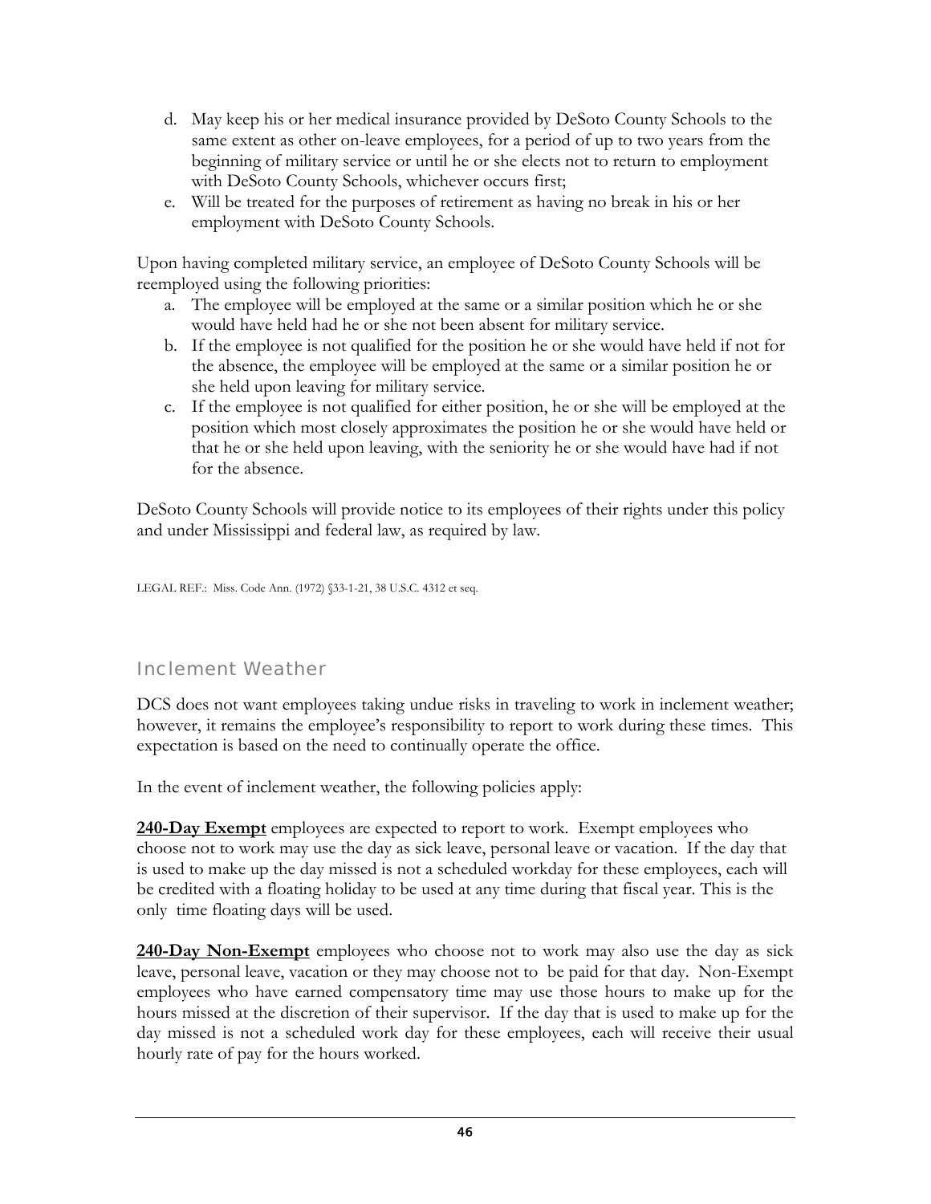d. May keep his or her medical insurance provided by DeSoto County Schools to the same extent as other on-leave employees, for a period of up to two years from the beginning of military service or until he or she elects not to return to employment with DeSoto County Schools, whichever occurs first;
e. Will be treated for the purposes of retirement as having no break in his or her employment with DeSoto County Schools.

Upon having completed military service, an employee of DeSoto County Schools will be reemployed using the following priorities:

a. The employee will be employed at the same or a similar position which he or she would have held had he or she not been absent for military service.
b. If the employee is not qualified for the position he or she would have held if not for the absence, the employee will be employed at the same or a similar position he or she held upon leaving for military service.
c. If the employee is not qualified for either position, he or she will be employed at the position which most closely approximates the position he or she would have held or that he or she held upon leaving, with the seniority he or she would have had if not for the absence.

DeSoto County Schools will provide notice to its employees of their rights under this policy and under Mississippi and federal law, as required by law.

LEGAL REF.: Miss. Code Ann. (1972) §33-1-21, 38 U.S.C. 4312 et seq.

## Inclement Weather

DCS does not want employees taking undue risks in traveling to work in inclement weather; however, it remains the employee's responsibility to report to work during these times. This expectation is based on the need to continually operate the office.

In the event of inclement weather, the following policies apply:

**240-Day Exempt** employees are expected to report to work. Exempt employees who choose not to work may use the day as sick leave, personal leave or vacation. If the day that is used to make up the day missed is not a scheduled workday for these employees, each will be credited with a floating holiday to be used at any time during that fiscal year. This is the only time floating days will be used.

**240-Day Non-Exempt** employees who choose not to work may also use the day as sick leave, personal leave, vacation or they may choose not to be paid for that day. Non-Exempt employees who have earned compensatory time may use those hours to make up for the hours missed at the discretion of their supervisor. If the day that is used to make up for the day missed is not a scheduled work day for these employees, each will receive their usual hourly rate of pay for the hours worked.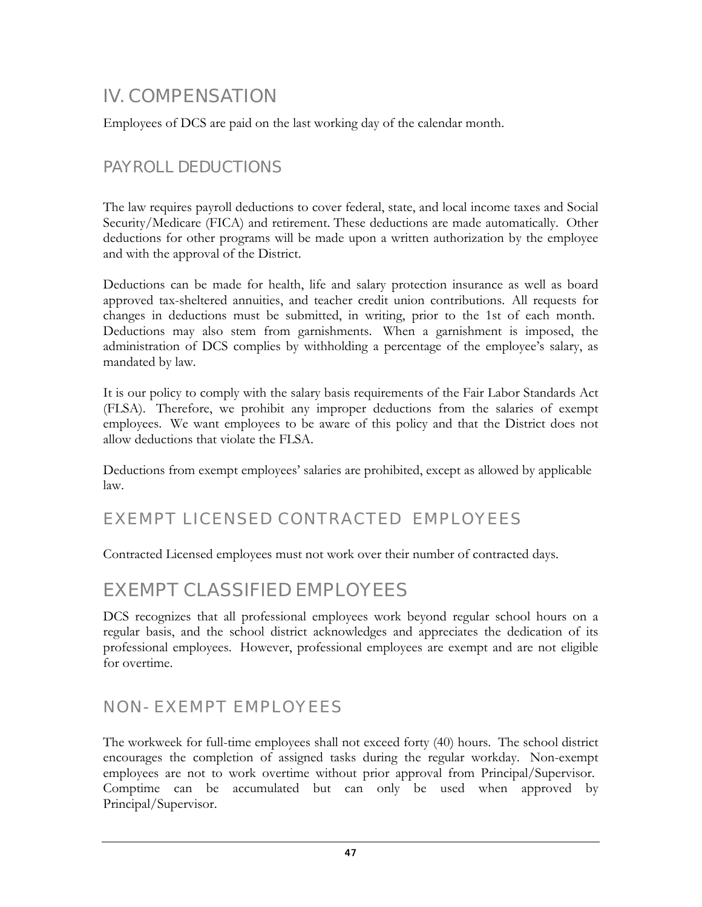# IV. COMPENSATION

Employees of DCS are paid on the last working day of the calendar month.

## PAYROLL DEDUCTIONS

The law requires payroll deductions to cover federal, state, and local income taxes and Social Security/Medicare (FICA) and retirement. These deductions are made automatically. Other deductions for other programs will be made upon a written authorization by the employee and with the approval of the District.

Deductions can be made for health, life and salary protection insurance as well as board approved tax-sheltered annuities, and teacher credit union contributions. All requests for changes in deductions must be submitted, in writing, prior to the 1st of each month. Deductions may also stem from garnishments. When a garnishment is imposed, the administration of DCS complies by withholding a percentage of the employee's salary, as mandated by law.

It is our policy to comply with the salary basis requirements of the Fair Labor Standards Act (FLSA). Therefore, we prohibit any improper deductions from the salaries of exempt employees. We want employees to be aware of this policy and that the District does not allow deductions that violate the FLSA.

Deductions from exempt employees' salaries are prohibited, except as allowed by applicable law.

## EXEMPT LICENSED CONTRACTED EMPLOYEES

Contracted Licensed employees must not work over their number of contracted days.

## EXEMPT CLASSIFIED EMPLOYEES

DCS recognizes that all professional employees work beyond regular school hours on a regular basis, and the school district acknowledges and appreciates the dedication of its professional employees. However, professional employees are exempt and are not eligible for overtime.

## NON- EXEMPT EMPLOYEES

The workweek for full-time employees shall not exceed forty (40) hours. The school district encourages the completion of assigned tasks during the regular workday. Non-exempt employees are not to work overtime without prior approval from Principal/Supervisor. Comptime can be accumulated but can only be used when approved by Principal/Supervisor.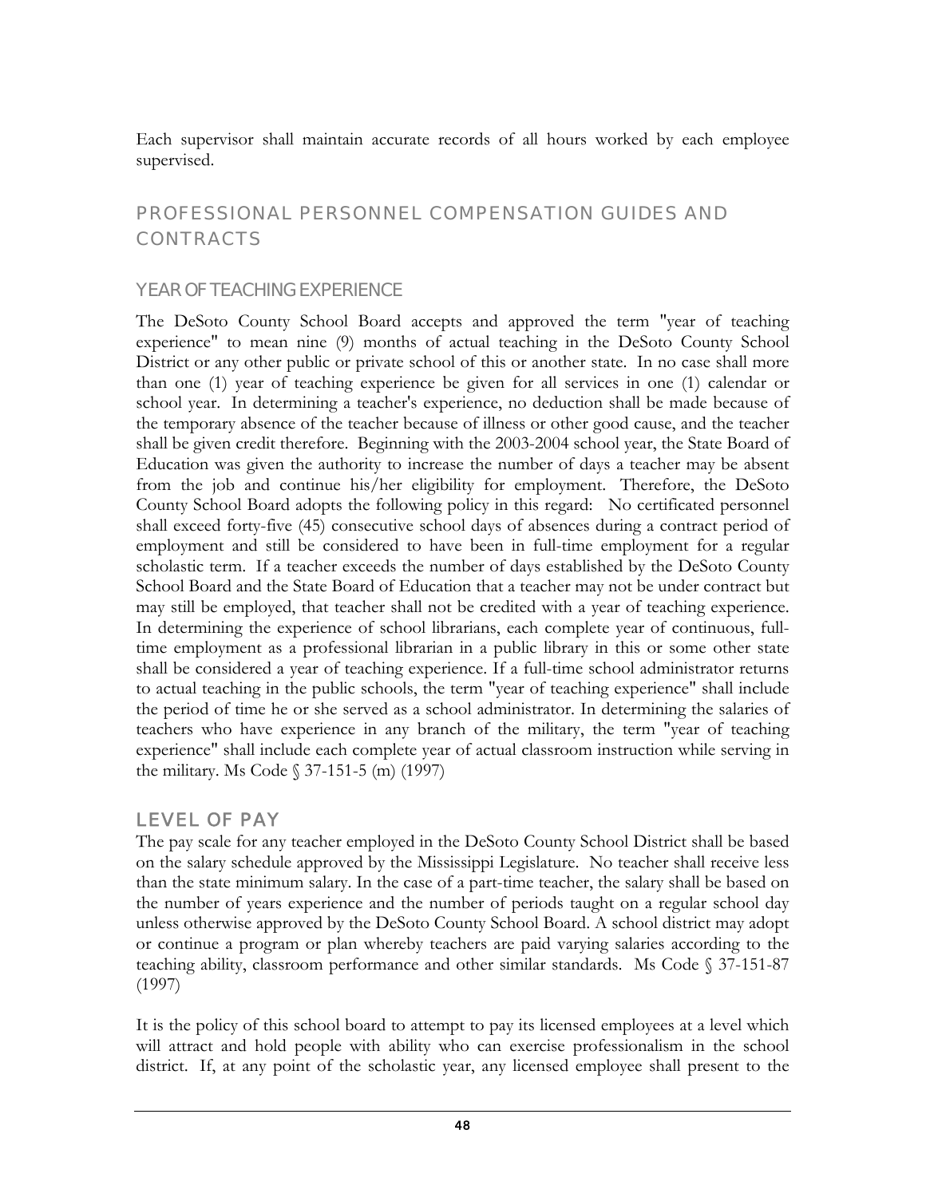Each supervisor shall maintain accurate records of all hours worked by each employee supervised.

## PROFESSIONAL PERSONNEL COMPENSATION GUIDES AND CONTRACTS

### YEAR OF TEACHING EXPERIENCE

The DeSoto County School Board accepts and approved the term "year of teaching experience" to mean nine (9) months of actual teaching in the DeSoto County School District or any other public or private school of this or another state. In no case shall more than one (1) year of teaching experience be given for all services in one (1) calendar or school year. In determining a teacher's experience, no deduction shall be made because of the temporary absence of the teacher because of illness or other good cause, and the teacher shall be given credit therefore. Beginning with the 2003-2004 school year, the State Board of Education was given the authority to increase the number of days a teacher may be absent from the job and continue his/her eligibility for employment. Therefore, the DeSoto County School Board adopts the following policy in this regard: No certificated personnel shall exceed forty-five (45) consecutive school days of absences during a contract period of employment and still be considered to have been in full-time employment for a regular scholastic term. If a teacher exceeds the number of days established by the DeSoto County School Board and the State Board of Education that a teacher may not be under contract but may still be employed, that teacher shall not be credited with a year of teaching experience. In determining the experience of school librarians, each complete year of continuous, full-time employment as a professional librarian in a public library in this or some other state shall be considered a year of teaching experience. If a full-time school administrator returns to actual teaching in the public schools, the term "year of teaching experience" shall include the period of time he or she served as a school administrator. In determining the salaries of teachers who have experience in any branch of the military, the term "year of teaching experience" shall include each complete year of actual classroom instruction while serving in the military. Ms Code § 37-151-5 (m) (1997)

### LEVEL OF PAY

The pay scale for any teacher employed in the DeSoto County School District shall be based on the salary schedule approved by the Mississippi Legislature. No teacher shall receive less than the state minimum salary. In the case of a part-time teacher, the salary shall be based on the number of years experience and the number of periods taught on a regular school day unless otherwise approved by the DeSoto County School Board. A school district may adopt or continue a program or plan whereby teachers are paid varying salaries according to the teaching ability, classroom performance and other similar standards. Ms Code § 37-151-87 (1997)

It is the policy of this school board to attempt to pay its licensed employees at a level which will attract and hold people with ability who can exercise professionalism in the school district. If, at any point of the scholastic year, any licensed employee shall present to the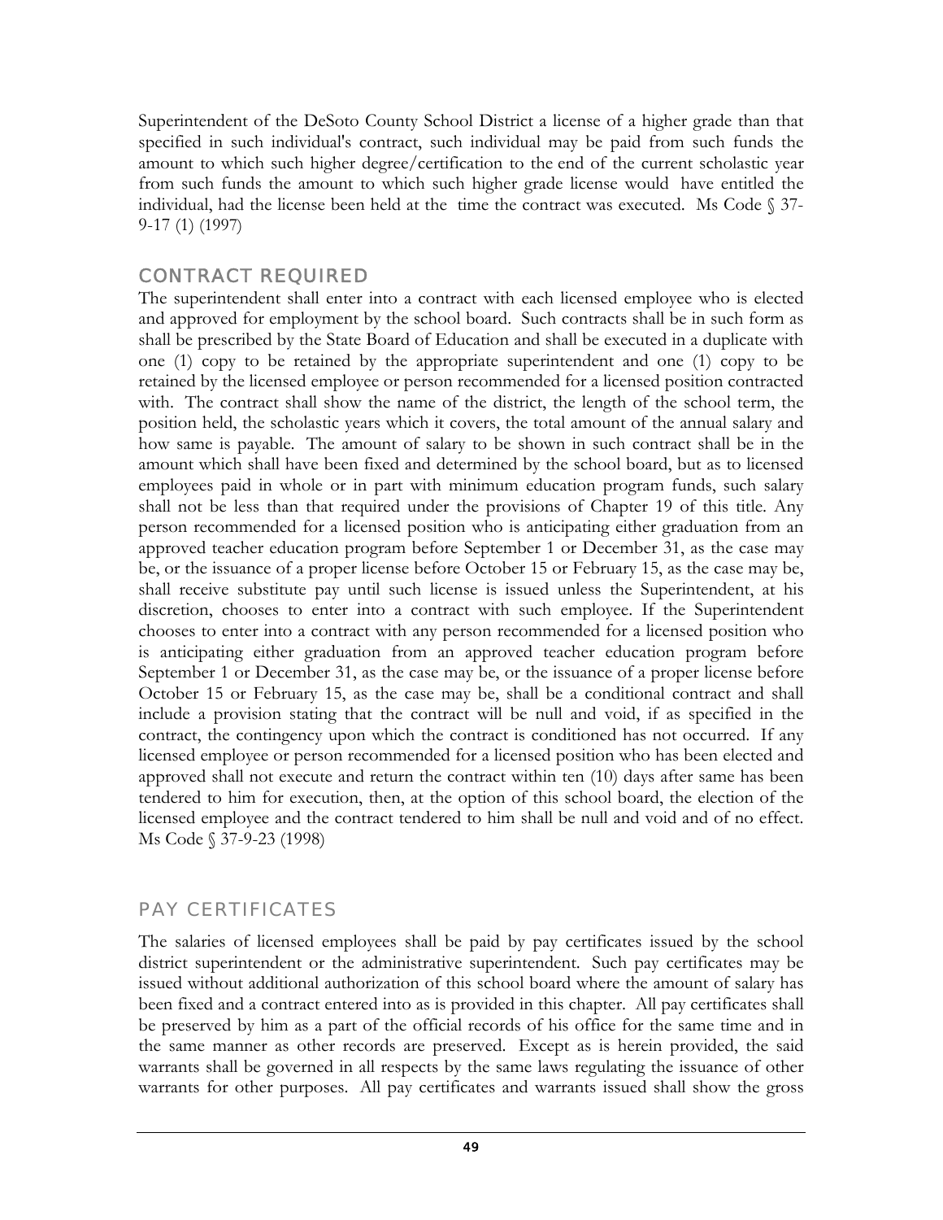Superintendent of the DeSoto County School District a license of a higher grade than that specified in such individual's contract, such individual may be paid from such funds the amount to which such higher degree/certification to the end of the current scholastic year from such funds the amount to which such higher grade license would have entitled the individual, had the license been held at the time the contract was executed. Ms Code § 37-9-17 (1) (1997)

## CONTRACT REQUIRED

The superintendent shall enter into a contract with each licensed employee who is elected and approved for employment by the school board. Such contracts shall be in such form as shall be prescribed by the State Board of Education and shall be executed in a duplicate with one (1) copy to be retained by the appropriate superintendent and one (1) copy to be retained by the licensed employee or person recommended for a licensed position contracted with. The contract shall show the name of the district, the length of the school term, the position held, the scholastic years which it covers, the total amount of the annual salary and how same is payable. The amount of salary to be shown in such contract shall be in the amount which shall have been fixed and determined by the school board, but as to licensed employees paid in whole or in part with minimum education program funds, such salary shall not be less than that required under the provisions of Chapter 19 of this title. Any person recommended for a licensed position who is anticipating either graduation from an approved teacher education program before September 1 or December 31, as the case may be, or the issuance of a proper license before October 15 or February 15, as the case may be, shall receive substitute pay until such license is issued unless the Superintendent, at his discretion, chooses to enter into a contract with such employee. If the Superintendent chooses to enter into a contract with any person recommended for a licensed position who is anticipating either graduation from an approved teacher education program before September 1 or December 31, as the case may be, or the issuance of a proper license before October 15 or February 15, as the case may be, shall be a conditional contract and shall include a provision stating that the contract will be null and void, if as specified in the contract, the contingency upon which the contract is conditioned has not occurred. If any licensed employee or person recommended for a licensed position who has been elected and approved shall not execute and return the contract within ten (10) days after same has been tendered to him for execution, then, at the option of this school board, the election of the licensed employee and the contract tendered to him shall be null and void and of no effect. Ms Code § 37-9-23 (1998)

## PAY CERTIFICATES

The salaries of licensed employees shall be paid by pay certificates issued by the school district superintendent or the administrative superintendent. Such pay certificates may be issued without additional authorization of this school board where the amount of salary has been fixed and a contract entered into as is provided in this chapter. All pay certificates shall be preserved by him as a part of the official records of his office for the same time and in the same manner as other records are preserved. Except as is herein provided, the said warrants shall be governed in all respects by the same laws regulating the issuance of other warrants for other purposes. All pay certificates and warrants issued shall show the gross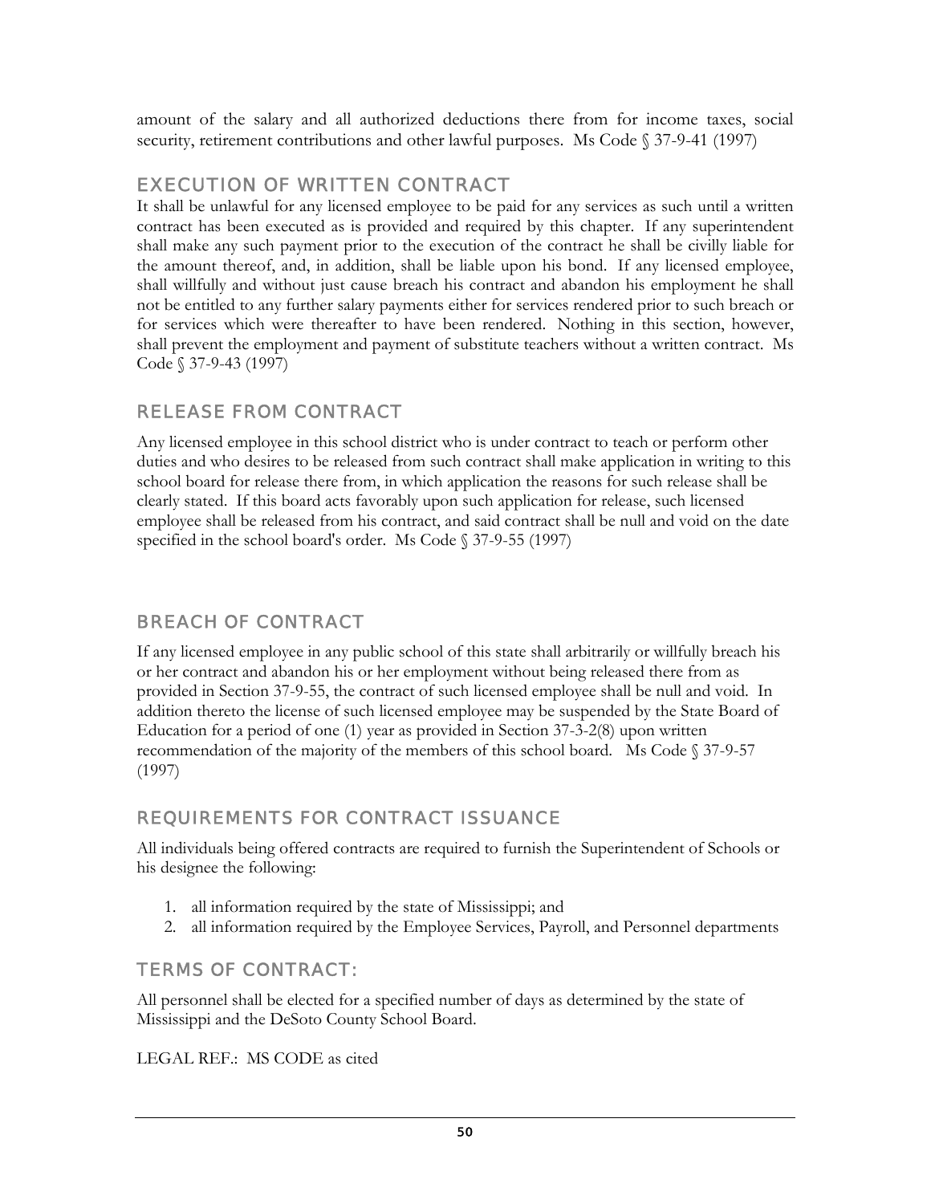amount of the salary and all authorized deductions there from for income taxes, social security, retirement contributions and other lawful purposes. Ms Code § 37-9-41 (1997)

## EXECUTION OF WRITTEN CONTRACT

It shall be unlawful for any licensed employee to be paid for any services as such until a written contract has been executed as is provided and required by this chapter. If any superintendent shall make any such payment prior to the execution of the contract he shall be civilly liable for the amount thereof, and, in addition, shall be liable upon his bond. If any licensed employee, shall willfully and without just cause breach his contract and abandon his employment he shall not be entitled to any further salary payments either for services rendered prior to such breach or for services which were thereafter to have been rendered. Nothing in this section, however, shall prevent the employment and payment of substitute teachers without a written contract. Ms Code § 37-9-43 (1997)

## RELEASE FROM CONTRACT

Any licensed employee in this school district who is under contract to teach or perform other duties and who desires to be released from such contract shall make application in writing to this school board for release there from, in which application the reasons for such release shall be clearly stated. If this board acts favorably upon such application for release, such licensed employee shall be released from his contract, and said contract shall be null and void on the date specified in the school board's order. Ms Code § 37-9-55 (1997)

## BREACH OF CONTRACT

If any licensed employee in any public school of this state shall arbitrarily or willfully breach his or her contract and abandon his or her employment without being released there from as provided in Section 37-9-55, the contract of such licensed employee shall be null and void. In addition thereto the license of such licensed employee may be suspended by the State Board of Education for a period of one (1) year as provided in Section 37-3-2(8) upon written recommendation of the majority of the members of this school board. Ms Code § 37-9-57 (1997)

## REQUIREMENTS FOR CONTRACT ISSUANCE

All individuals being offered contracts are required to furnish the Superintendent of Schools or his designee the following:

1. all information required by the state of Mississippi; and
2. all information required by the Employee Services, Payroll, and Personnel departments

## TERMS OF CONTRACT:

All personnel shall be elected for a specified number of days as determined by the state of Mississippi and the DeSoto County School Board.

LEGAL REF.: MS CODE as cited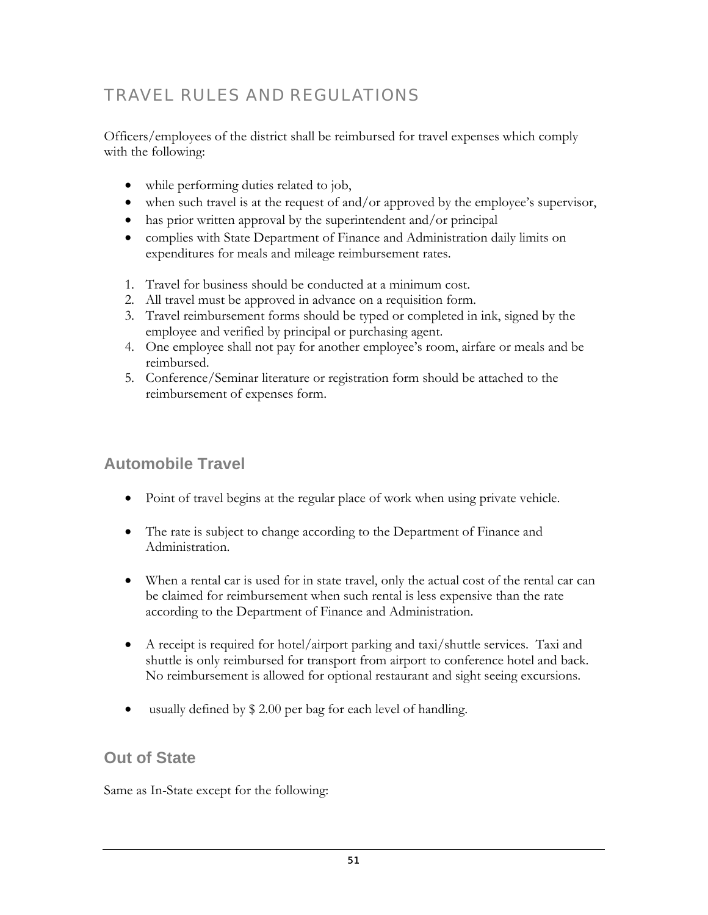# TRAVEL RULES AND REGULATIONS

Officers/employees of the district shall be reimbursed for travel expenses which comply with the following:

- while performing duties related to job,
- when such travel is at the request of and/or approved by the employee's supervisor,
- has prior written approval by the superintendent and/or principal
- complies with State Department of Finance and Administration daily limits on expenditures for meals and mileage reimbursement rates.

1. Travel for business should be conducted at a minimum cost.
2. All travel must be approved in advance on a requisition form.
3. Travel reimbursement forms should be typed or completed in ink, signed by the employee and verified by principal or purchasing agent.
4. One employee shall not pay for another employee's room, airfare or meals and be reimbursed.
5. Conference/Seminar literature or registration form should be attached to the reimbursement of expenses form.

## Automobile Travel

- Point of travel begins at the regular place of work when using private vehicle.

- The rate is subject to change according to the Department of Finance and Administration.

- When a rental car is used for in state travel, only the actual cost of the rental car can be claimed for reimbursement when such rental is less expensive than the rate according to the Department of Finance and Administration.

- A receipt is required for hotel/airport parking and taxi/shuttle services. Taxi and shuttle is only reimbursed for transport from airport to conference hotel and back. No reimbursement is allowed for optional restaurant and sight seeing excursions.

- usually defined by $ 2.00 per bag for each level of handling.

## Out of State

Same as In-State except for the following: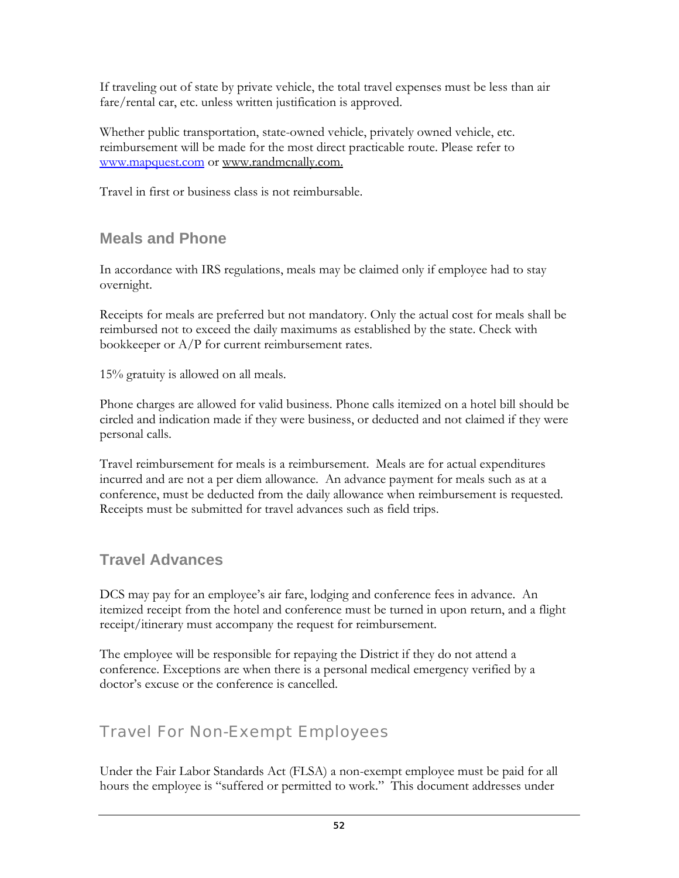If traveling out of state by private vehicle, the total travel expenses must be less than air fare/rental car, etc. unless written justification is approved.

Whether public transportation, state-owned vehicle, privately owned vehicle, etc. reimbursement will be made for the most direct practicable route. Please refer to www.mapquest.com or www.randmcnally.com.

Travel in first or business class is not reimbursable.

## Meals and Phone

In accordance with IRS regulations, meals may be claimed only if employee had to stay overnight.

Receipts for meals are preferred but not mandatory. Only the actual cost for meals shall be reimbursed not to exceed the daily maximums as established by the state. Check with bookkeeper or A/P for current reimbursement rates.

15% gratuity is allowed on all meals.

Phone charges are allowed for valid business. Phone calls itemized on a hotel bill should be circled and indication made if they were business, or deducted and not claimed if they were personal calls.

Travel reimbursement for meals is a reimbursement. Meals are for actual expenditures incurred and are not a per diem allowance. An advance payment for meals such as at a conference, must be deducted from the daily allowance when reimbursement is requested. Receipts must be submitted for travel advances such as field trips.

## Travel Advances

DCS may pay for an employee's air fare, lodging and conference fees in advance. An itemized receipt from the hotel and conference must be turned in upon return, and a flight receipt/itinerary must accompany the request for reimbursement.

The employee will be responsible for repaying the District if they do not attend a conference. Exceptions are when there is a personal medical emergency verified by a doctor's excuse or the conference is cancelled.

## Travel For Non-Exempt Employees

Under the Fair Labor Standards Act (FLSA) a non-exempt employee must be paid for all hours the employee is "suffered or permitted to work." This document addresses under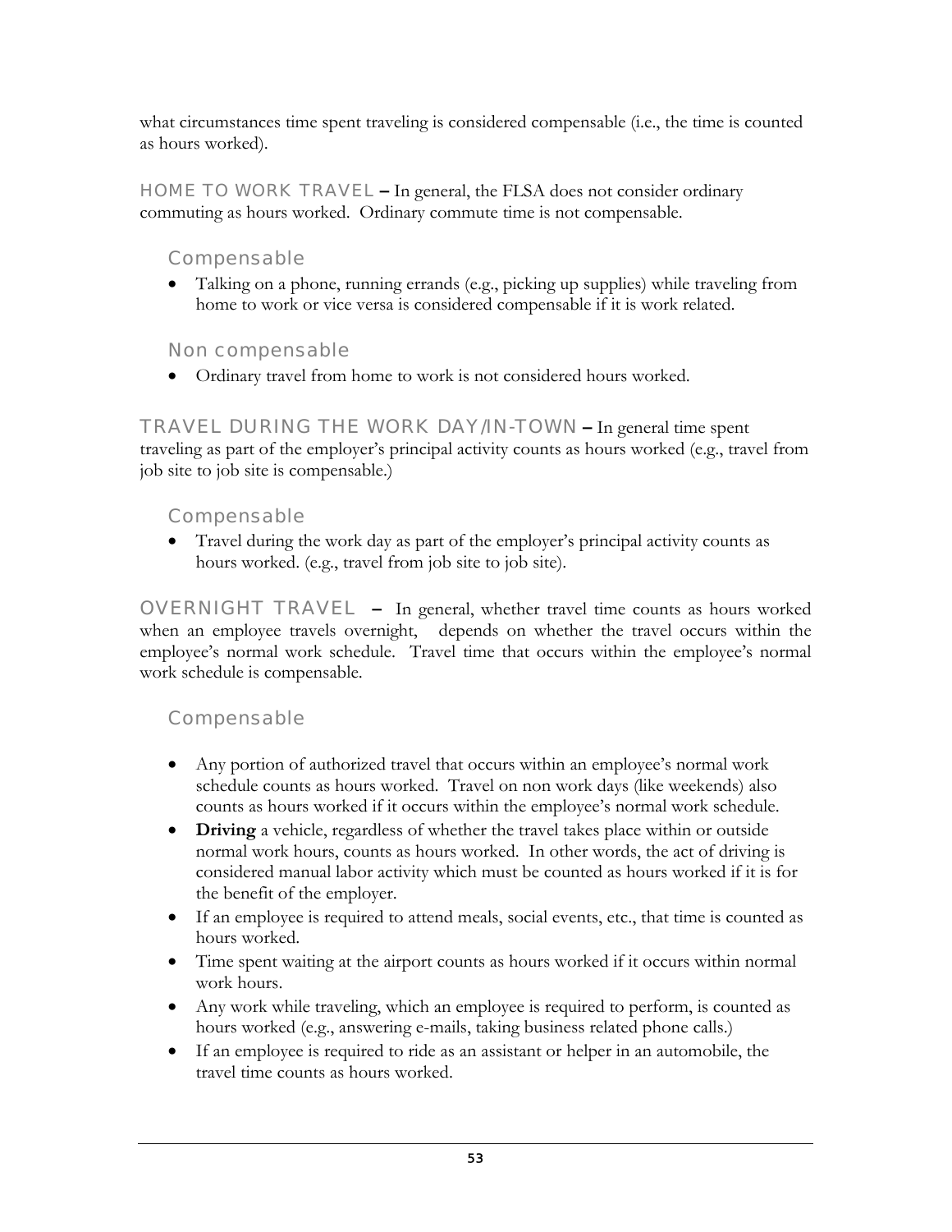what circumstances time spent traveling is considered compensable (i.e., the time is counted as hours worked).

HOME TO WORK TRAVEL – In general, the FLSA does not consider ordinary commuting as hours worked. Ordinary commute time is not compensable.

### Compensable

- Talking on a phone, running errands (e.g., picking up supplies) while traveling from home to work or vice versa is considered compensable if it is work related.

### Non compensable

- Ordinary travel from home to work is not considered hours worked.

TRAVEL DURING THE WORK DAY/IN-TOWN – In general time spent traveling as part of the employer's principal activity counts as hours worked (e.g., travel from job site to job site is compensable.)

### Compensable

- Travel during the work day as part of the employer's principal activity counts as hours worked. (e.g., travel from job site to job site).

OVERNIGHT TRAVEL – In general, whether travel time counts as hours worked when an employee travels overnight, depends on whether the travel occurs within the employee's normal work schedule. Travel time that occurs within the employee's normal work schedule is compensable.

### Compensable

- Any portion of authorized travel that occurs within an employee's normal work schedule counts as hours worked. Travel on non work days (like weekends) also counts as hours worked if it occurs within the employee's normal work schedule.
- **Driving** a vehicle, regardless of whether the travel takes place within or outside normal work hours, counts as hours worked. In other words, the act of driving is considered manual labor activity which must be counted as hours worked if it is for the benefit of the employer.
- If an employee is required to attend meals, social events, etc., that time is counted as hours worked.
- Time spent waiting at the airport counts as hours worked if it occurs within normal work hours.
- Any work while traveling, which an employee is required to perform, is counted as hours worked (e.g., answering e-mails, taking business related phone calls.)
- If an employee is required to ride as an assistant or helper in an automobile, the travel time counts as hours worked.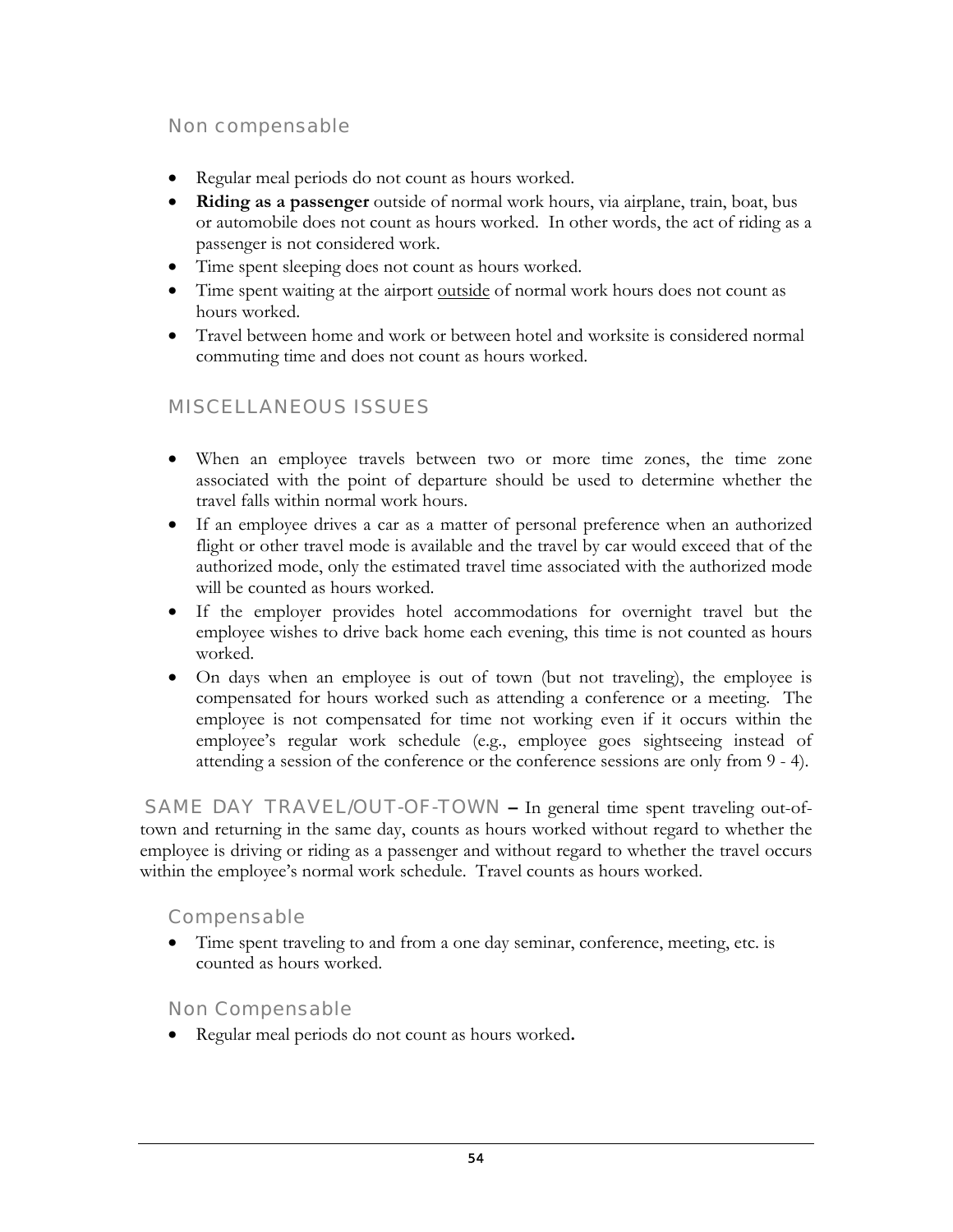### Non compensable

- Regular meal periods do not count as hours worked.
- **Riding as a passenger** outside of normal work hours, via airplane, train, boat, bus or automobile does not count as hours worked. In other words, the act of riding as a passenger is not considered work.
- Time spent sleeping does not count as hours worked.
- Time spent waiting at the airport <u>outside</u> of normal work hours does not count as hours worked.
- Travel between home and work or between hotel and worksite is considered normal commuting time and does not count as hours worked.

## MISCELLANEOUS ISSUES

- When an employee travels between two or more time zones, the time zone associated with the point of departure should be used to determine whether the travel falls within normal work hours.
- If an employee drives a car as a matter of personal preference when an authorized flight or other travel mode is available and the travel by car would exceed that of the authorized mode, only the estimated travel time associated with the authorized mode will be counted as hours worked.
- If the employer provides hotel accommodations for overnight travel but the employee wishes to drive back home each evening, this time is not counted as hours worked.
- On days when an employee is out of town (but not traveling), the employee is compensated for hours worked such as attending a conference or a meeting. The employee is not compensated for time not working even if it occurs within the employee's regular work schedule (e.g., employee goes sightseeing instead of attending a session of the conference or the conference sessions are only from 9 - 4).

SAME DAY TRAVEL/OUT-OF-TOWN – In general time spent traveling out-of-town and returning in the same day, counts as hours worked without regard to whether the employee is driving or riding as a passenger and without regard to whether the travel occurs within the employee's normal work schedule. Travel counts as hours worked.

### Compensable

- Time spent traveling to and from a one day seminar, conference, meeting, etc. is counted as hours worked.

### Non Compensable

- Regular meal periods do not count as hours worked.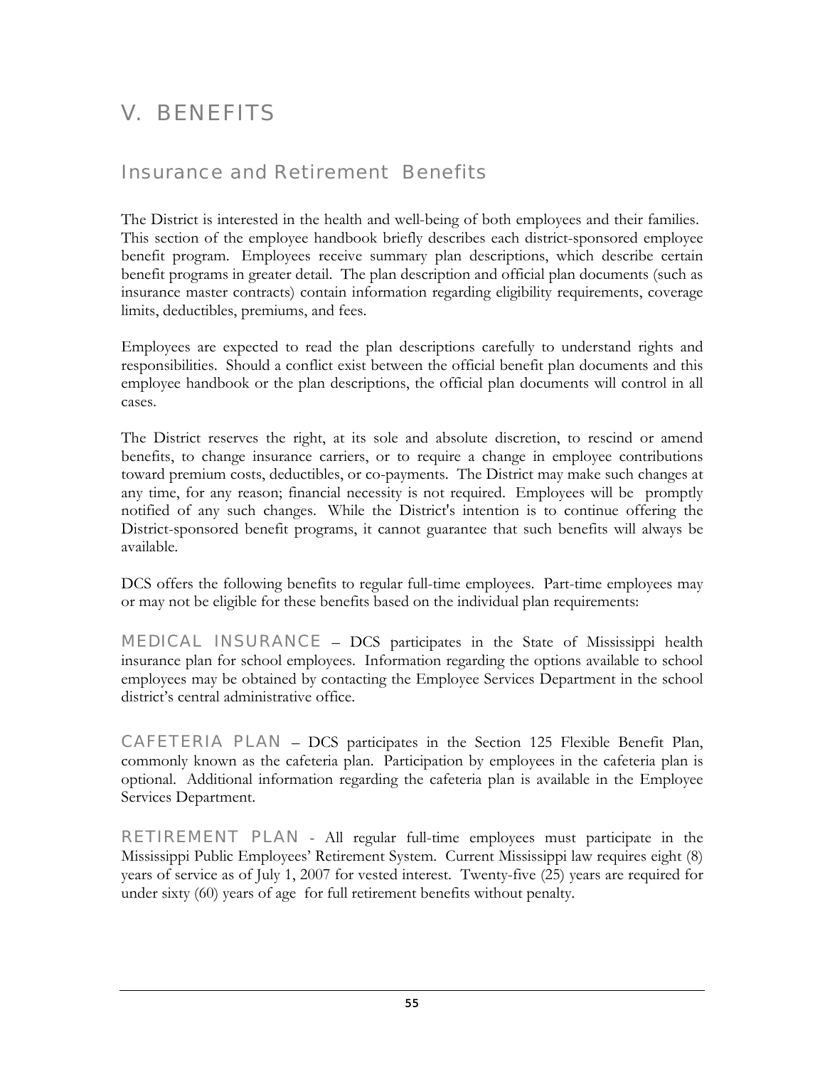# V. BENEFITS

## Insurance and Retirement Benefits

The District is interested in the health and well-being of both employees and their families. This section of the employee handbook briefly describes each district-sponsored employee benefit program. Employees receive summary plan descriptions, which describe certain benefit programs in greater detail. The plan description and official plan documents (such as insurance master contracts) contain information regarding eligibility requirements, coverage limits, deductibles, premiums, and fees.

Employees are expected to read the plan descriptions carefully to understand rights and responsibilities. Should a conflict exist between the official benefit plan documents and this employee handbook or the plan descriptions, the official plan documents will control in all cases.

The District reserves the right, at its sole and absolute discretion, to rescind or amend benefits, to change insurance carriers, or to require a change in employee contributions toward premium costs, deductibles, or co-payments. The District may make such changes at any time, for any reason; financial necessity is not required. Employees will be promptly notified of any such changes. While the District's intention is to continue offering the District-sponsored benefit programs, it cannot guarantee that such benefits will always be available.

DCS offers the following benefits to regular full-time employees. Part-time employees may or may not be eligible for these benefits based on the individual plan requirements:

MEDICAL INSURANCE – DCS participates in the State of Mississippi health insurance plan for school employees. Information regarding the options available to school employees may be obtained by contacting the Employee Services Department in the school district's central administrative office.

CAFETERIA PLAN – DCS participates in the Section 125 Flexible Benefit Plan, commonly known as the cafeteria plan. Participation by employees in the cafeteria plan is optional. Additional information regarding the cafeteria plan is available in the Employee Services Department.

RETIREMENT PLAN - All regular full-time employees must participate in the Mississippi Public Employees' Retirement System. Current Mississippi law requires eight (8) years of service as of July 1, 2007 for vested interest. Twenty-five (25) years are required for under sixty (60) years of age for full retirement benefits without penalty.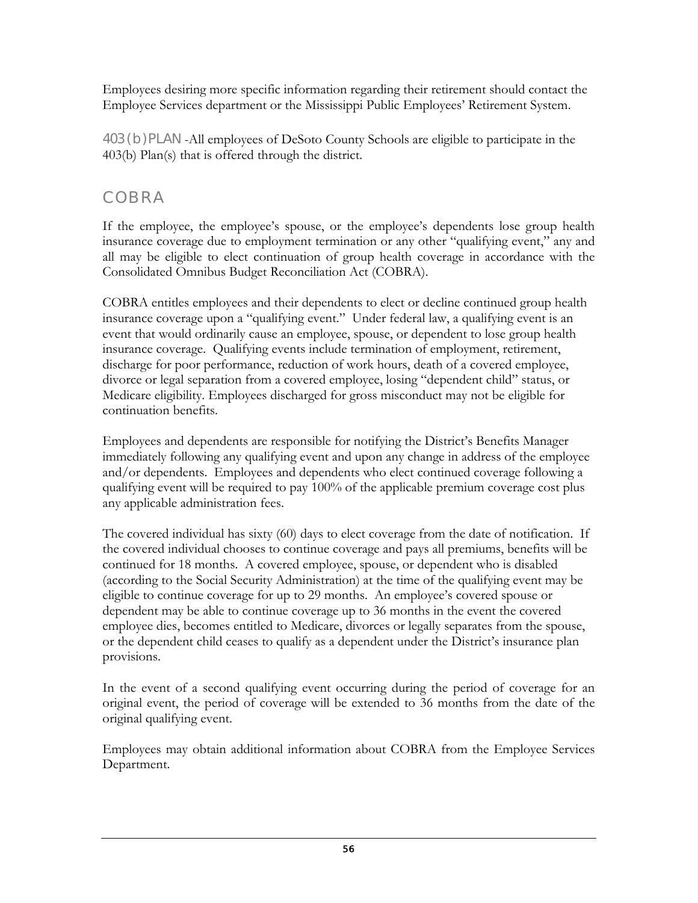Employees desiring more specific information regarding their retirement should contact the Employee Services department or the Mississippi Public Employees' Retirement System.

403(b)PLAN -All employees of DeSoto County Schools are eligible to participate in the 403(b) Plan(s) that is offered through the district.

## COBRA

If the employee, the employee's spouse, or the employee's dependents lose group health insurance coverage due to employment termination or any other "qualifying event," any and all may be eligible to elect continuation of group health coverage in accordance with the Consolidated Omnibus Budget Reconciliation Act (COBRA).

COBRA entitles employees and their dependents to elect or decline continued group health insurance coverage upon a "qualifying event." Under federal law, a qualifying event is an event that would ordinarily cause an employee, spouse, or dependent to lose group health insurance coverage. Qualifying events include termination of employment, retirement, discharge for poor performance, reduction of work hours, death of a covered employee, divorce or legal separation from a covered employee, losing "dependent child" status, or Medicare eligibility. Employees discharged for gross misconduct may not be eligible for continuation benefits.

Employees and dependents are responsible for notifying the District's Benefits Manager immediately following any qualifying event and upon any change in address of the employee and/or dependents. Employees and dependents who elect continued coverage following a qualifying event will be required to pay 100% of the applicable premium coverage cost plus any applicable administration fees.

The covered individual has sixty (60) days to elect coverage from the date of notification. If the covered individual chooses to continue coverage and pays all premiums, benefits will be continued for 18 months. A covered employee, spouse, or dependent who is disabled (according to the Social Security Administration) at the time of the qualifying event may be eligible to continue coverage for up to 29 months. An employee's covered spouse or dependent may be able to continue coverage up to 36 months in the event the covered employee dies, becomes entitled to Medicare, divorces or legally separates from the spouse, or the dependent child ceases to qualify as a dependent under the District's insurance plan provisions.

In the event of a second qualifying event occurring during the period of coverage for an original event, the period of coverage will be extended to 36 months from the date of the original qualifying event.

Employees may obtain additional information about COBRA from the Employee Services Department.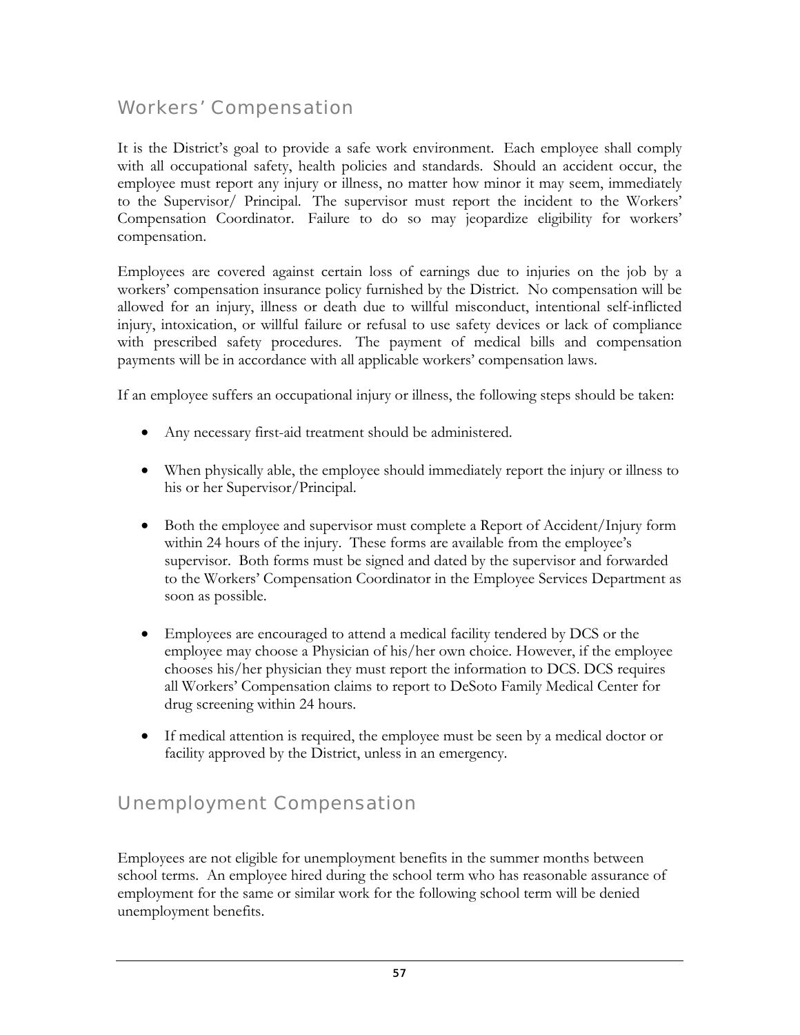## Workers' Compensation

It is the District's goal to provide a safe work environment. Each employee shall comply with all occupational safety, health policies and standards. Should an accident occur, the employee must report any injury or illness, no matter how minor it may seem, immediately to the Supervisor/ Principal. The supervisor must report the incident to the Workers' Compensation Coordinator. Failure to do so may jeopardize eligibility for workers' compensation.

Employees are covered against certain loss of earnings due to injuries on the job by a workers' compensation insurance policy furnished by the District. No compensation will be allowed for an injury, illness or death due to willful misconduct, intentional self-inflicted injury, intoxication, or willful failure or refusal to use safety devices or lack of compliance with prescribed safety procedures. The payment of medical bills and compensation payments will be in accordance with all applicable workers' compensation laws.

If an employee suffers an occupational injury or illness, the following steps should be taken:

- Any necessary first-aid treatment should be administered.
- When physically able, the employee should immediately report the injury or illness to his or her Supervisor/Principal.
- Both the employee and supervisor must complete a Report of Accident/Injury form within 24 hours of the injury. These forms are available from the employee's supervisor. Both forms must be signed and dated by the supervisor and forwarded to the Workers' Compensation Coordinator in the Employee Services Department as soon as possible.
- Employees are encouraged to attend a medical facility tendered by DCS or the employee may choose a Physician of his/her own choice. However, if the employee chooses his/her physician they must report the information to DCS. DCS requires all Workers' Compensation claims to report to DeSoto Family Medical Center for drug screening within 24 hours.
- If medical attention is required, the employee must be seen by a medical doctor or facility approved by the District, unless in an emergency.

## Unemployment Compensation

Employees are not eligible for unemployment benefits in the summer months between school terms. An employee hired during the school term who has reasonable assurance of employment for the same or similar work for the following school term will be denied unemployment benefits.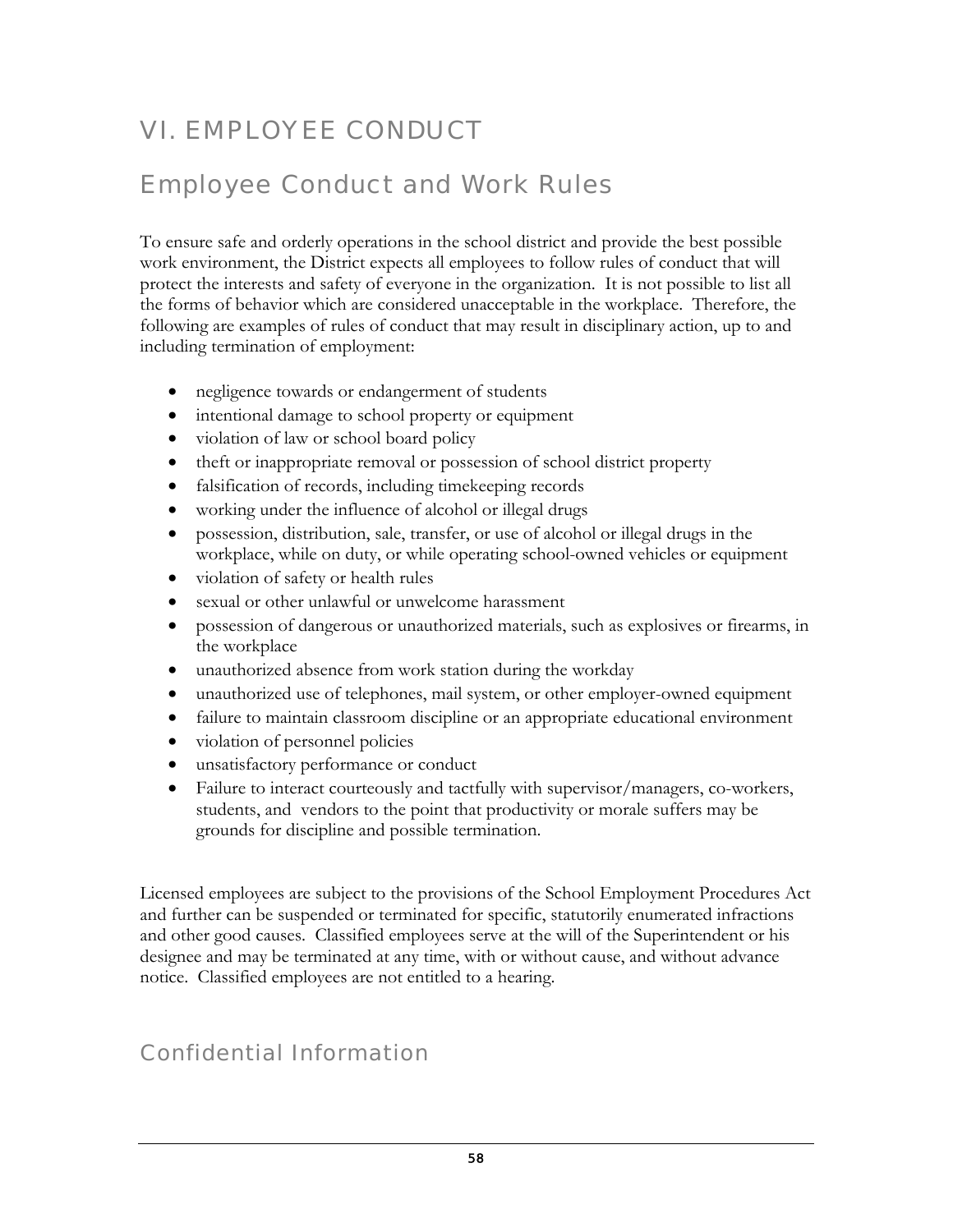# VI. EMPLOYEE CONDUCT

## Employee Conduct and Work Rules

To ensure safe and orderly operations in the school district and provide the best possible work environment, the District expects all employees to follow rules of conduct that will protect the interests and safety of everyone in the organization. It is not possible to list all the forms of behavior which are considered unacceptable in the workplace. Therefore, the following are examples of rules of conduct that may result in disciplinary action, up to and including termination of employment:

- negligence towards or endangerment of students
- intentional damage to school property or equipment
- violation of law or school board policy
- theft or inappropriate removal or possession of school district property
- falsification of records, including timekeeping records
- working under the influence of alcohol or illegal drugs
- possession, distribution, sale, transfer, or use of alcohol or illegal drugs in the workplace, while on duty, or while operating school-owned vehicles or equipment
- violation of safety or health rules
- sexual or other unlawful or unwelcome harassment
- possession of dangerous or unauthorized materials, such as explosives or firearms, in the workplace
- unauthorized absence from work station during the workday
- unauthorized use of telephones, mail system, or other employer-owned equipment
- failure to maintain classroom discipline or an appropriate educational environment
- violation of personnel policies
- unsatisfactory performance or conduct
- Failure to interact courteously and tactfully with supervisor/managers, co-workers, students, and vendors to the point that productivity or morale suffers may be grounds for discipline and possible termination.

Licensed employees are subject to the provisions of the School Employment Procedures Act and further can be suspended or terminated for specific, statutorily enumerated infractions and other good causes. Classified employees serve at the will of the Superintendent or his designee and may be terminated at any time, with or without cause, and without advance notice. Classified employees are not entitled to a hearing.

## Confidential Information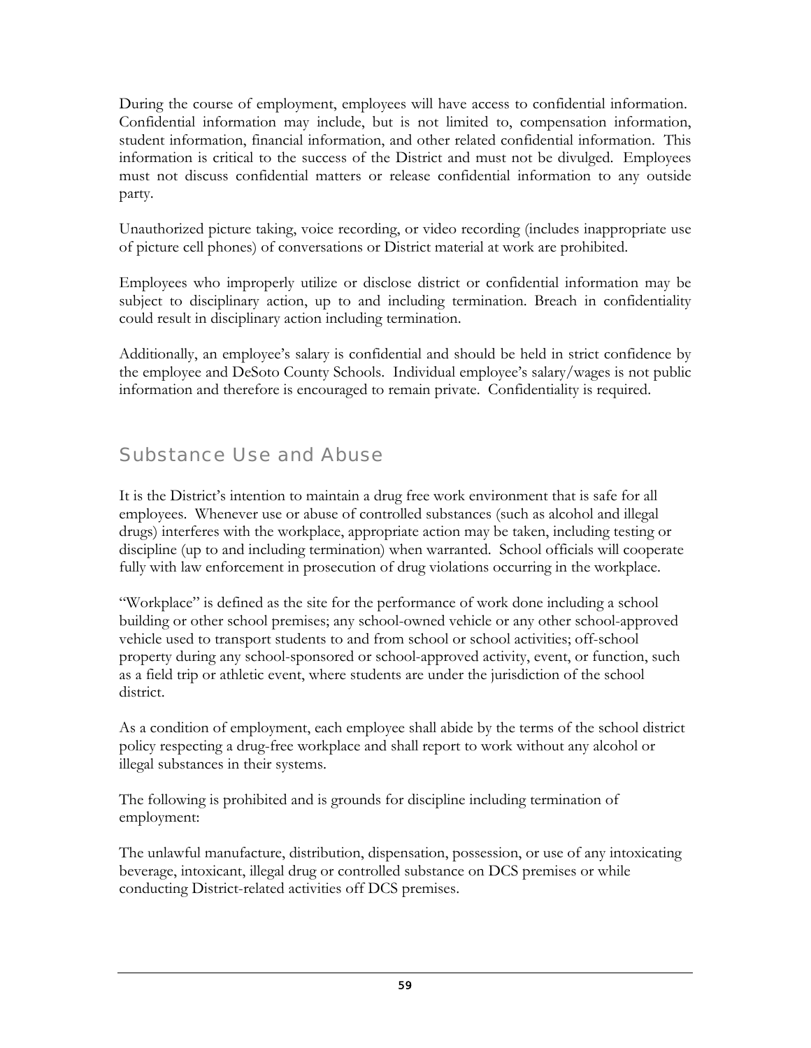During the course of employment, employees will have access to confidential information. Confidential information may include, but is not limited to, compensation information, student information, financial information, and other related confidential information. This information is critical to the success of the District and must not be divulged. Employees must not discuss confidential matters or release confidential information to any outside party.

Unauthorized picture taking, voice recording, or video recording (includes inappropriate use of picture cell phones) of conversations or District material at work are prohibited.

Employees who improperly utilize or disclose district or confidential information may be subject to disciplinary action, up to and including termination. Breach in confidentiality could result in disciplinary action including termination.

Additionally, an employee's salary is confidential and should be held in strict confidence by the employee and DeSoto County Schools. Individual employee's salary/wages is not public information and therefore is encouraged to remain private. Confidentiality is required.

## Substance Use and Abuse

It is the District's intention to maintain a drug free work environment that is safe for all employees. Whenever use or abuse of controlled substances (such as alcohol and illegal drugs) interferes with the workplace, appropriate action may be taken, including testing or discipline (up to and including termination) when warranted. School officials will cooperate fully with law enforcement in prosecution of drug violations occurring in the workplace.

"Workplace" is defined as the site for the performance of work done including a school building or other school premises; any school-owned vehicle or any other school-approved vehicle used to transport students to and from school or school activities; off-school property during any school-sponsored or school-approved activity, event, or function, such as a field trip or athletic event, where students are under the jurisdiction of the school district.

As a condition of employment, each employee shall abide by the terms of the school district policy respecting a drug-free workplace and shall report to work without any alcohol or illegal substances in their systems.

The following is prohibited and is grounds for discipline including termination of employment:

The unlawful manufacture, distribution, dispensation, possession, or use of any intoxicating beverage, intoxicant, illegal drug or controlled substance on DCS premises or while conducting District-related activities off DCS premises.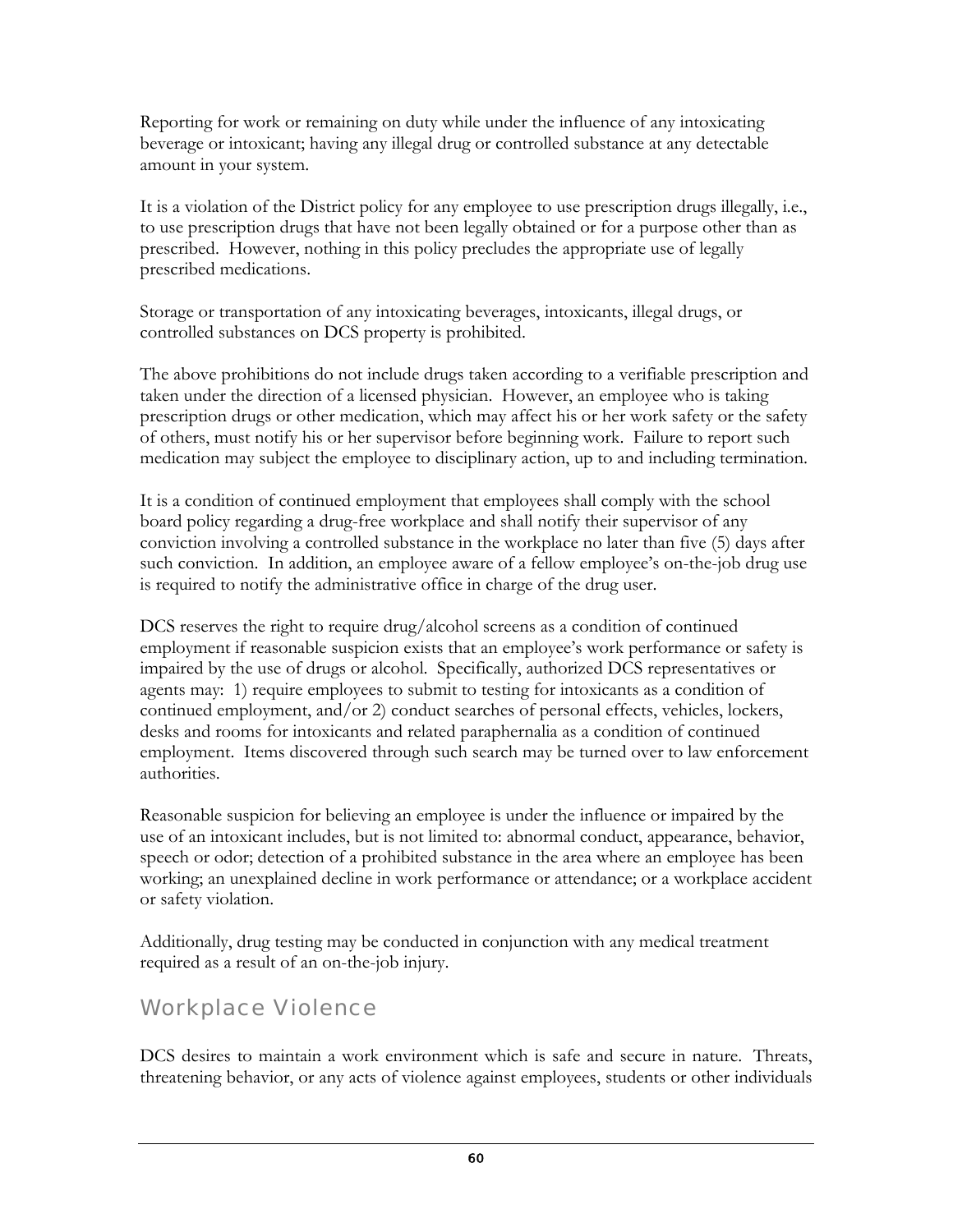Reporting for work or remaining on duty while under the influence of any intoxicating beverage or intoxicant; having any illegal drug or controlled substance at any detectable amount in your system.

It is a violation of the District policy for any employee to use prescription drugs illegally, i.e., to use prescription drugs that have not been legally obtained or for a purpose other than as prescribed. However, nothing in this policy precludes the appropriate use of legally prescribed medications.

Storage or transportation of any intoxicating beverages, intoxicants, illegal drugs, or controlled substances on DCS property is prohibited.

The above prohibitions do not include drugs taken according to a verifiable prescription and taken under the direction of a licensed physician. However, an employee who is taking prescription drugs or other medication, which may affect his or her work safety or the safety of others, must notify his or her supervisor before beginning work. Failure to report such medication may subject the employee to disciplinary action, up to and including termination.

It is a condition of continued employment that employees shall comply with the school board policy regarding a drug-free workplace and shall notify their supervisor of any conviction involving a controlled substance in the workplace no later than five (5) days after such conviction. In addition, an employee aware of a fellow employee's on-the-job drug use is required to notify the administrative office in charge of the drug user.

DCS reserves the right to require drug/alcohol screens as a condition of continued employment if reasonable suspicion exists that an employee's work performance or safety is impaired by the use of drugs or alcohol. Specifically, authorized DCS representatives or agents may: 1) require employees to submit to testing for intoxicants as a condition of continued employment, and/or 2) conduct searches of personal effects, vehicles, lockers, desks and rooms for intoxicants and related paraphernalia as a condition of continued employment. Items discovered through such search may be turned over to law enforcement authorities.

Reasonable suspicion for believing an employee is under the influence or impaired by the use of an intoxicant includes, but is not limited to: abnormal conduct, appearance, behavior, speech or odor; detection of a prohibited substance in the area where an employee has been working; an unexplained decline in work performance or attendance; or a workplace accident or safety violation.

Additionally, drug testing may be conducted in conjunction with any medical treatment required as a result of an on-the-job injury.

## Workplace Violence

DCS desires to maintain a work environment which is safe and secure in nature. Threats, threatening behavior, or any acts of violence against employees, students or other individuals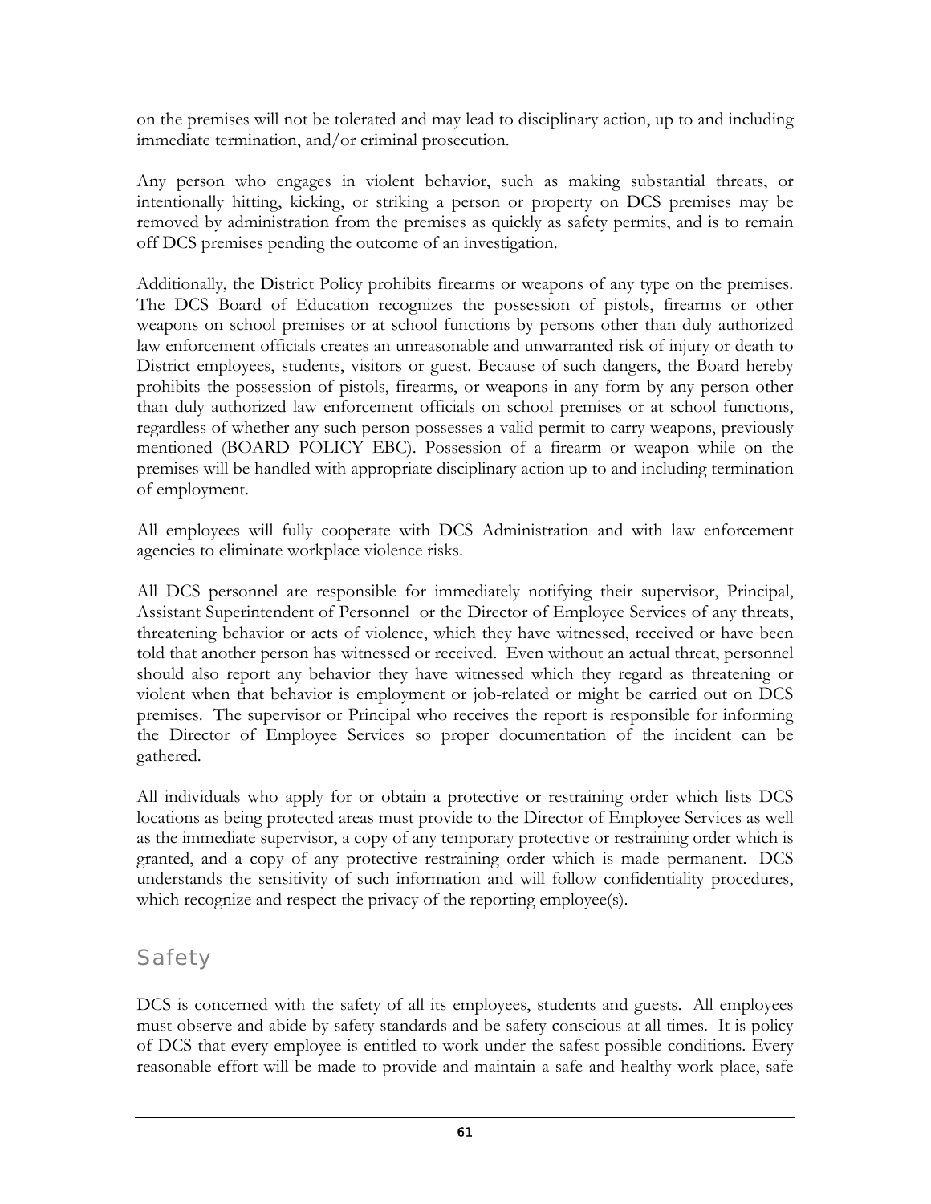on the premises will not be tolerated and may lead to disciplinary action, up to and including immediate termination, and/or criminal prosecution.

Any person who engages in violent behavior, such as making substantial threats, or intentionally hitting, kicking, or striking a person or property on DCS premises may be removed by administration from the premises as quickly as safety permits, and is to remain off DCS premises pending the outcome of an investigation.

Additionally, the District Policy prohibits firearms or weapons of any type on the premises. The DCS Board of Education recognizes the possession of pistols, firearms or other weapons on school premises or at school functions by persons other than duly authorized law enforcement officials creates an unreasonable and unwarranted risk of injury or death to District employees, students, visitors or guest. Because of such dangers, the Board hereby prohibits the possession of pistols, firearms, or weapons in any form by any person other than duly authorized law enforcement officials on school premises or at school functions, regardless of whether any such person possesses a valid permit to carry weapons, previously mentioned (BOARD POLICY EBC). Possession of a firearm or weapon while on the premises will be handled with appropriate disciplinary action up to and including termination of employment.

All employees will fully cooperate with DCS Administration and with law enforcement agencies to eliminate workplace violence risks.

All DCS personnel are responsible for immediately notifying their supervisor, Principal, Assistant Superintendent of Personnel or the Director of Employee Services of any threats, threatening behavior or acts of violence, which they have witnessed, received or have been told that another person has witnessed or received. Even without an actual threat, personnel should also report any behavior they have witnessed which they regard as threatening or violent when that behavior is employment or job-related or might be carried out on DCS premises. The supervisor or Principal who receives the report is responsible for informing the Director of Employee Services so proper documentation of the incident can be gathered.

All individuals who apply for or obtain a protective or restraining order which lists DCS locations as being protected areas must provide to the Director of Employee Services as well as the immediate supervisor, a copy of any temporary protective or restraining order which is granted, and a copy of any protective restraining order which is made permanent. DCS understands the sensitivity of such information and will follow confidentiality procedures, which recognize and respect the privacy of the reporting employee(s).

## Safety

DCS is concerned with the safety of all its employees, students and guests. All employees must observe and abide by safety standards and be safety conscious at all times. It is policy of DCS that every employee is entitled to work under the safest possible conditions. Every reasonable effort will be made to provide and maintain a safe and healthy work place, safe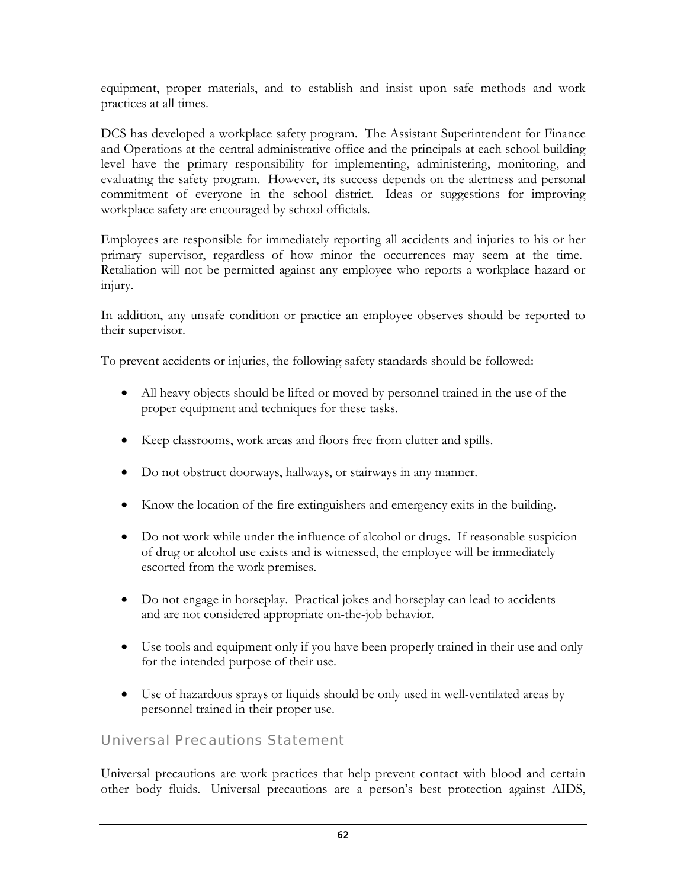equipment, proper materials, and to establish and insist upon safe methods and work practices at all times.

DCS has developed a workplace safety program. The Assistant Superintendent for Finance and Operations at the central administrative office and the principals at each school building level have the primary responsibility for implementing, administering, monitoring, and evaluating the safety program. However, its success depends on the alertness and personal commitment of everyone in the school district. Ideas or suggestions for improving workplace safety are encouraged by school officials.

Employees are responsible for immediately reporting all accidents and injuries to his or her primary supervisor, regardless of how minor the occurrences may seem at the time. Retaliation will not be permitted against any employee who reports a workplace hazard or injury.

In addition, any unsafe condition or practice an employee observes should be reported to their supervisor.

To prevent accidents or injuries, the following safety standards should be followed:

- All heavy objects should be lifted or moved by personnel trained in the use of the proper equipment and techniques for these tasks.
- Keep classrooms, work areas and floors free from clutter and spills.
- Do not obstruct doorways, hallways, or stairways in any manner.
- Know the location of the fire extinguishers and emergency exits in the building.
- Do not work while under the influence of alcohol or drugs. If reasonable suspicion of drug or alcohol use exists and is witnessed, the employee will be immediately escorted from the work premises.
- Do not engage in horseplay. Practical jokes and horseplay can lead to accidents and are not considered appropriate on-the-job behavior.
- Use tools and equipment only if you have been properly trained in their use and only for the intended purpose of their use.
- Use of hazardous sprays or liquids should be only used in well-ventilated areas by personnel trained in their proper use.

## Universal Precautions Statement

Universal precautions are work practices that help prevent contact with blood and certain other body fluids. Universal precautions are a person's best protection against AIDS,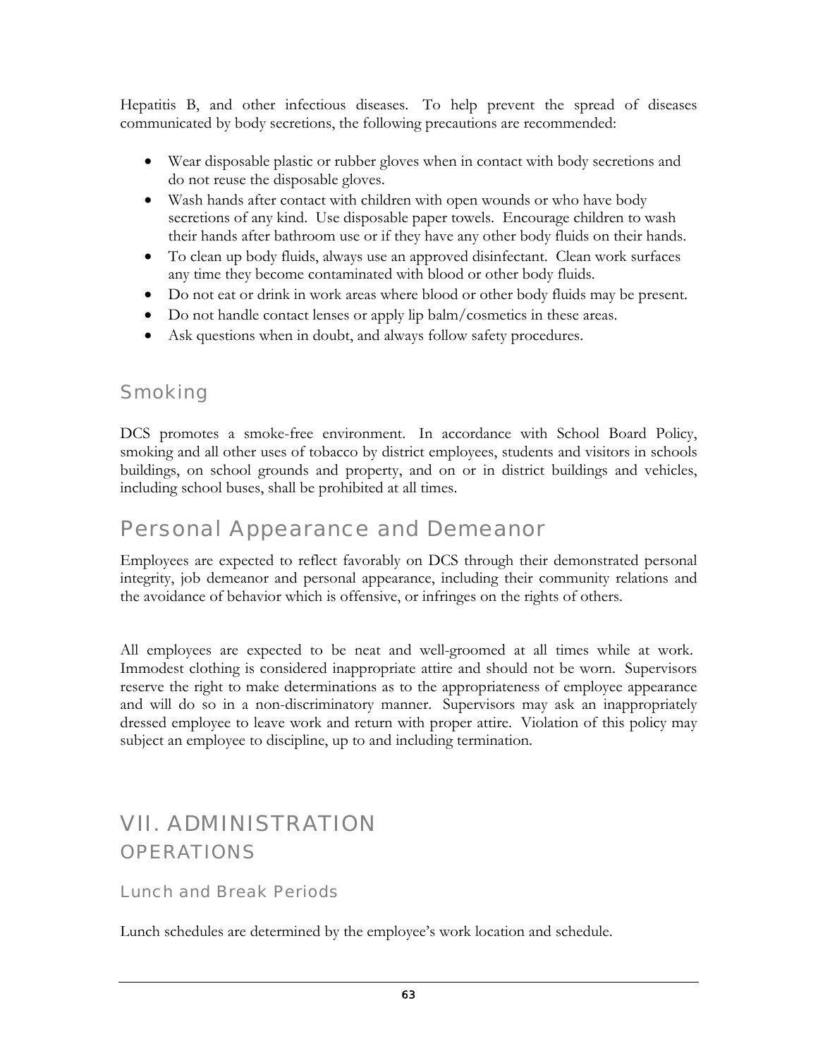Hepatitis B, and other infectious diseases. To help prevent the spread of diseases communicated by body secretions, the following precautions are recommended:

- Wear disposable plastic or rubber gloves when in contact with body secretions and do not reuse the disposable gloves.
- Wash hands after contact with children with open wounds or who have body secretions of any kind. Use disposable paper towels. Encourage children to wash their hands after bathroom use or if they have any other body fluids on their hands.
- To clean up body fluids, always use an approved disinfectant. Clean work surfaces any time they become contaminated with blood or other body fluids.
- Do not eat or drink in work areas where blood or other body fluids may be present.
- Do not handle contact lenses or apply lip balm/cosmetics in these areas.
- Ask questions when in doubt, and always follow safety procedures.

### Smoking

DCS promotes a smoke-free environment. In accordance with School Board Policy, smoking and all other uses of tobacco by district employees, students and visitors in schools buildings, on school grounds and property, and on or in district buildings and vehicles, including school buses, shall be prohibited at all times.

## Personal Appearance and Demeanor

Employees are expected to reflect favorably on DCS through their demonstrated personal integrity, job demeanor and personal appearance, including their community relations and the avoidance of behavior which is offensive, or infringes on the rights of others.

All employees are expected to be neat and well-groomed at all times while at work. Immodest clothing is considered inappropriate attire and should not be worn. Supervisors reserve the right to make determinations as to the appropriateness of employee appearance and will do so in a non-discriminatory manner. Supervisors may ask an inappropriately dressed employee to leave work and return with proper attire. Violation of this policy may subject an employee to discipline, up to and including termination.

# VII. ADMINISTRATION

## OPERATIONS

### Lunch and Break Periods

Lunch schedules are determined by the employee's work location and schedule.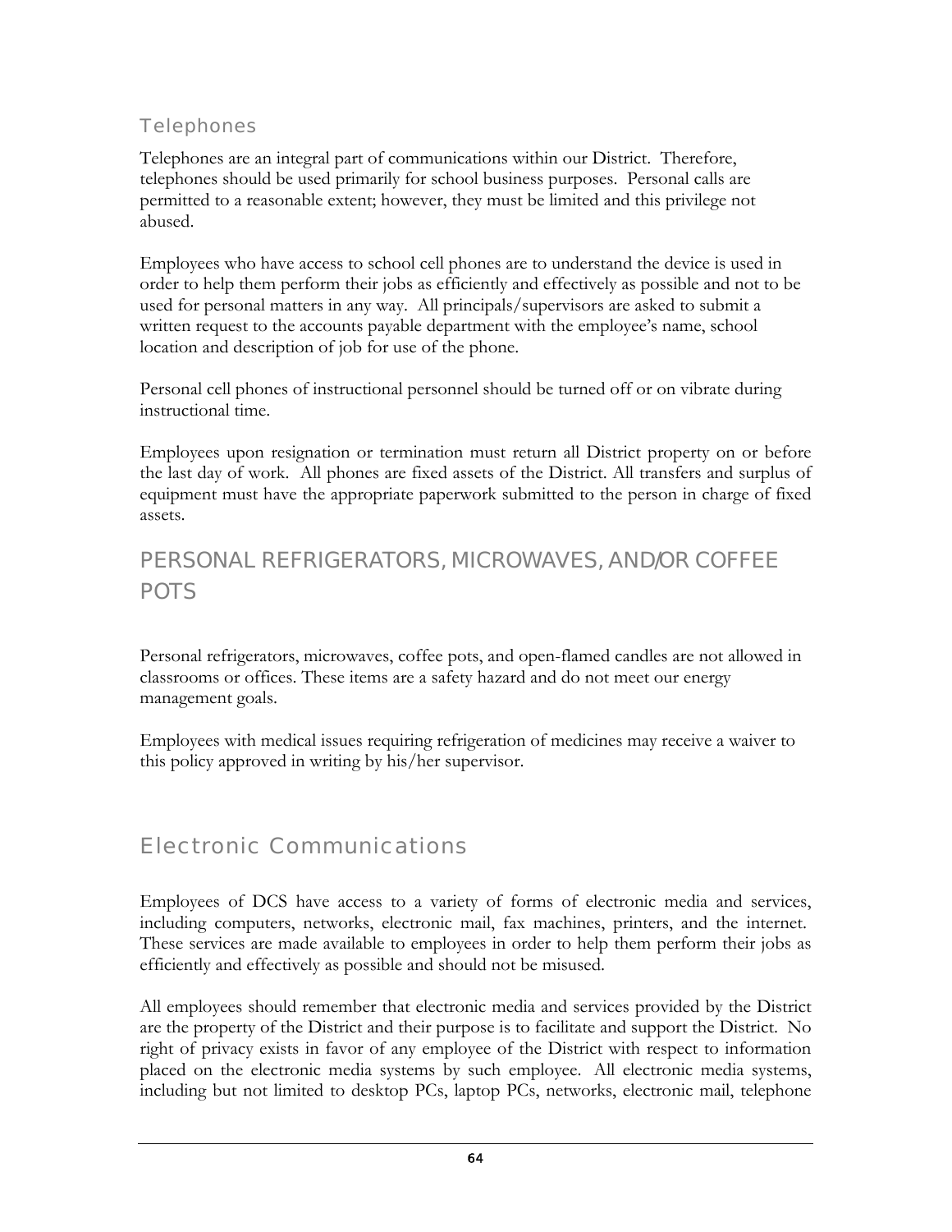## Telephones

Telephones are an integral part of communications within our District. Therefore, telephones should be used primarily for school business purposes. Personal calls are permitted to a reasonable extent; however, they must be limited and this privilege not abused.

Employees who have access to school cell phones are to understand the device is used in order to help them perform their jobs as efficiently and effectively as possible and not to be used for personal matters in any way. All principals/supervisors are asked to submit a written request to the accounts payable department with the employee's name, school location and description of job for use of the phone.

Personal cell phones of instructional personnel should be turned off or on vibrate during instructional time.

Employees upon resignation or termination must return all District property on or before the last day of work. All phones are fixed assets of the District. All transfers and surplus of equipment must have the appropriate paperwork submitted to the person in charge of fixed assets.

## PERSONAL REFRIGERATORS, MICROWAVES, AND/OR COFFEE POTS

Personal refrigerators, microwaves, coffee pots, and open-flamed candles are not allowed in classrooms or offices. These items are a safety hazard and do not meet our energy management goals.

Employees with medical issues requiring refrigeration of medicines may receive a waiver to this policy approved in writing by his/her supervisor.

## Electronic Communications

Employees of DCS have access to a variety of forms of electronic media and services, including computers, networks, electronic mail, fax machines, printers, and the internet. These services are made available to employees in order to help them perform their jobs as efficiently and effectively as possible and should not be misused.

All employees should remember that electronic media and services provided by the District are the property of the District and their purpose is to facilitate and support the District. No right of privacy exists in favor of any employee of the District with respect to information placed on the electronic media systems by such employee. All electronic media systems, including but not limited to desktop PCs, laptop PCs, networks, electronic mail, telephone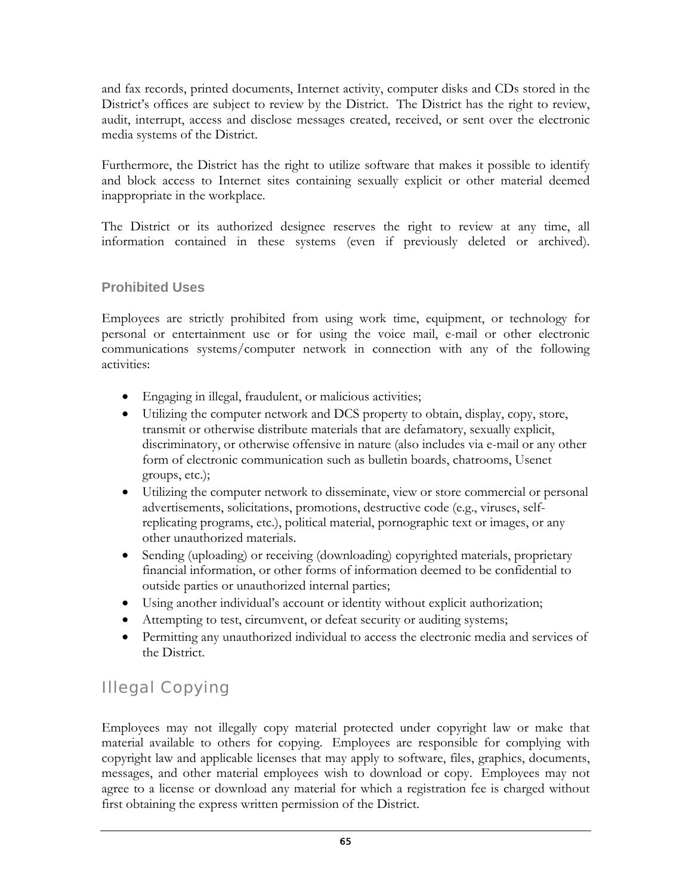and fax records, printed documents, Internet activity, computer disks and CDs stored in the District's offices are subject to review by the District. The District has the right to review, audit, interrupt, access and disclose messages created, received, or sent over the electronic media systems of the District.

Furthermore, the District has the right to utilize software that makes it possible to identify and block access to Internet sites containing sexually explicit or other material deemed inappropriate in the workplace.

The District or its authorized designee reserves the right to review at any time, all information contained in these systems (even if previously deleted or archived).

### Prohibited Uses

Employees are strictly prohibited from using work time, equipment, or technology for personal or entertainment use or for using the voice mail, e-mail or other electronic communications systems/computer network in connection with any of the following activities:

- Engaging in illegal, fraudulent, or malicious activities;
- Utilizing the computer network and DCS property to obtain, display, copy, store, transmit or otherwise distribute materials that are defamatory, sexually explicit, discriminatory, or otherwise offensive in nature (also includes via e-mail or any other form of electronic communication such as bulletin boards, chatrooms, Usenet groups, etc.);
- Utilizing the computer network to disseminate, view or store commercial or personal advertisements, solicitations, promotions, destructive code (e.g., viruses, self-replicating programs, etc.), political material, pornographic text or images, or any other unauthorized materials.
- Sending (uploading) or receiving (downloading) copyrighted materials, proprietary financial information, or other forms of information deemed to be confidential to outside parties or unauthorized internal parties;
- Using another individual's account or identity without explicit authorization;
- Attempting to test, circumvent, or defeat security or auditing systems;
- Permitting any unauthorized individual to access the electronic media and services of the District.

## Illegal Copying

Employees may not illegally copy material protected under copyright law or make that material available to others for copying. Employees are responsible for complying with copyright law and applicable licenses that may apply to software, files, graphics, documents, messages, and other material employees wish to download or copy. Employees may not agree to a license or download any material for which a registration fee is charged without first obtaining the express written permission of the District.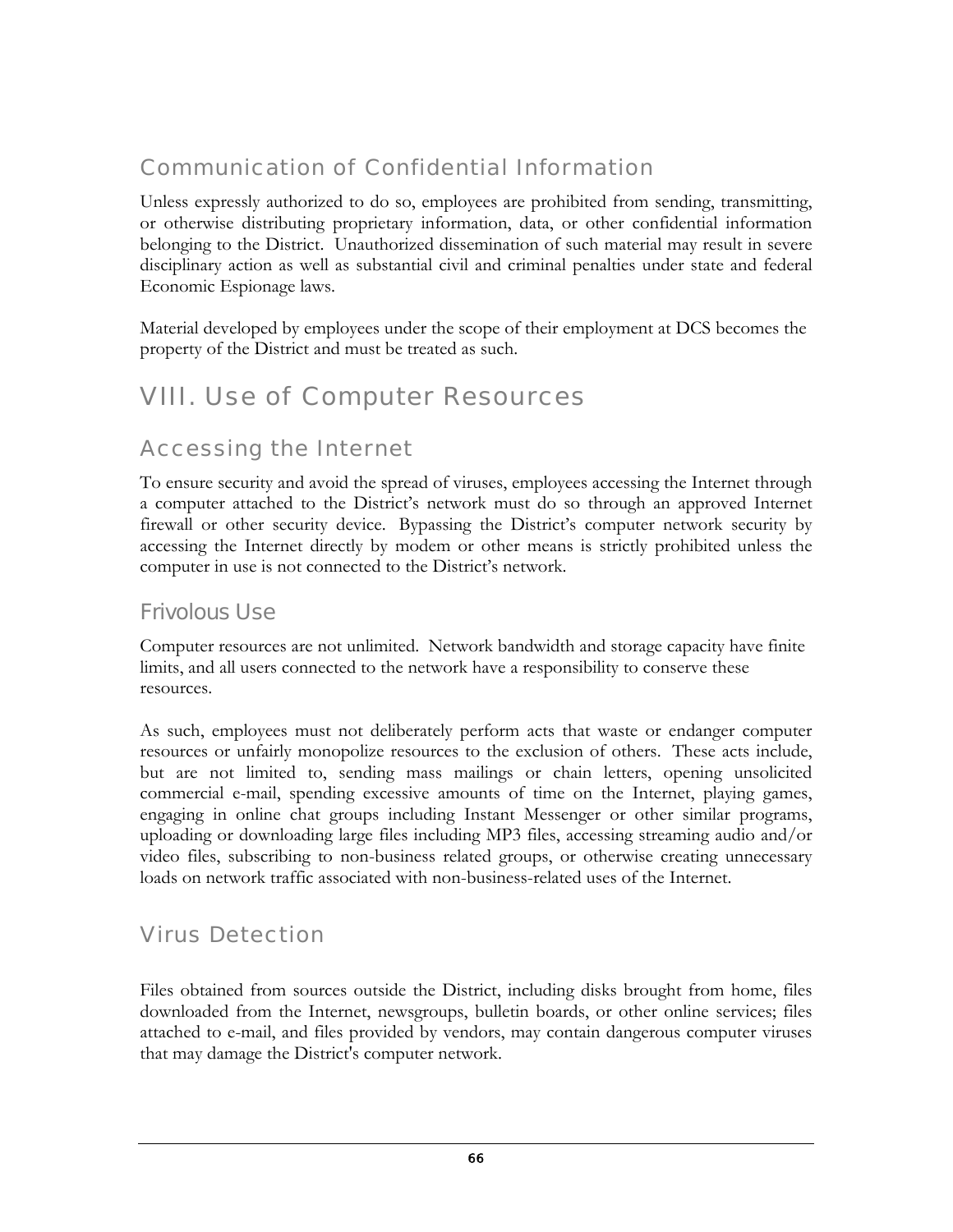## Communication of Confidential Information

Unless expressly authorized to do so, employees are prohibited from sending, transmitting, or otherwise distributing proprietary information, data, or other confidential information belonging to the District. Unauthorized dissemination of such material may result in severe disciplinary action as well as substantial civil and criminal penalties under state and federal Economic Espionage laws.

Material developed by employees under the scope of their employment at DCS becomes the property of the District and must be treated as such.

# VIII. Use of Computer Resources

## Accessing the Internet

To ensure security and avoid the spread of viruses, employees accessing the Internet through a computer attached to the District's network must do so through an approved Internet firewall or other security device. Bypassing the District's computer network security by accessing the Internet directly by modem or other means is strictly prohibited unless the computer in use is not connected to the District's network.

## Frivolous Use

Computer resources are not unlimited. Network bandwidth and storage capacity have finite limits, and all users connected to the network have a responsibility to conserve these resources.

As such, employees must not deliberately perform acts that waste or endanger computer resources or unfairly monopolize resources to the exclusion of others. These acts include, but are not limited to, sending mass mailings or chain letters, opening unsolicited commercial e-mail, spending excessive amounts of time on the Internet, playing games, engaging in online chat groups including Instant Messenger or other similar programs, uploading or downloading large files including MP3 files, accessing streaming audio and/or video files, subscribing to non-business related groups, or otherwise creating unnecessary loads on network traffic associated with non-business-related uses of the Internet.

## Virus Detection

Files obtained from sources outside the District, including disks brought from home, files downloaded from the Internet, newsgroups, bulletin boards, or other online services; files attached to e-mail, and files provided by vendors, may contain dangerous computer viruses that may damage the District's computer network.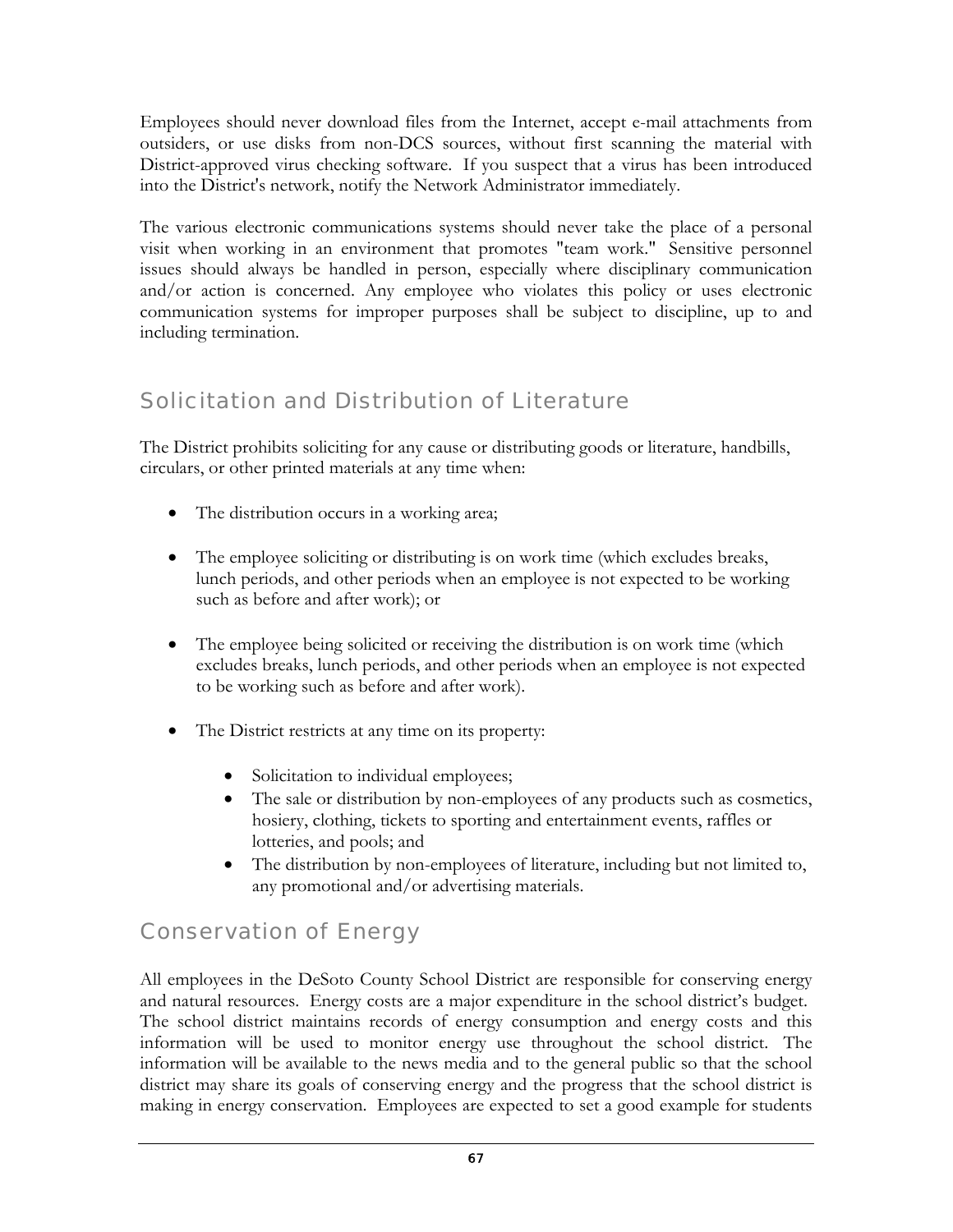Employees should never download files from the Internet, accept e-mail attachments from outsiders, or use disks from non-DCS sources, without first scanning the material with District-approved virus checking software. If you suspect that a virus has been introduced into the District's network, notify the Network Administrator immediately.

The various electronic communications systems should never take the place of a personal visit when working in an environment that promotes "team work." Sensitive personnel issues should always be handled in person, especially where disciplinary communication and/or action is concerned. Any employee who violates this policy or uses electronic communication systems for improper purposes shall be subject to discipline, up to and including termination.

## Solicitation and Distribution of Literature

The District prohibits soliciting for any cause or distributing goods or literature, handbills, circulars, or other printed materials at any time when:

- The distribution occurs in a working area;
- The employee soliciting or distributing is on work time (which excludes breaks, lunch periods, and other periods when an employee is not expected to be working such as before and after work); or
- The employee being solicited or receiving the distribution is on work time (which excludes breaks, lunch periods, and other periods when an employee is not expected to be working such as before and after work).
- The District restricts at any time on its property:
    - Solicitation to individual employees;
    - The sale or distribution by non-employees of any products such as cosmetics, hosiery, clothing, tickets to sporting and entertainment events, raffles or lotteries, and pools; and
    - The distribution by non-employees of literature, including but not limited to, any promotional and/or advertising materials.

## Conservation of Energy

All employees in the DeSoto County School District are responsible for conserving energy and natural resources. Energy costs are a major expenditure in the school district's budget. The school district maintains records of energy consumption and energy costs and this information will be used to monitor energy use throughout the school district. The information will be available to the news media and to the general public so that the school district may share its goals of conserving energy and the progress that the school district is making in energy conservation. Employees are expected to set a good example for students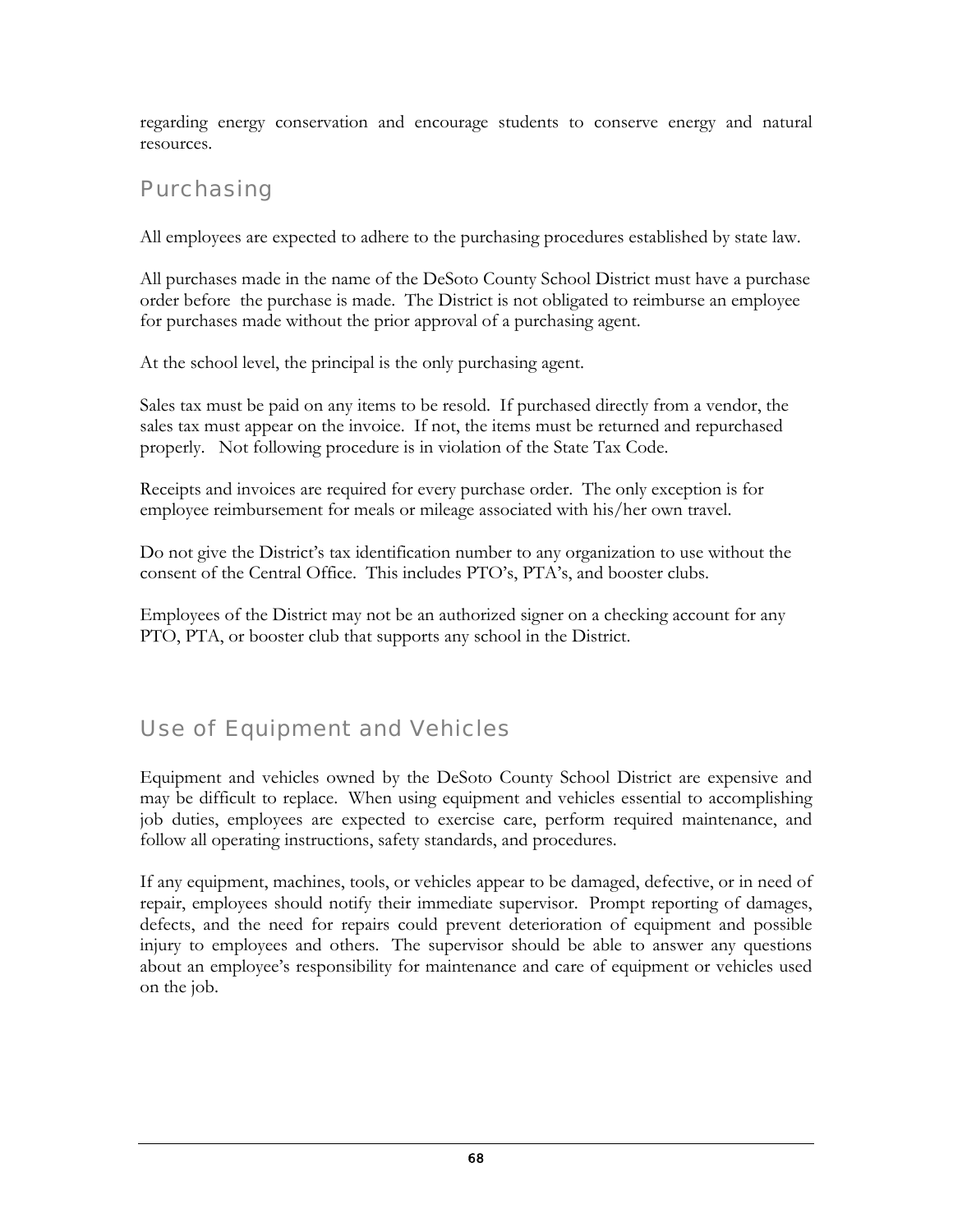regarding energy conservation and encourage students to conserve energy and natural resources.

## Purchasing

All employees are expected to adhere to the purchasing procedures established by state law.

All purchases made in the name of the DeSoto County School District must have a purchase order before the purchase is made. The District is not obligated to reimburse an employee for purchases made without the prior approval of a purchasing agent.

At the school level, the principal is the only purchasing agent.

Sales tax must be paid on any items to be resold. If purchased directly from a vendor, the sales tax must appear on the invoice. If not, the items must be returned and repurchased properly. Not following procedure is in violation of the State Tax Code.

Receipts and invoices are required for every purchase order. The only exception is for employee reimbursement for meals or mileage associated with his/her own travel.

Do not give the District's tax identification number to any organization to use without the consent of the Central Office. This includes PTO's, PTA's, and booster clubs.

Employees of the District may not be an authorized signer on a checking account for any PTO, PTA, or booster club that supports any school in the District.

## Use of Equipment and Vehicles

Equipment and vehicles owned by the DeSoto County School District are expensive and may be difficult to replace. When using equipment and vehicles essential to accomplishing job duties, employees are expected to exercise care, perform required maintenance, and follow all operating instructions, safety standards, and procedures.

If any equipment, machines, tools, or vehicles appear to be damaged, defective, or in need of repair, employees should notify their immediate supervisor. Prompt reporting of damages, defects, and the need for repairs could prevent deterioration of equipment and possible injury to employees and others. The supervisor should be able to answer any questions about an employee's responsibility for maintenance and care of equipment or vehicles used on the job.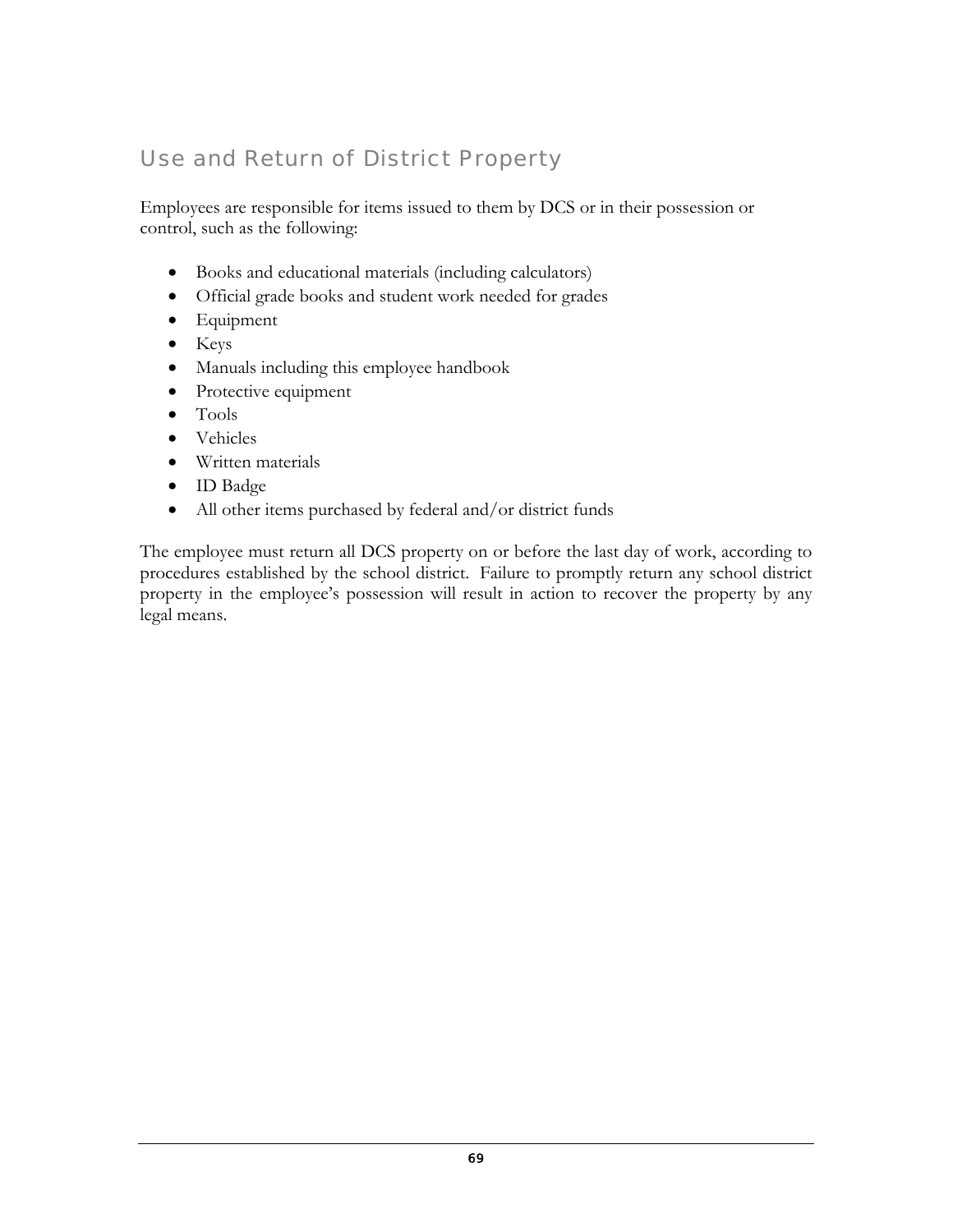## Use and Return of District Property

Employees are responsible for items issued to them by DCS or in their possession or control, such as the following:

- Books and educational materials (including calculators)
- Official grade books and student work needed for grades
- Equipment
- Keys
- Manuals including this employee handbook
- Protective equipment
- Tools
- Vehicles
- Written materials
- ID Badge
- All other items purchased by federal and/or district funds

The employee must return all DCS property on or before the last day of work, according to procedures established by the school district. Failure to promptly return any school district property in the employee's possession will result in action to recover the property by any legal means.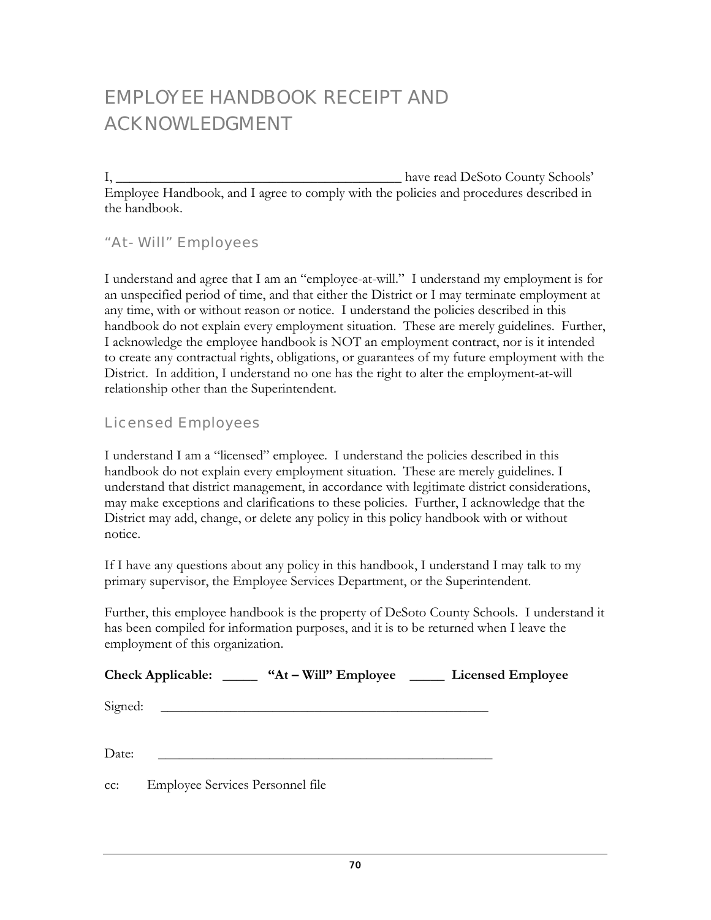# EMPLOYEE HANDBOOK RECEIPT AND ACKNOWLEDGMENT

I, ________________________________________ have read DeSoto County Schools' Employee Handbook, and I agree to comply with the policies and procedures described in the handbook.

## "At- Will" Employees

I understand and agree that I am an "employee-at-will." I understand my employment is for an unspecified period of time, and that either the District or I may terminate employment at any time, with or without reason or notice. I understand the policies described in this handbook do not explain every employment situation. These are merely guidelines. Further, I acknowledge the employee handbook is NOT an employment contract, nor is it intended to create any contractual rights, obligations, or guarantees of my future employment with the District. In addition, I understand no one has the right to alter the employment-at-will relationship other than the Superintendent.

## Licensed Employees

I understand I am a "licensed" employee. I understand the policies described in this handbook do not explain every employment situation. These are merely guidelines. I understand that district management, in accordance with legitimate district considerations, may make exceptions and clarifications to these policies. Further, I acknowledge that the District may add, change, or delete any policy in this policy handbook with or without notice.

If I have any questions about any policy in this handbook, I understand I may talk to my primary supervisor, the Employee Services Department, or the Superintendent.

Further, this employee handbook is the property of DeSoto County Schools. I understand it has been compiled for information purposes, and it is to be returned when I leave the employment of this organization.

**Check Applicable: _____ "At – Will" Employee _____ Licensed Employee**

Signed: ________________________________________________

Date: ________________________________________________

cc: Employee Services Personnel file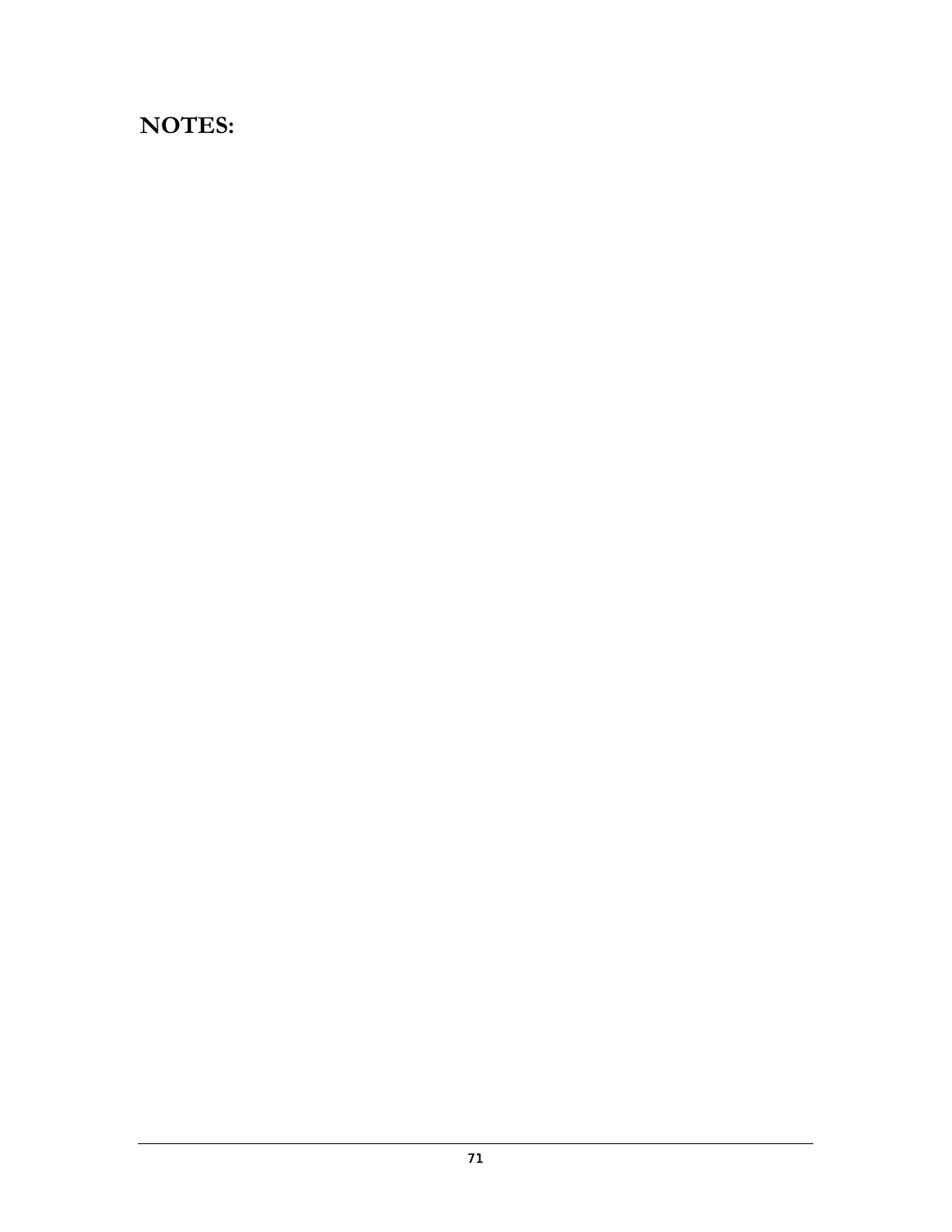# NOTES: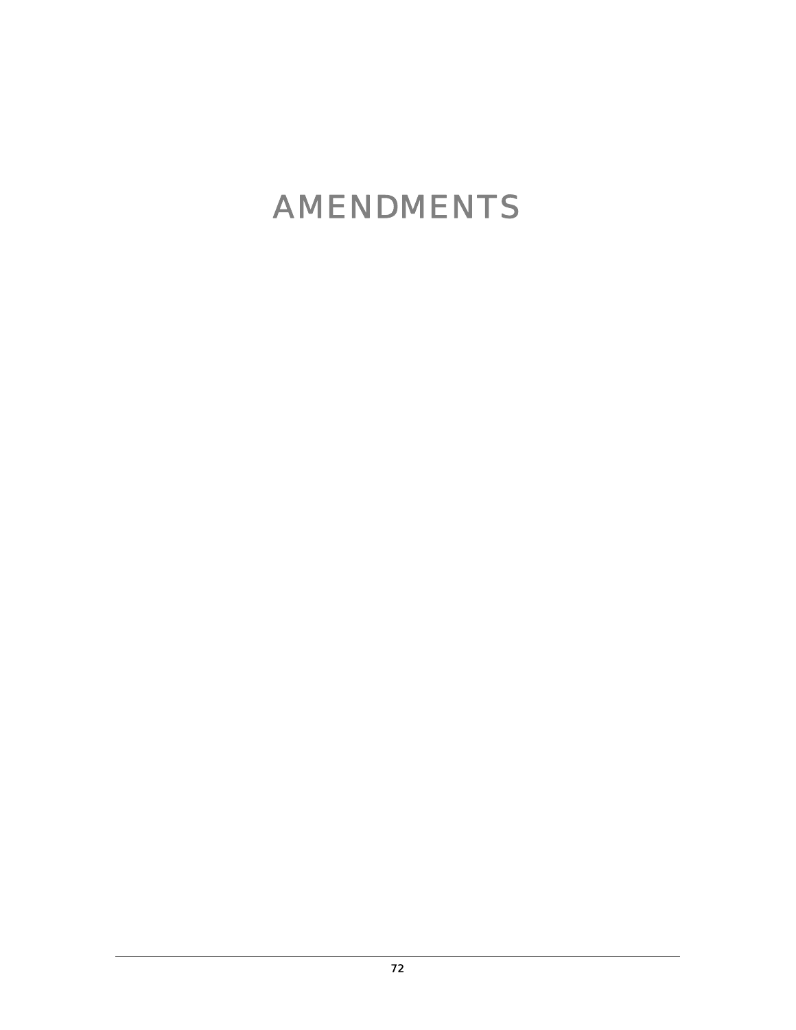# AMENDMENTS